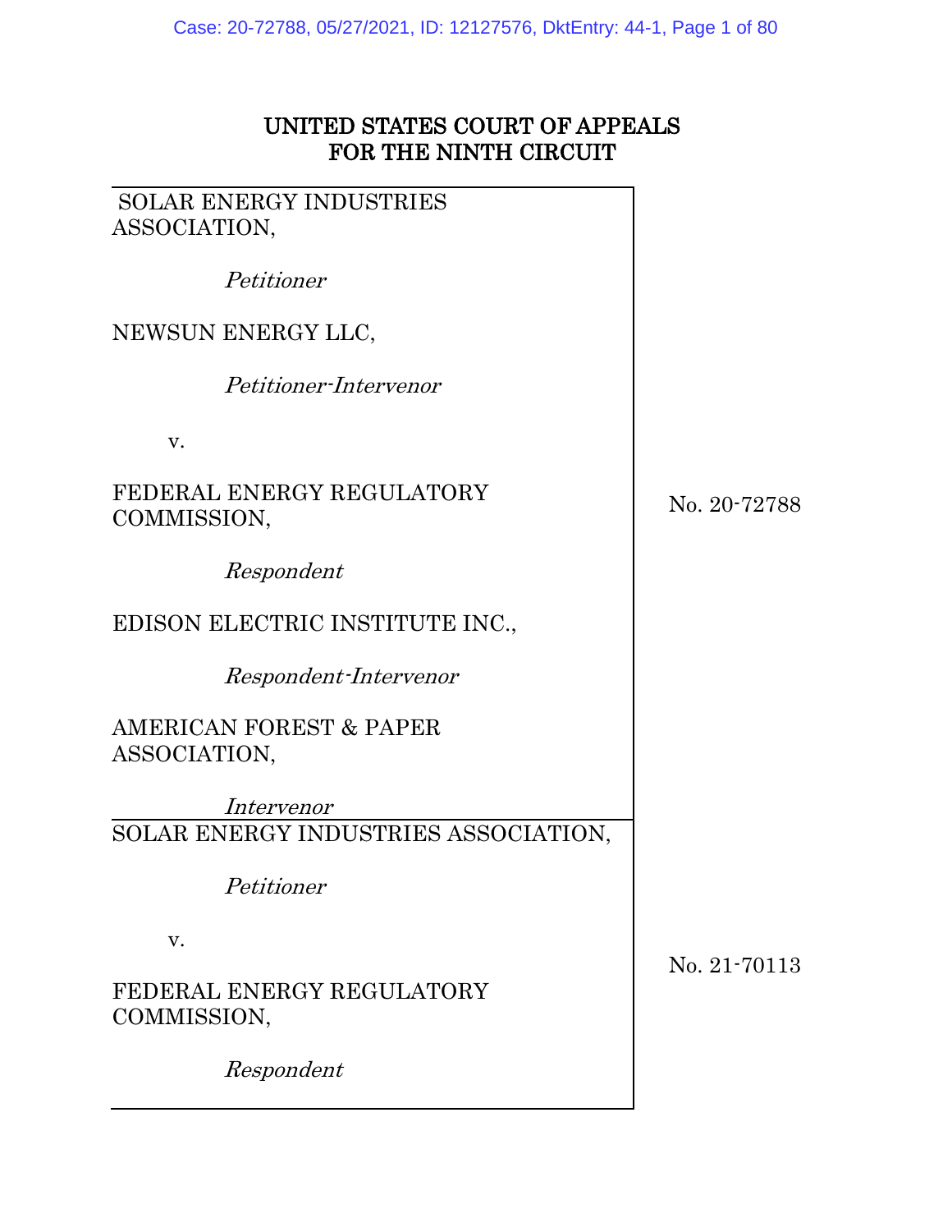# UNITED STATES COURT OF APPEALS
# FOR THE NINTH CIRCUIT

| | |
|---|---|
| SOLAR ENERGY INDUSTRIES ASSOCIATION,<br><br>*Petitioner*<br><br>NEWSUN ENERGY LLC,<br><br>*Petitioner-Intervenor*<br><br>v.<br><br>FEDERAL ENERGY REGULATORY COMMISSION,<br><br>*Respondent*<br><br>EDISON ELECTRIC INSTITUTE INC.,<br><br>*Respondent-Intervenor*<br><br>AMERICAN FOREST & PAPER ASSOCIATION,<br><br>*Intervenor* | No. 20-72788 |
| SOLAR ENERGY INDUSTRIES ASSOCIATION,<br><br>*Petitioner*<br><br>v.<br><br>FEDERAL ENERGY REGULATORY COMMISSION,<br><br>*Respondent* | No. 21-70113 |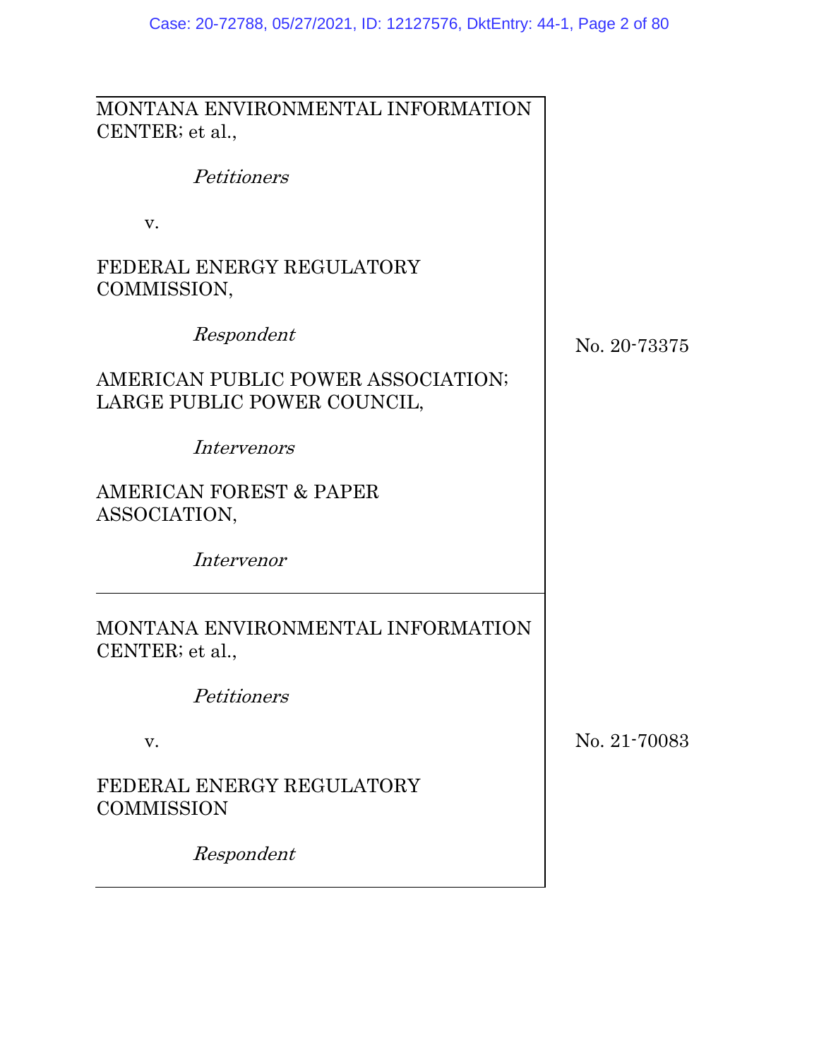| | |
|---|---|
| MONTANA ENVIRONMENTAL INFORMATION CENTER; et al.,<br><br>*Petitioners*<br><br>v.<br><br>FEDERAL ENERGY REGULATORY COMMISSION,<br><br>*Respondent*<br><br>AMERICAN PUBLIC POWER ASSOCIATION; LARGE PUBLIC POWER COUNCIL,<br><br>*Intervenors*<br><br>AMERICAN FOREST & PAPER ASSOCIATION,<br><br>*Intervenor* | No. 20-73375 |
| MONTANA ENVIRONMENTAL INFORMATION CENTER; et al.,<br><br>*Petitioners*<br><br>v.<br><br>FEDERAL ENERGY REGULATORY COMMISSION<br><br>*Respondent* | No. 21-70083 |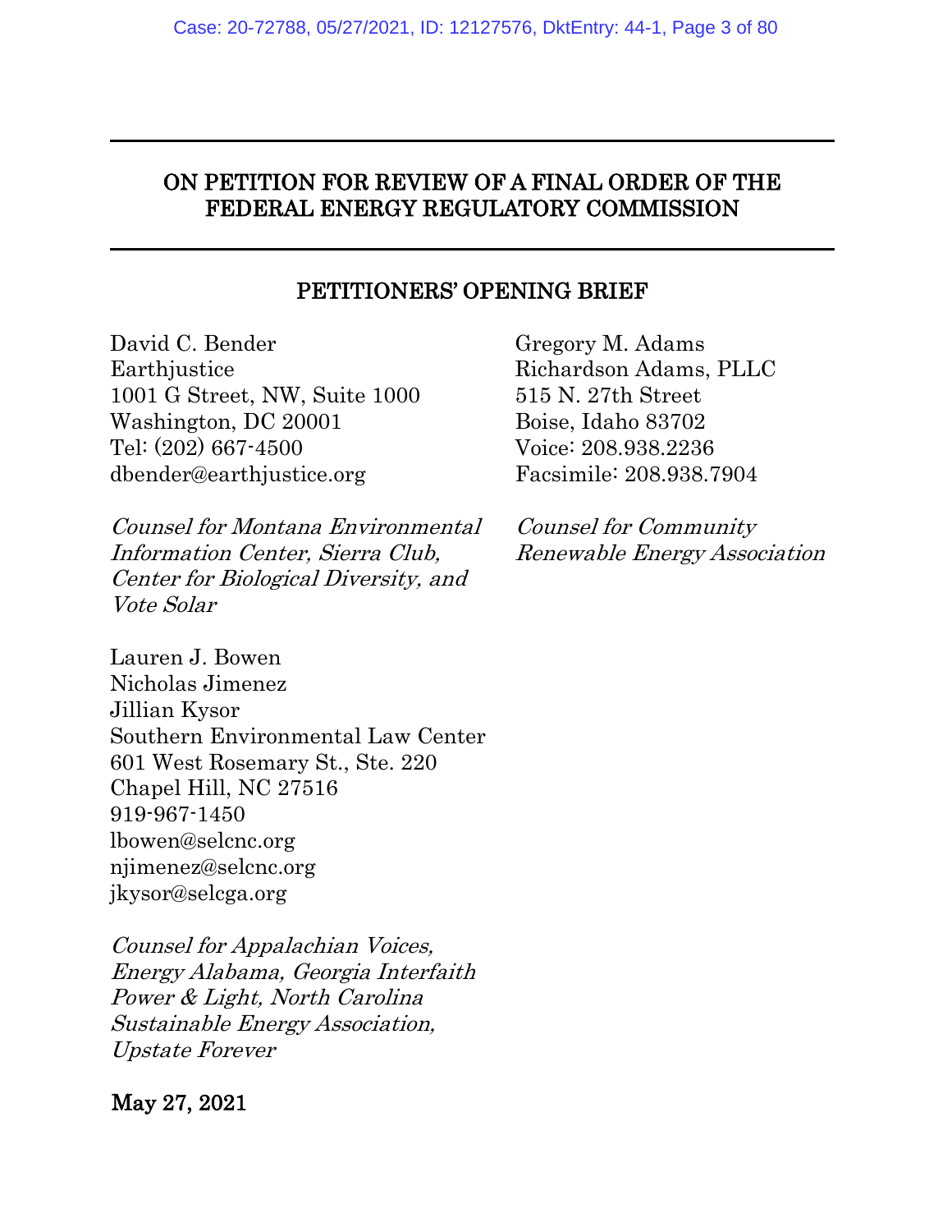---

**ON PETITION FOR REVIEW OF A FINAL ORDER OF THE FEDERAL ENERGY REGULATORY COMMISSION**

---

**PETITIONERS' OPENING BRIEF**

David C. Bender
Earthjustice
1001 G Street, NW, Suite 1000
Washington, DC 20001
Tel: (202) 667-4500
dbender@earthjustice.org

*Counsel for Montana Environmental Information Center, Sierra Club, Center for Biological Diversity, and Vote Solar*

Lauren J. Bowen
Nicholas Jimenez
Jillian Kysor
Southern Environmental Law Center
601 West Rosemary St., Ste. 220
Chapel Hill, NC 27516
919-967-1450
lbowen@selcnc.org
njimenez@selcnc.org
jkysor@selcga.org

*Counsel for Appalachian Voices, Energy Alabama, Georgia Interfaith Power & Light, North Carolina Sustainable Energy Association, Upstate Forever*

Gregory M. Adams
Richardson Adams, PLLC
515 N. 27th Street
Boise, Idaho 83702
Voice: 208.938.2236
Facsimile: 208.938.7904

*Counsel for Community Renewable Energy Association*

**May 27, 2021**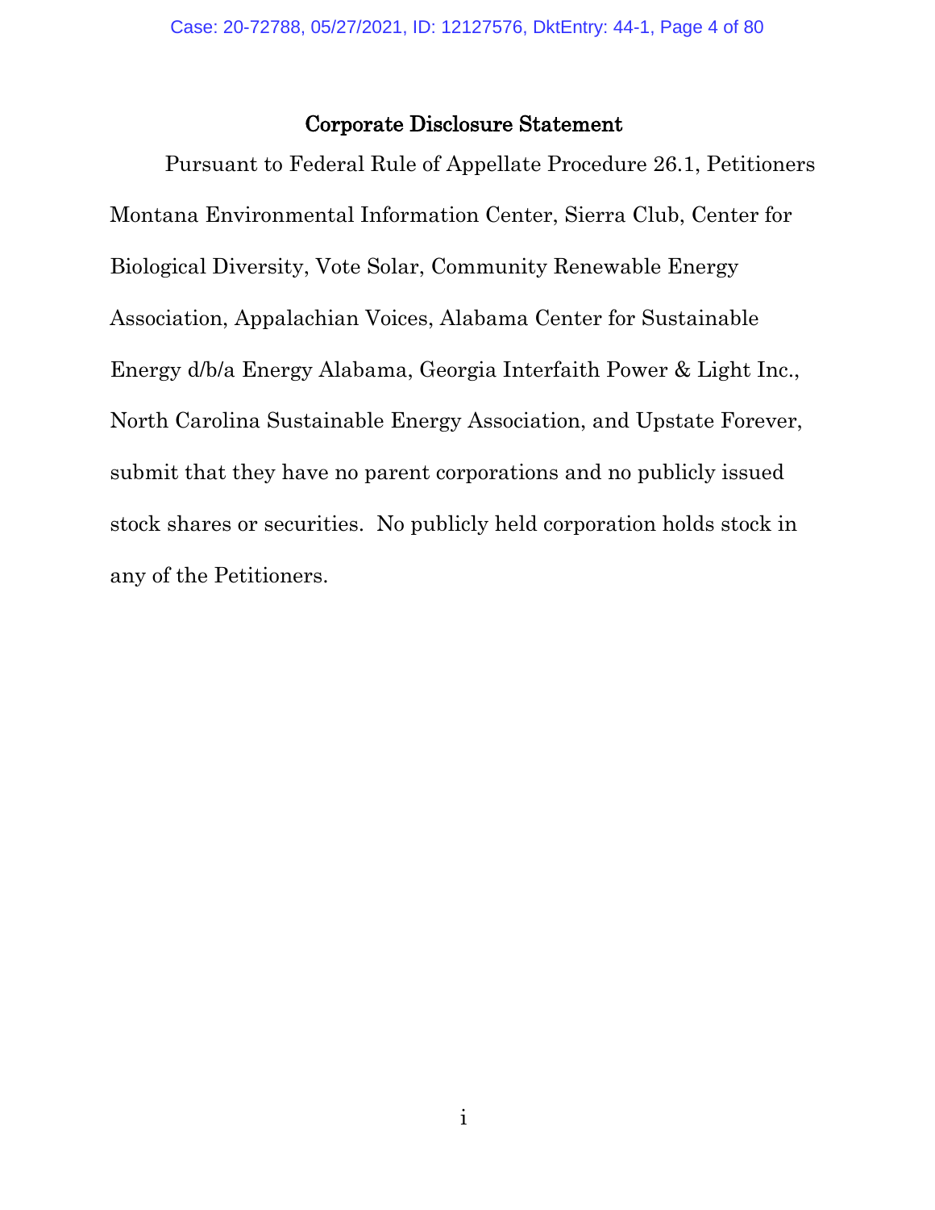# Corporate Disclosure Statement

Pursuant to Federal Rule of Appellate Procedure 26.1, Petitioners Montana Environmental Information Center, Sierra Club, Center for Biological Diversity, Vote Solar, Community Renewable Energy Association, Appalachian Voices, Alabama Center for Sustainable Energy d/b/a Energy Alabama, Georgia Interfaith Power & Light Inc., North Carolina Sustainable Energy Association, and Upstate Forever, submit that they have no parent corporations and no publicly issued stock shares or securities. No publicly held corporation holds stock in any of the Petitioners.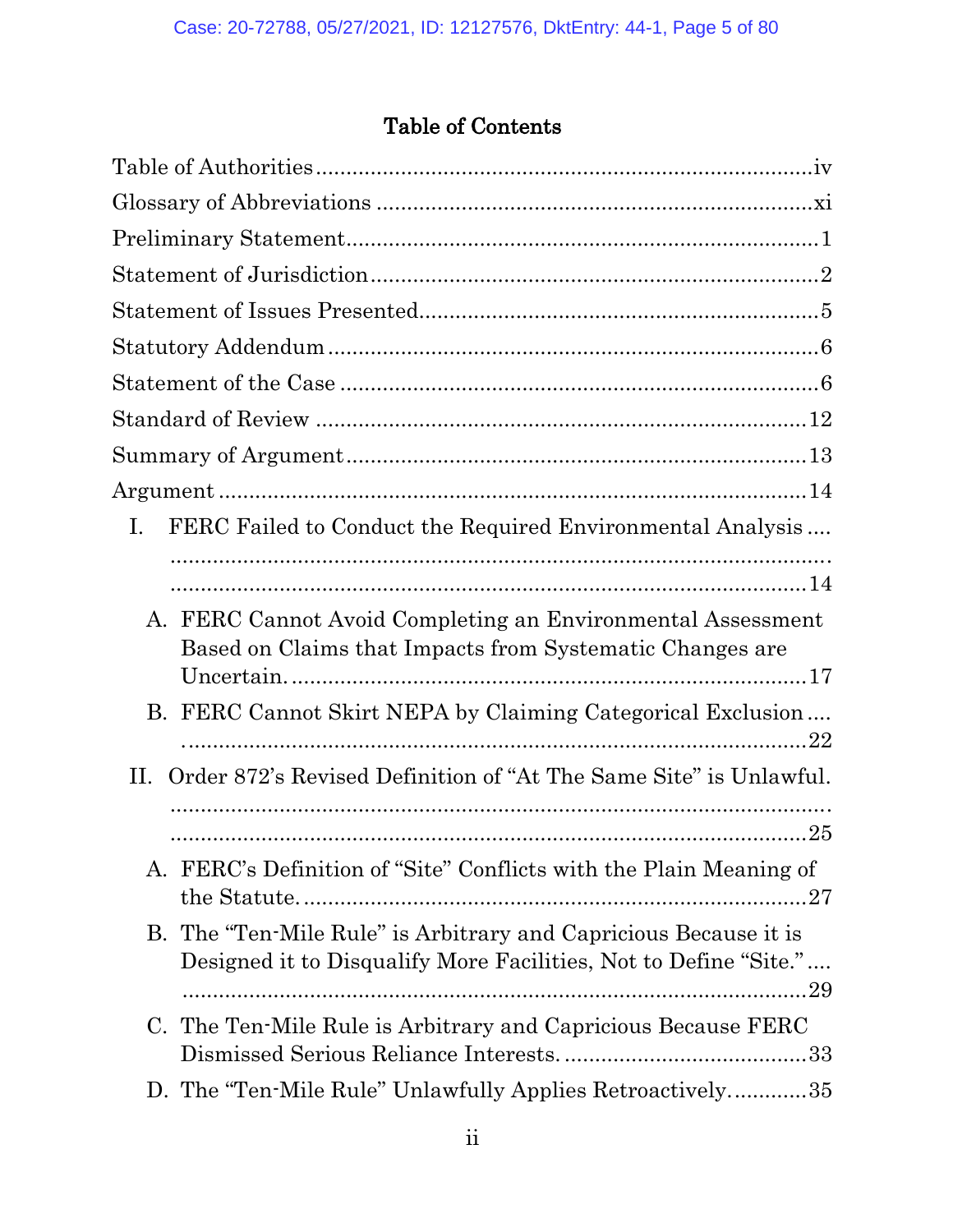# Table of Contents

Table of Authorities .................................................................................. iv

Glossary of Abbreviations ........................................................................ xi

Preliminary Statement ................................................................................ 1

Statement of Jurisdiction ............................................................................ 2

Statement of Issues Presented ................................................................... 5

Statutory Addendum ................................................................................... 6

Statement of the Case ................................................................................. 6

Standard of Review ................................................................................... 12

Summary of Argument .............................................................................. 13

Argument ................................................................................................... 14

- I. FERC Failed to Conduct the Required Environmental Analysis .................................................................................................... 14
  - A. FERC Cannot Avoid Completing an Environmental Assessment Based on Claims that Impacts from Systematic Changes are Uncertain. ........................................................................ 17
  - B. FERC Cannot Skirt NEPA by Claiming Categorical Exclusion .................................................................................................... 22
- II. Order 872's Revised Definition of "At The Same Site" is Unlawful. .................................................................................................... 25
  - A. FERC's Definition of "Site" Conflicts with the Plain Meaning of the Statute. ................................................................................ 27
  - B. The "Ten-Mile Rule" is Arbitrary and Capricious Because it is Designed it to Disqualify More Facilities, Not to Define "Site." .................................................................................................... 29
  - C. The Ten-Mile Rule is Arbitrary and Capricious Because FERC Dismissed Serious Reliance Interests. ........................................ 33
  - D. The "Ten-Mile Rule" Unlawfully Applies Retroactively. ............ 35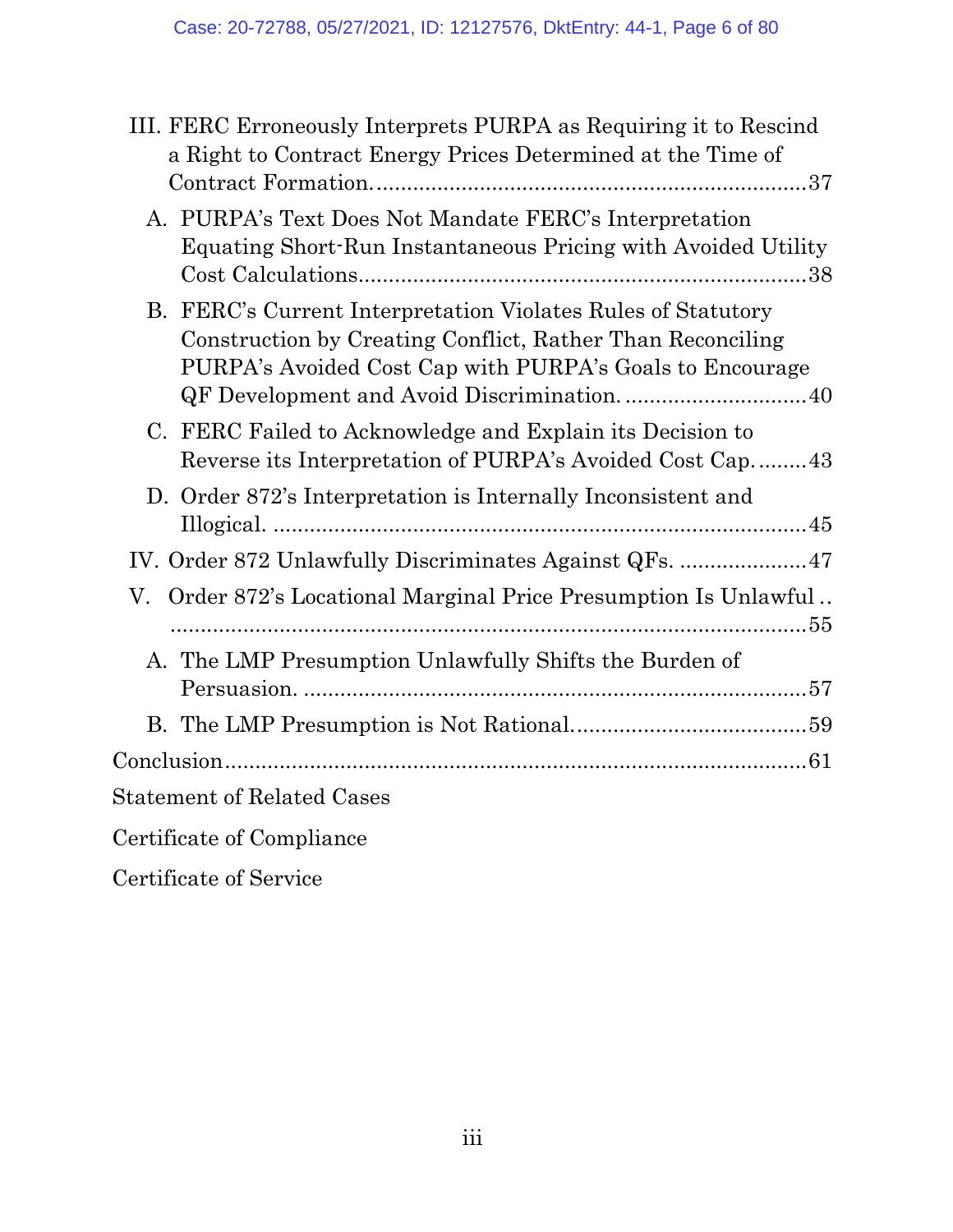III. FERC Erroneously Interprets PURPA as Requiring it to Rescind a Right to Contract Energy Prices Determined at the Time of Contract Formation. .......................................................................37

- A. PURPA's Text Does Not Mandate FERC's Interpretation Equating Short-Run Instantaneous Pricing with Avoided Utility Cost Calculations.........................................................................38
- B. FERC's Current Interpretation Violates Rules of Statutory Construction by Creating Conflict, Rather Than Reconciling PURPA's Avoided Cost Cap with PURPA's Goals to Encourage QF Development and Avoid Discrimination. .............................40
- C. FERC Failed to Acknowledge and Explain its Decision to Reverse its Interpretation of PURPA's Avoided Cost Cap. ........43
- D. Order 872's Interpretation is Internally Inconsistent and Illogical. .........................................................................................45

IV. Order 872 Unlawfully Discriminates Against QFs. .....................47

V. Order 872's Locational Marginal Price Presumption Is Unlawful .. ...................................................................................................55

- A. The LMP Presumption Unlawfully Shifts the Burden of Persuasion. ...................................................................................57
- B. The LMP Presumption is Not Rational......................................59

Conclusion...............................................................................................61

Statement of Related Cases

Certificate of Compliance

Certificate of Service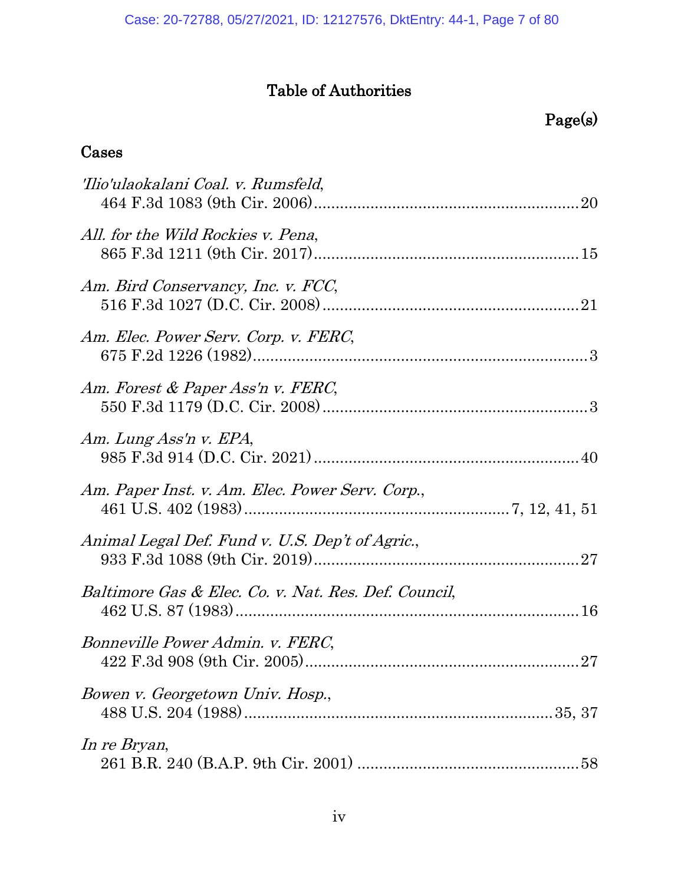# Table of Authorities

**Page(s)**

## Cases

*'Ilio'ulaokalani Coal. v. Rumsfeld*,
464 F.3d 1083 (9th Cir. 2006) .......... 20

*All. for the Wild Rockies v. Pena*,
865 F.3d 1211 (9th Cir. 2017) .......... 15

*Am. Bird Conservancy, Inc. v. FCC*,
516 F.3d 1027 (D.C. Cir. 2008) .......... 21

*Am. Elec. Power Serv. Corp. v. FERC*,
675 F.2d 1226 (1982) .......... 3

*Am. Forest & Paper Ass'n v. FERC*,
550 F.3d 1179 (D.C. Cir. 2008) .......... 3

*Am. Lung Ass'n v. EPA*,
985 F.3d 914 (D.C. Cir. 2021) .......... 40

*Am. Paper Inst. v. Am. Elec. Power Serv. Corp.*,
461 U.S. 402 (1983) .......... 7, 12, 41, 51

*Animal Legal Def. Fund v. U.S. Dep't of Agric.*,
933 F.3d 1088 (9th Cir. 2019) .......... 27

*Baltimore Gas & Elec. Co. v. Nat. Res. Def. Council*,
462 U.S. 87 (1983) .......... 16

*Bonneville Power Admin. v. FERC*,
422 F.3d 908 (9th Cir. 2005) .......... 27

*Bowen v. Georgetown Univ. Hosp.*,
488 U.S. 204 (1988) .......... 35, 37

*In re Bryan*,
261 B.R. 240 (B.A.P. 9th Cir. 2001) .......... 58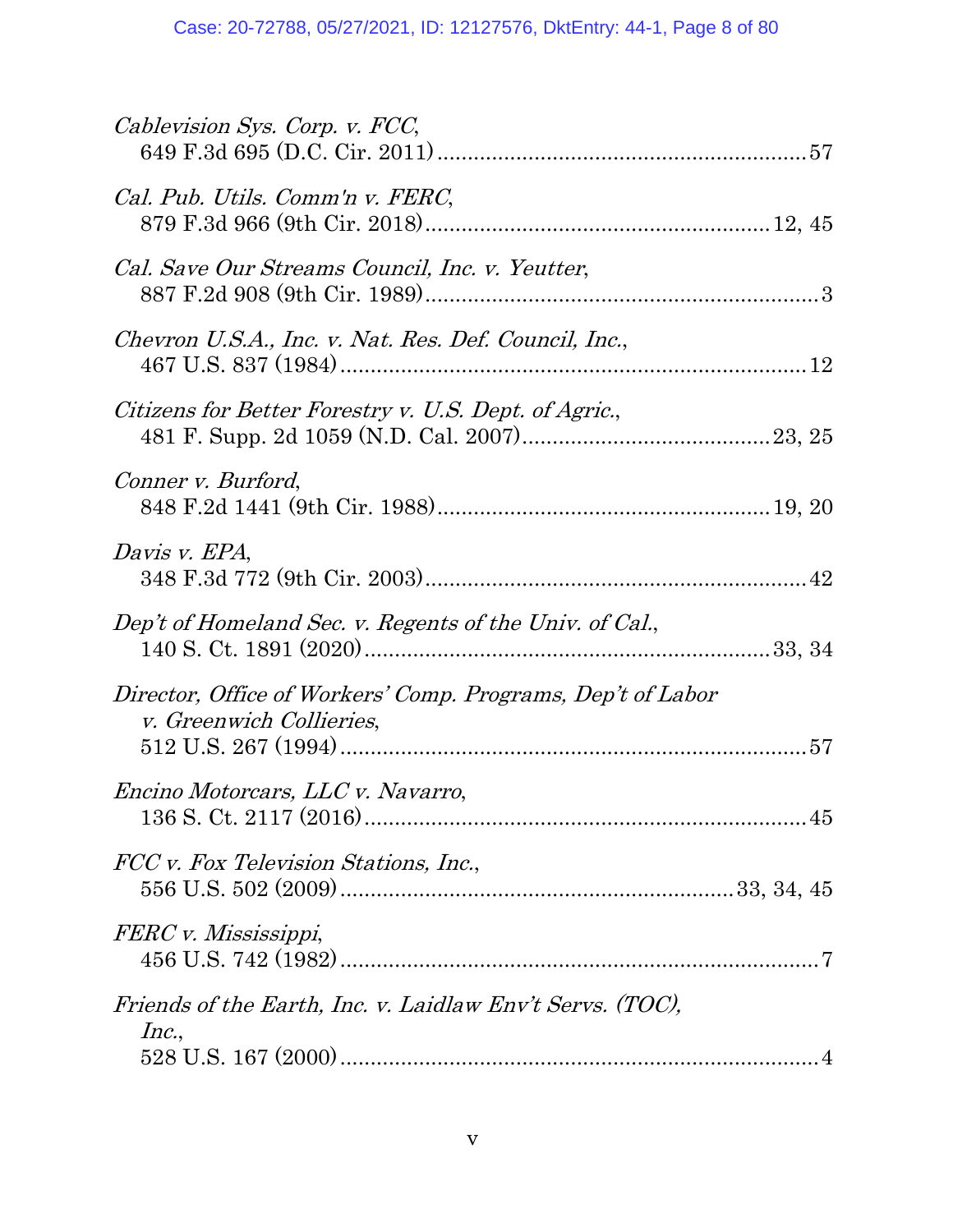*Cablevision Sys. Corp. v. FCC*,
649 F.3d 695 (D.C. Cir. 2011) .......................................................... 57

*Cal. Pub. Utils. Comm'n v. FERC*,
879 F.3d 966 (9th Cir. 2018) ..................................................... 12, 45

*Cal. Save Our Streams Council, Inc. v. Yeutter*,
887 F.2d 908 (9th Cir. 1989) .............................................................. 3

*Chevron U.S.A., Inc. v. Nat. Res. Def. Council, Inc.*,
467 U.S. 837 (1984) .......................................................................... 12

*Citizens for Better Forestry v. U.S. Dept. of Agric.*,
481 F. Supp. 2d 1059 (N.D. Cal. 2007) ....................................... 23, 25

*Conner v. Burford*,
848 F.2d 1441 (9th Cir. 1988) .................................................... 19, 20

*Davis v. EPA*,
348 F.3d 772 (9th Cir. 2003) ............................................................ 42

*Dep't of Homeland Sec. v. Regents of the Univ. of Cal.*,
140 S. Ct. 1891 (2020) ................................................................ 33, 34

*Director, Office of Workers' Comp. Programs, Dep't of Labor v. Greenwich Collieries*,
512 U.S. 267 (1994) .......................................................................... 57

*Encino Motorcars, LLC v. Navarro*,
136 S. Ct. 2117 (2016) ...................................................................... 45

*FCC v. Fox Television Stations, Inc.*,
556 U.S. 502 (2009) ............................................................. 33, 34, 45

*FERC v. Mississippi*,
456 U.S. 742 (1982) ............................................................................ 7

*Friends of the Earth, Inc. v. Laidlaw Env't Servs. (TOC), Inc.*,
528 U.S. 167 (2000) ............................................................................ 4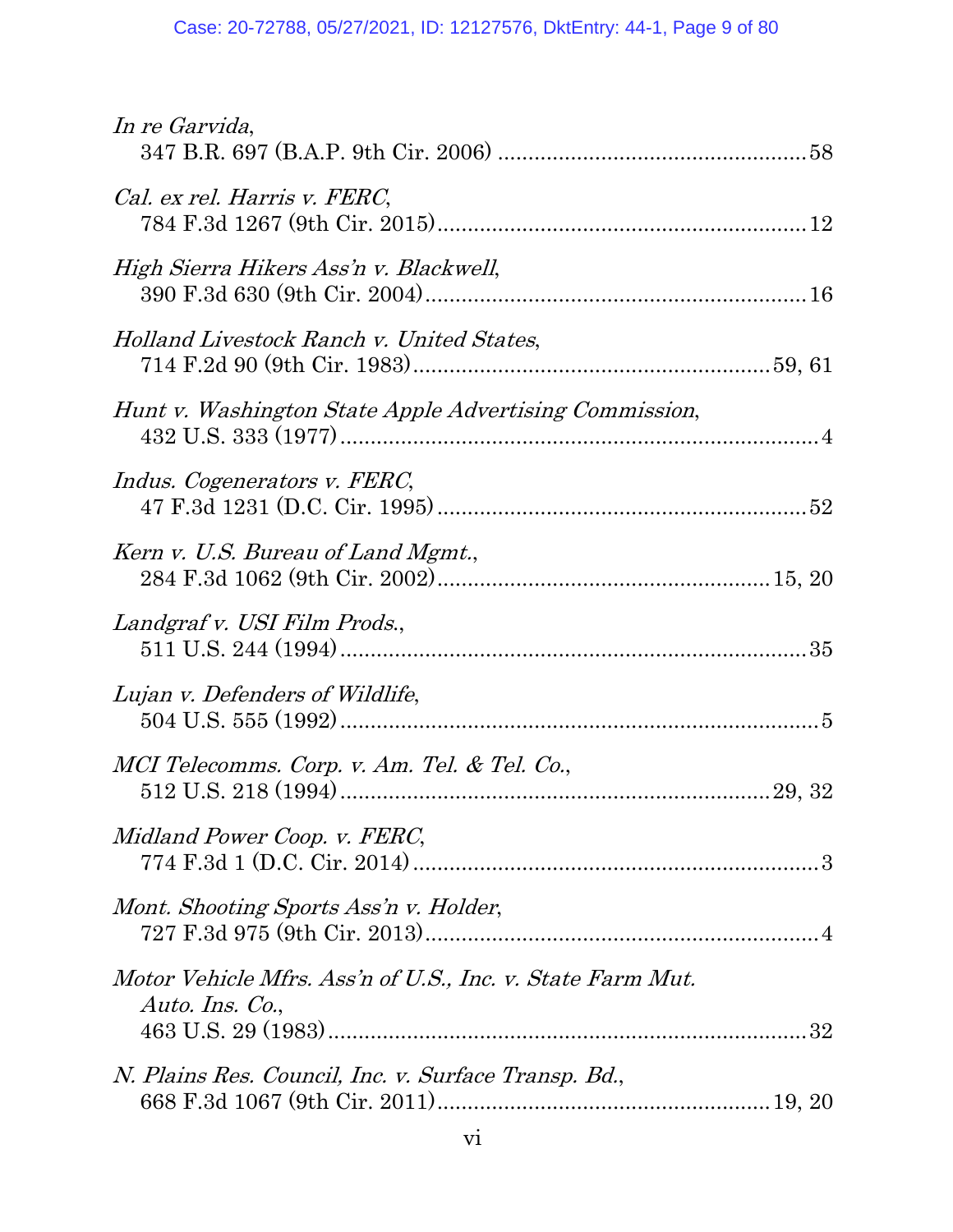*In re Garvida*,
347 B.R. 697 (B.A.P. 9th Cir. 2006) .................................................. 58

*Cal. ex rel. Harris v. FERC*,
784 F.3d 1267 (9th Cir. 2015) ........................................................... 12

*High Sierra Hikers Ass'n v. Blackwell*,
390 F.3d 630 (9th Cir. 2004) ............................................................. 16

*Holland Livestock Ranch v. United States*,
714 F.2d 90 (9th Cir. 1983) ........................................................ 59, 61

*Hunt v. Washington State Apple Advertising Commission*,
432 U.S. 333 (1977) ............................................................................. 4

*Indus. Cogenerators v. FERC*,
47 F.3d 1231 (D.C. Cir. 1995) ........................................................... 52

*Kern v. U.S. Bureau of Land Mgmt.*,
284 F.3d 1062 (9th Cir. 2002) ..................................................... 15, 20

*Landgraf v. USI Film Prods.*,
511 U.S. 244 (1994) ........................................................................... 35

*Lujan v. Defenders of Wildlife*,
504 U.S. 555 (1992) ............................................................................. 5

*MCI Telecomms. Corp. v. Am. Tel. & Tel. Co.*,
512 U.S. 218 (1994) ..................................................................... 29, 32

*Midland Power Coop. v. FERC*,
774 F.3d 1 (D.C. Cir. 2014) ................................................................. 3

*Mont. Shooting Sports Ass'n v. Holder*,
727 F.3d 975 (9th Cir. 2013) ............................................................... 4

*Motor Vehicle Mfrs. Ass'n of U.S., Inc. v. State Farm Mut. Auto. Ins. Co.*,
463 U.S. 29 (1983) ............................................................................. 32

*N. Plains Res. Council, Inc. v. Surface Transp. Bd.*,
668 F.3d 1067 (9th Cir. 2011) ..................................................... 19, 20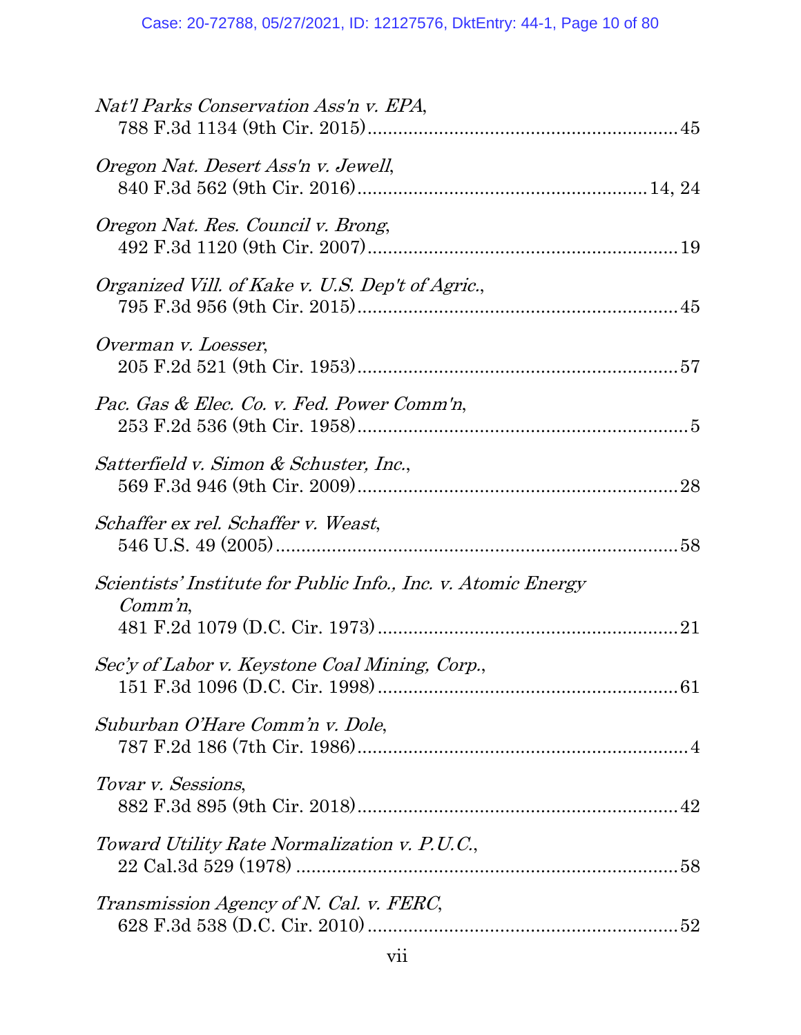*Nat'l Parks Conservation Ass'n v. EPA*,
788 F.3d 1134 (9th Cir. 2015)............................................................45

*Oregon Nat. Desert Ass'n v. Jewell*,
840 F.3d 562 (9th Cir. 2016)........................................................14, 24

*Oregon Nat. Res. Council v. Brong*,
492 F.3d 1120 (9th Cir. 2007)............................................................19

*Organized Vill. of Kake v. U.S. Dep't of Agric.*,
795 F.3d 956 (9th Cir. 2015)..............................................................45

*Overman v. Loesser*,
205 F.2d 521 (9th Cir. 1953)..............................................................57

*Pac. Gas & Elec. Co. v. Fed. Power Comm'n*,
253 F.2d 536 (9th Cir. 1958)................................................................5

*Satterfield v. Simon & Schuster, Inc.*,
569 F.3d 946 (9th Cir. 2009)..............................................................28

*Schaffer ex rel. Schaffer v. Weast*,
546 U.S. 49 (2005)................................................................................58

*Scientists' Institute for Public Info., Inc. v. Atomic Energy Comm'n*,
481 F.2d 1079 (D.C. Cir. 1973)...........................................................21

*Sec'y of Labor v. Keystone Coal Mining, Corp.*,
151 F.3d 1096 (D.C. Cir. 1998)...........................................................61

*Suburban O'Hare Comm'n v. Dole*,
787 F.2d 186 (7th Cir. 1986)................................................................4

*Tovar v. Sessions*,
882 F.3d 895 (9th Cir. 2018)..............................................................42

*Toward Utility Rate Normalization v. P.U.C.*,
22 Cal.3d 529 (1978)...........................................................................58

*Transmission Agency of N. Cal. v. FERC*,
628 F.3d 538 (D.C. Cir. 2010).............................................................52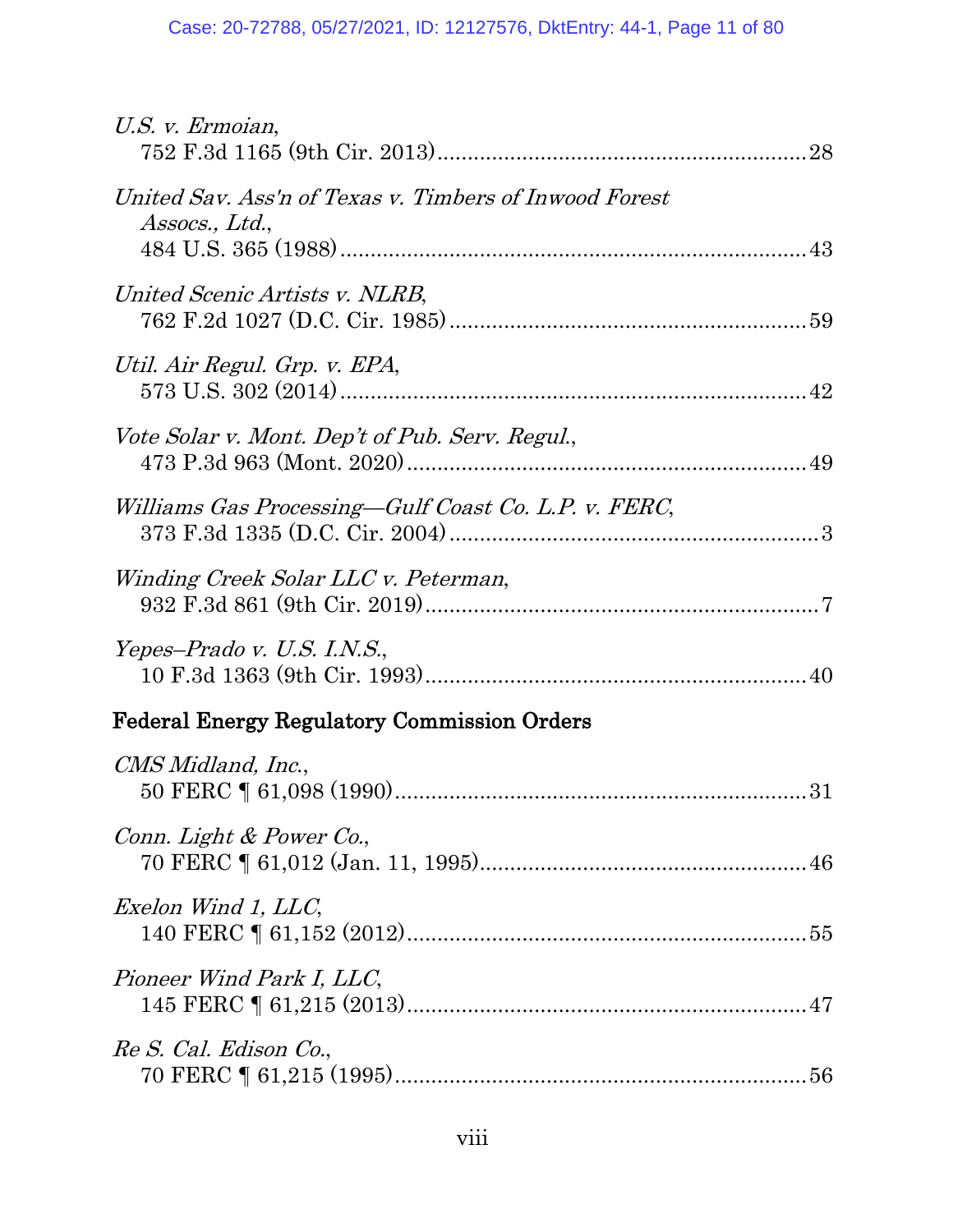*U.S. v. Ermoian*,
752 F.3d 1165 (9th Cir. 2013) ........................................................ 28

*United Sav. Ass'n of Texas v. Timbers of Inwood Forest Assocs., Ltd.*,
484 U.S. 365 (1988) ........................................................ 43

*United Scenic Artists v. NLRB*,
762 F.2d 1027 (D.C. Cir. 1985) ........................................................ 59

*Util. Air Regul. Grp. v. EPA*,
573 U.S. 302 (2014) ........................................................ 42

*Vote Solar v. Mont. Dep't of Pub. Serv. Regul.*,
473 P.3d 963 (Mont. 2020) ........................................................ 49

*Williams Gas Processing—Gulf Coast Co. L.P. v. FERC*,
373 F.3d 1335 (D.C. Cir. 2004) ........................................................ 3

*Winding Creek Solar LLC v. Peterman*,
932 F.3d 861 (9th Cir. 2019) ........................................................ 7

*Yepes–Prado v. U.S. I.N.S.*,
10 F.3d 1363 (9th Cir. 1993) ........................................................ 40

## Federal Energy Regulatory Commission Orders

*CMS Midland, Inc.*,
50 FERC ¶ 61,098 (1990) ........................................................ 31

*Conn. Light & Power Co.*,
70 FERC ¶ 61,012 (Jan. 11, 1995) ........................................................ 46

*Exelon Wind 1, LLC*,
140 FERC ¶ 61,152 (2012) ........................................................ 55

*Pioneer Wind Park I, LLC*,
145 FERC ¶ 61,215 (2013) ........................................................ 47

*Re S. Cal. Edison Co.*,
70 FERC ¶ 61,215 (1995) ........................................................ 56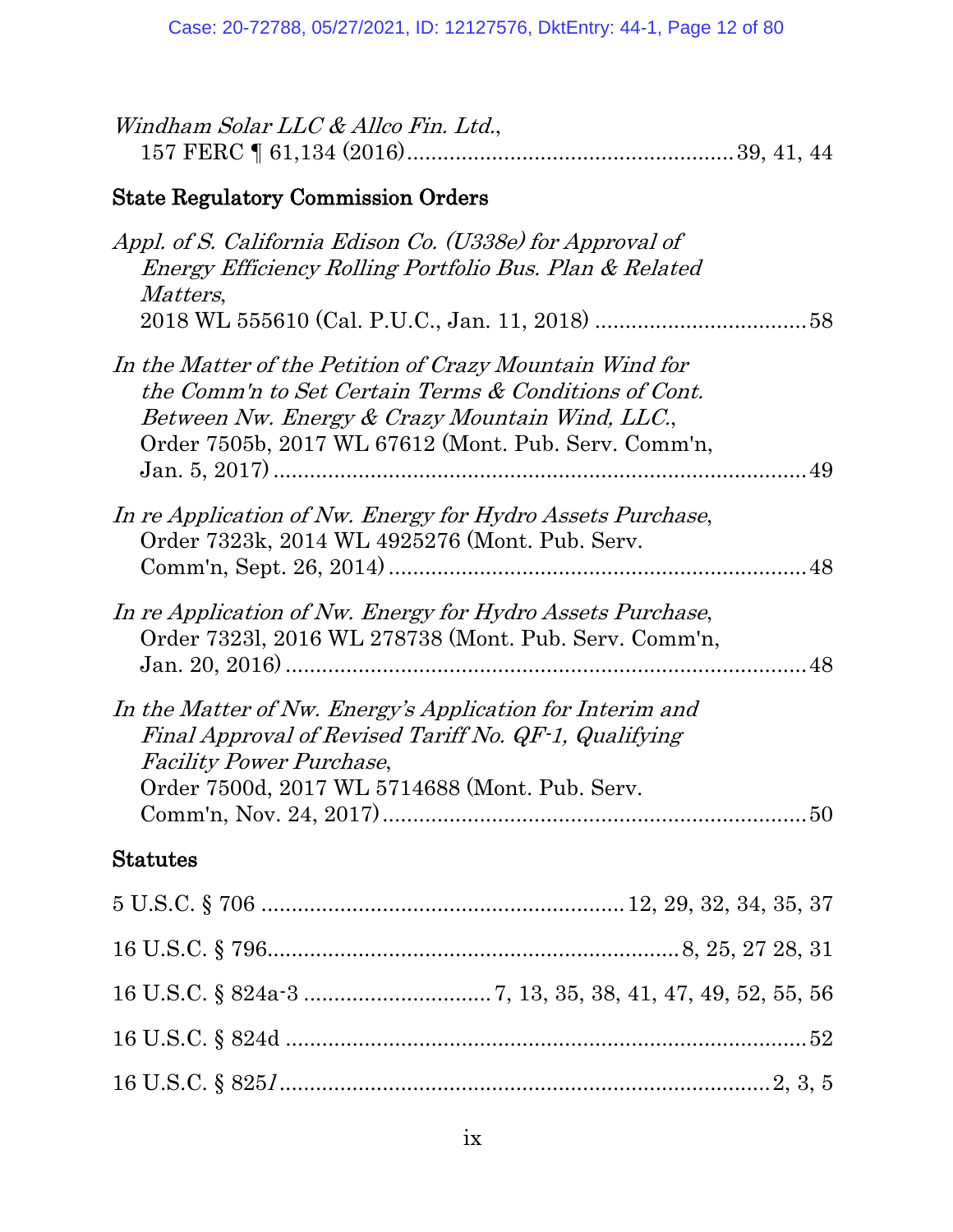*Windham Solar LLC & Allco Fin. Ltd.*, 157 FERC ¶ 61,134 (2016) .................... 39, 41, 44

## State Regulatory Commission Orders

*Appl. of S. California Edison Co. (U338e) for Approval of Energy Efficiency Rolling Portfolio Bus. Plan & Related Matters*, 2018 WL 555610 (Cal. P.U.C., Jan. 11, 2018) .................... 58

*In the Matter of the Petition of Crazy Mountain Wind for the Comm'n to Set Certain Terms & Conditions of Cont. Between Nw. Energy & Crazy Mountain Wind, LLC.*, Order 7505b, 2017 WL 67612 (Mont. Pub. Serv. Comm'n, Jan. 5, 2017) .................... 49

*In re Application of Nw. Energy for Hydro Assets Purchase*, Order 7323k, 2014 WL 4925276 (Mont. Pub. Serv. Comm'n, Sept. 26, 2014) .................... 48

*In re Application of Nw. Energy for Hydro Assets Purchase*, Order 7323l, 2016 WL 278738 (Mont. Pub. Serv. Comm'n, Jan. 20, 2016) .................... 48

*In the Matter of Nw. Energy's Application for Interim and Final Approval of Revised Tariff No. QF-1, Qualifying Facility Power Purchase*, Order 7500d, 2017 WL 5714688 (Mont. Pub. Serv. Comm'n, Nov. 24, 2017) .................... 50

## Statutes

5 U.S.C. § 706 .................... 12, 29, 32, 34, 35, 37

16 U.S.C. § 796 .................... 8, 25, 27 28, 31

16 U.S.C. § 824a-3 .................... 7, 13, 35, 38, 41, 47, 49, 52, 55, 56

16 U.S.C. § 824d .................... 52

16 U.S.C. § 825*l* .................... 2, 3, 5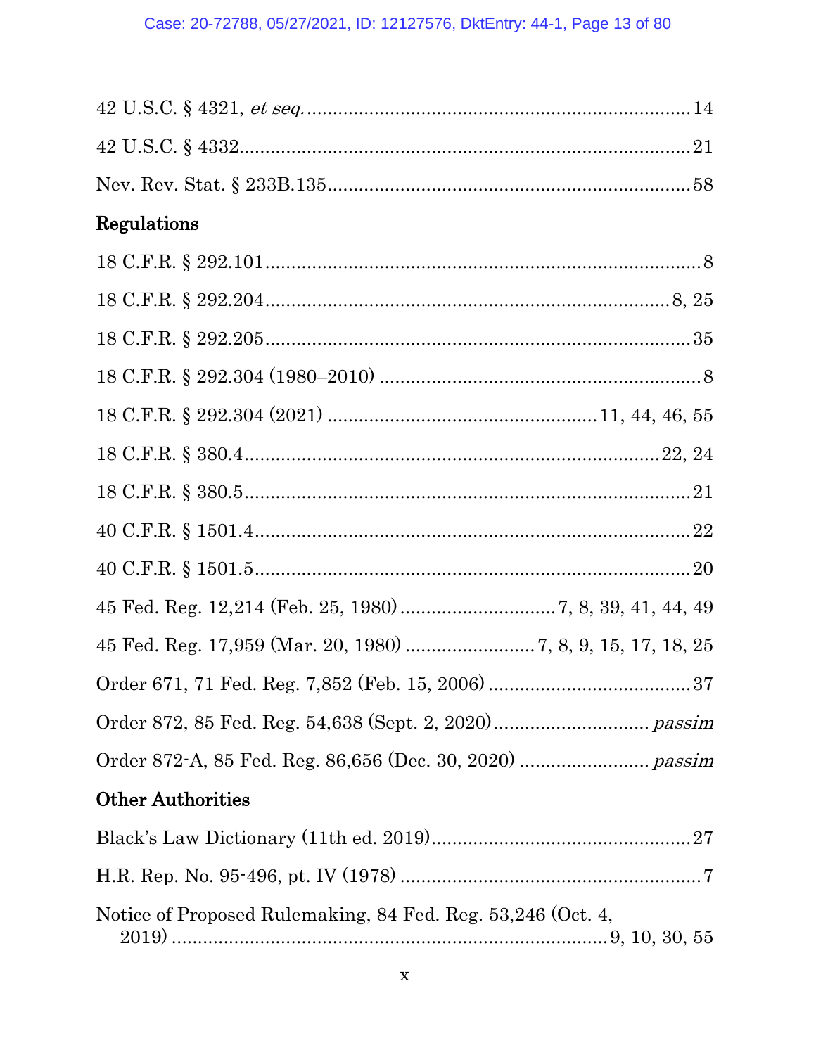42 U.S.C. § 4321, *et seq.* .......................................................................14

42 U.S.C. § 4332.......................................................................................21

Nev. Rev. Stat. § 233B.135 ......................................................................58

## Regulations

18 C.F.R. § 292.101....................................................................................8

18 C.F.R. § 292.204...............................................................................8, 25

18 C.F.R. § 292.205..................................................................................35

18 C.F.R. § 292.304 (1980–2010) ..............................................................8

18 C.F.R. § 292.304 (2021) ....................................................11, 44, 46, 55

18 C.F.R. § 380.4...................................................................................22, 24

18 C.F.R. § 380.5.......................................................................................21

40 C.F.R. § 1501.4.....................................................................................22

40 C.F.R. § 1501.5.....................................................................................20

45 Fed. Reg. 12,214 (Feb. 25, 1980) ..............................7, 8, 39, 41, 44, 49

45 Fed. Reg. 17,959 (Mar. 20, 1980) .........................7, 8, 9, 15, 17, 18, 25

Order 671, 71 Fed. Reg. 7,852 (Feb. 15, 2006) .......................................37

Order 872, 85 Fed. Reg. 54,638 (Sept. 2, 2020).............................. *passim*

Order 872-A, 85 Fed. Reg. 86,656 (Dec. 30, 2020) ......................... *passim*

## Other Authorities

Black's Law Dictionary (11th ed. 2019)..................................................27

H.R. Rep. No. 95-496, pt. IV (1978) .........................................................7

Notice of Proposed Rulemaking, 84 Fed. Reg. 53,246 (Oct. 4, 2019) ....................................................................................9, 10, 30, 55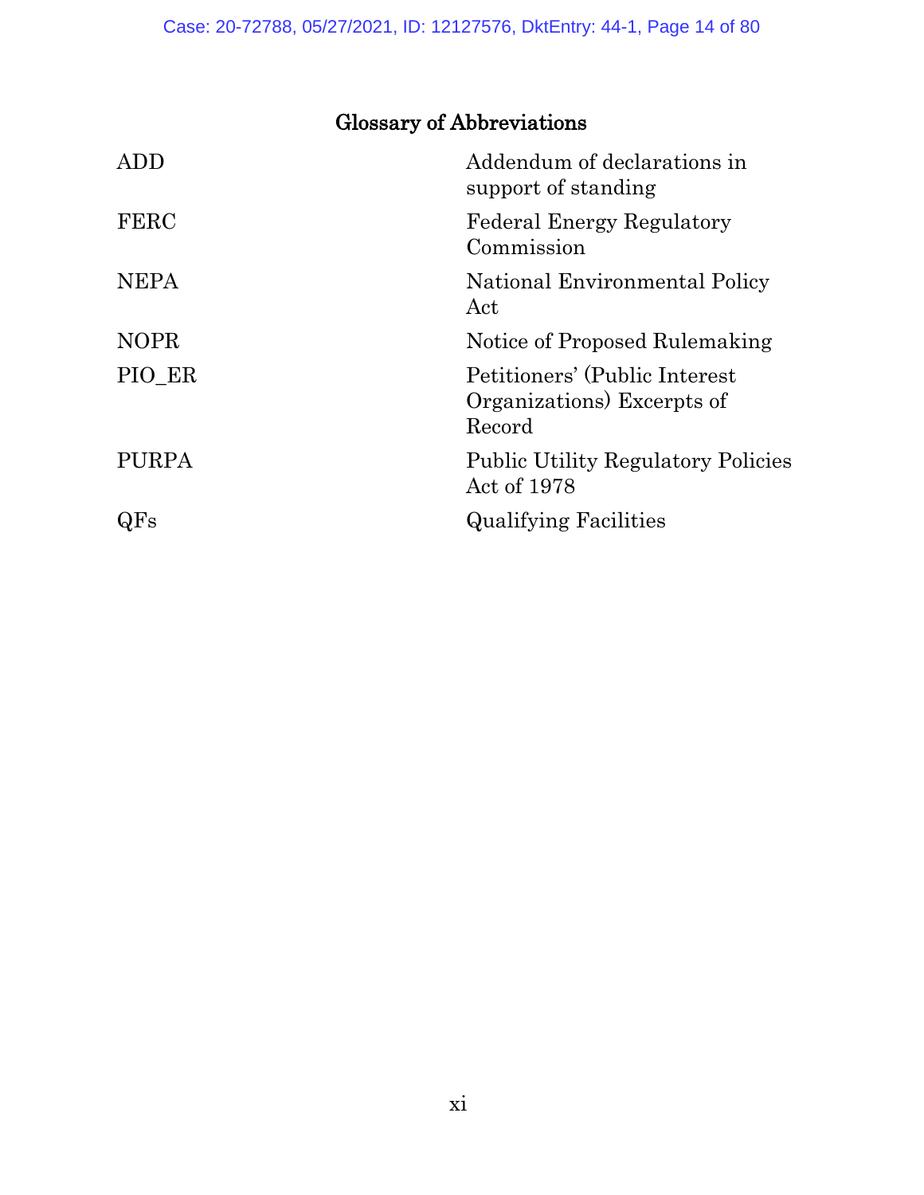## Glossary of Abbreviations

| | |
|---|---|
| ADD | Addendum of declarations in support of standing |
| FERC | Federal Energy Regulatory Commission |
| NEPA | National Environmental Policy Act |
| NOPR | Notice of Proposed Rulemaking |
| PIO_ER | Petitioners' (Public Interest Organizations) Excerpts of Record |
| PURPA | Public Utility Regulatory Policies Act of 1978 |
| QFs | Qualifying Facilities |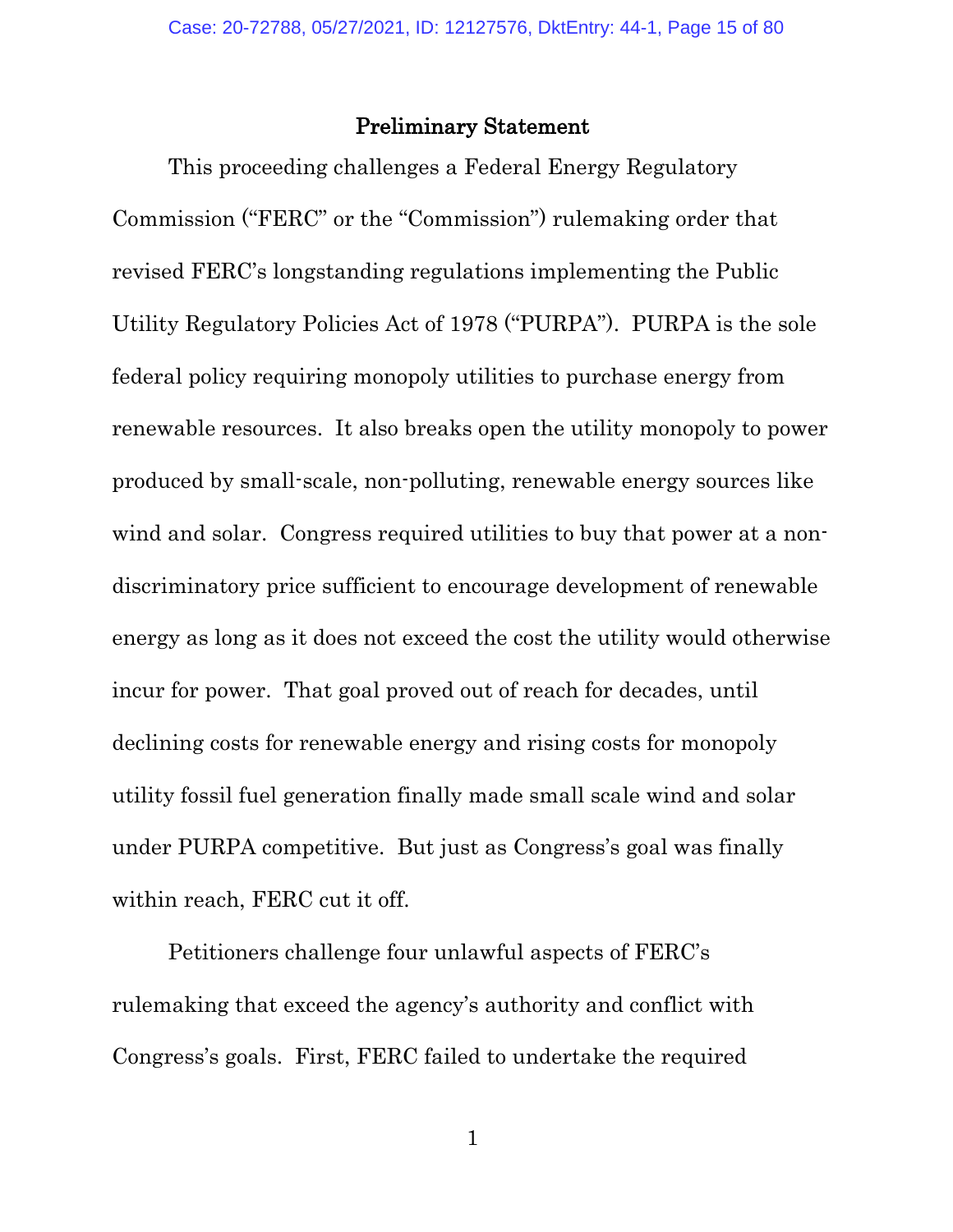## Preliminary Statement

This proceeding challenges a Federal Energy Regulatory Commission ("FERC" or the "Commission") rulemaking order that revised FERC's longstanding regulations implementing the Public Utility Regulatory Policies Act of 1978 ("PURPA"). PURPA is the sole federal policy requiring monopoly utilities to purchase energy from renewable resources. It also breaks open the utility monopoly to power produced by small-scale, non-polluting, renewable energy sources like wind and solar. Congress required utilities to buy that power at a non-discriminatory price sufficient to encourage development of renewable energy as long as it does not exceed the cost the utility would otherwise incur for power. That goal proved out of reach for decades, until declining costs for renewable energy and rising costs for monopoly utility fossil fuel generation finally made small scale wind and solar under PURPA competitive. But just as Congress's goal was finally within reach, FERC cut it off.

Petitioners challenge four unlawful aspects of FERC's rulemaking that exceed the agency's authority and conflict with Congress's goals. First, FERC failed to undertake the required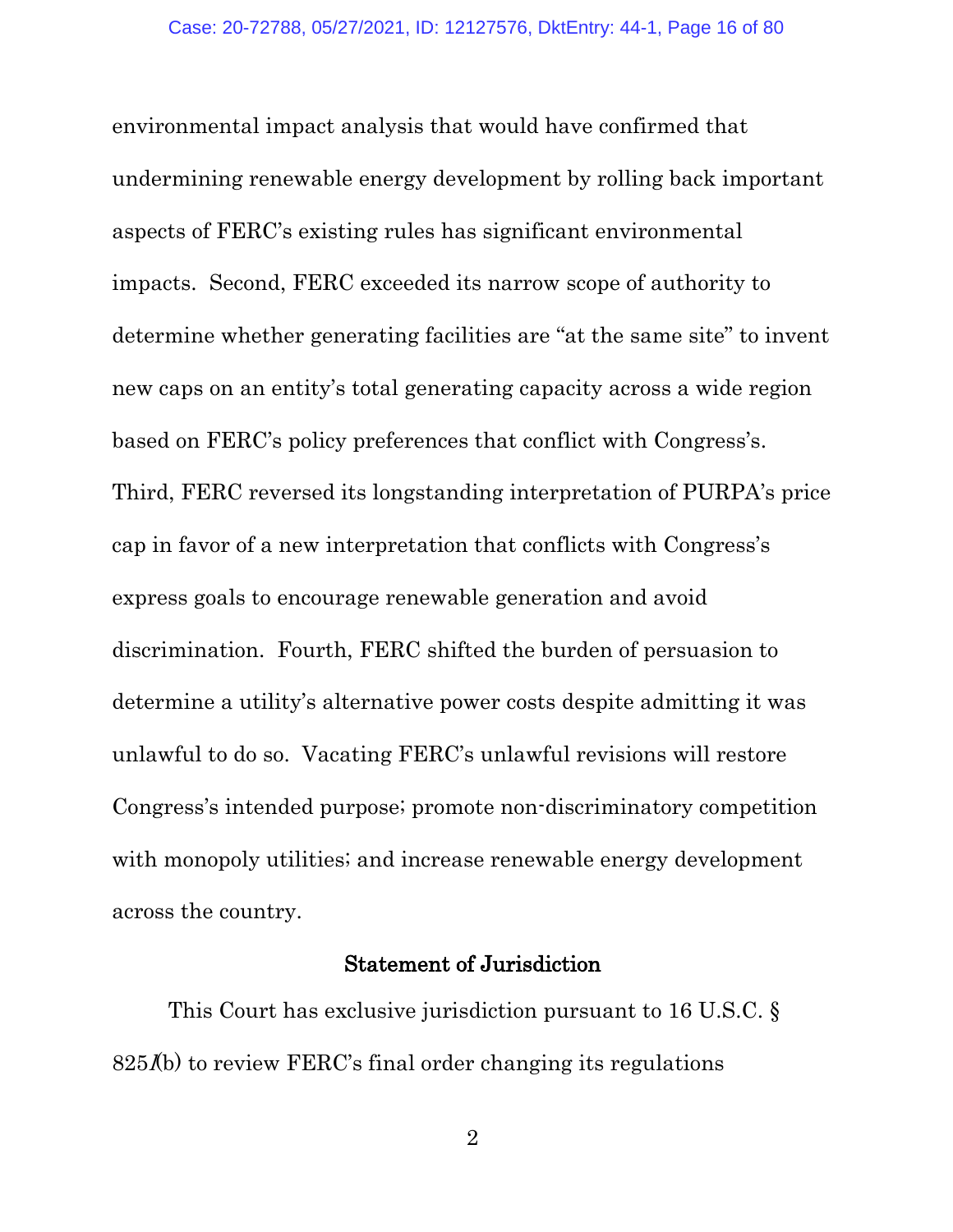environmental impact analysis that would have confirmed that undermining renewable energy development by rolling back important aspects of FERC's existing rules has significant environmental impacts. Second, FERC exceeded its narrow scope of authority to determine whether generating facilities are "at the same site" to invent new caps on an entity's total generating capacity across a wide region based on FERC's policy preferences that conflict with Congress's. Third, FERC reversed its longstanding interpretation of PURPA's price cap in favor of a new interpretation that conflicts with Congress's express goals to encourage renewable generation and avoid discrimination. Fourth, FERC shifted the burden of persuasion to determine a utility's alternative power costs despite admitting it was unlawful to do so. Vacating FERC's unlawful revisions will restore Congress's intended purpose; promote non-discriminatory competition with monopoly utilities; and increase renewable energy development across the country.

## Statement of Jurisdiction

This Court has exclusive jurisdiction pursuant to 16 U.S.C. § 825*l*(b) to review FERC's final order changing its regulations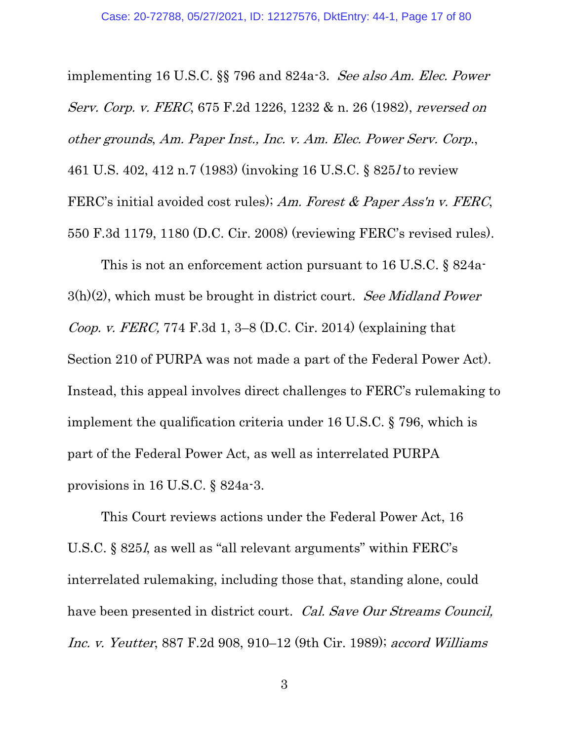implementing 16 U.S.C. §§ 796 and 824a-3. *See also Am. Elec. Power Serv. Corp. v. FERC*, 675 F.2d 1226, 1232 & n. 26 (1982), *reversed on other grounds*, *Am. Paper Inst., Inc. v. Am. Elec. Power Serv. Corp.*, 461 U.S. 402, 412 n.7 (1983) (invoking 16 U.S.C. § 825*l* to review FERC's initial avoided cost rules); *Am. Forest & Paper Ass'n v. FERC*, 550 F.3d 1179, 1180 (D.C. Cir. 2008) (reviewing FERC's revised rules).

This is not an enforcement action pursuant to 16 U.S.C. § 824a-3(h)(2), which must be brought in district court. *See Midland Power Coop. v. FERC,* 774 F.3d 1, 3–8 (D.C. Cir. 2014) (explaining that Section 210 of PURPA was not made a part of the Federal Power Act). Instead, this appeal involves direct challenges to FERC's rulemaking to implement the qualification criteria under 16 U.S.C. § 796, which is part of the Federal Power Act, as well as interrelated PURPA provisions in 16 U.S.C. § 824a-3.

This Court reviews actions under the Federal Power Act, 16 U.S.C. § 825*l*, as well as "all relevant arguments" within FERC's interrelated rulemaking, including those that, standing alone, could have been presented in district court. *Cal. Save Our Streams Council, Inc. v. Yeutter*, 887 F.2d 908, 910–12 (9th Cir. 1989); *accord Williams*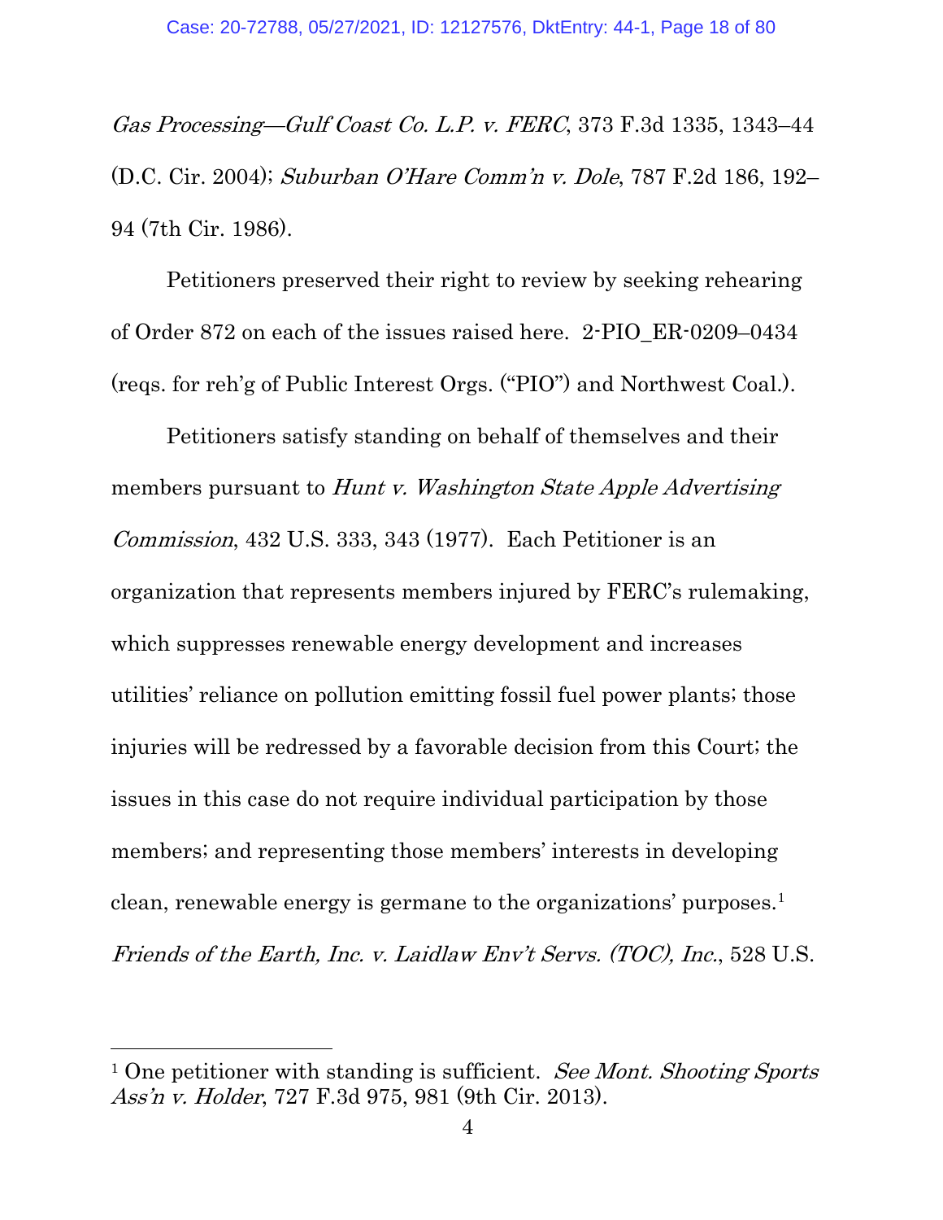*Gas Processing—Gulf Coast Co. L.P. v. FERC*, 373 F.3d 1335, 1343–44 (D.C. Cir. 2004); *Suburban O'Hare Comm'n v. Dole*, 787 F.2d 186, 192–94 (7th Cir. 1986).

Petitioners preserved their right to review by seeking rehearing of Order 872 on each of the issues raised here. 2-PIO_ER-0209–0434 (reqs. for reh'g of Public Interest Orgs. ("PIO") and Northwest Coal.).

Petitioners satisfy standing on behalf of themselves and their members pursuant to *Hunt v. Washington State Apple Advertising Commission*, 432 U.S. 333, 343 (1977). Each Petitioner is an organization that represents members injured by FERC's rulemaking, which suppresses renewable energy development and increases utilities' reliance on pollution emitting fossil fuel power plants; those injuries will be redressed by a favorable decision from this Court; the issues in this case do not require individual participation by those members; and representing those members' interests in developing clean, renewable energy is germane to the organizations' purposes.[1] *Friends of the Earth, Inc. v. Laidlaw Env't Servs. (TOC), Inc.*, 528 U.S.

---

[1] One petitioner with standing is sufficient. *See Mont. Shooting Sports Ass'n v. Holder*, 727 F.3d 975, 981 (9th Cir. 2013).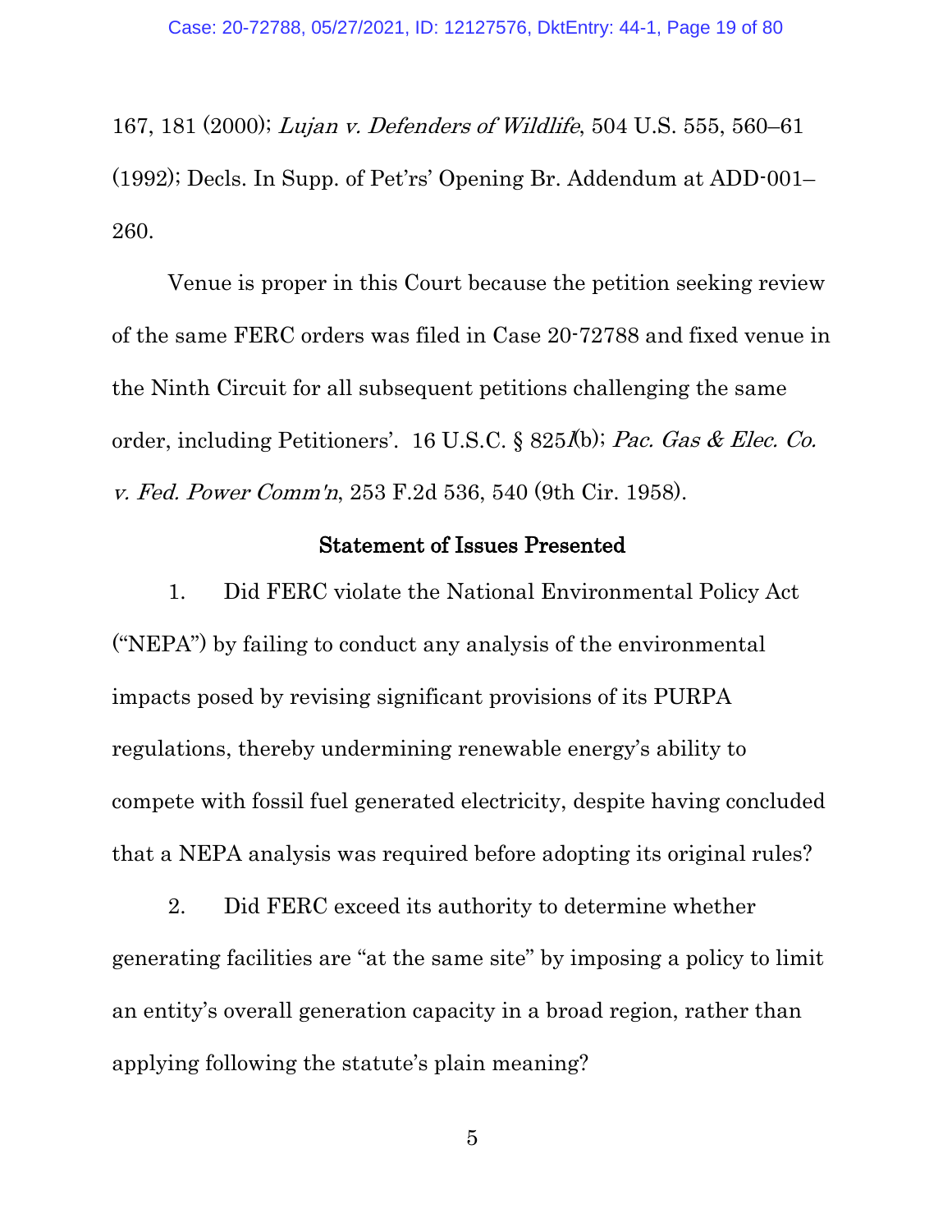167, 181 (2000); *Lujan v. Defenders of Wildlife*, 504 U.S. 555, 560–61 (1992); Decls. In Supp. of Pet'rs' Opening Br. Addendum at ADD-001–260.

Venue is proper in this Court because the petition seeking review of the same FERC orders was filed in Case 20-72788 and fixed venue in the Ninth Circuit for all subsequent petitions challenging the same order, including Petitioners'. 16 U.S.C. § 825*l*(b); *Pac. Gas & Elec. Co. v. Fed. Power Comm'n*, 253 F.2d 536, 540 (9th Cir. 1958).

## Statement of Issues Presented

1. Did FERC violate the National Environmental Policy Act ("NEPA") by failing to conduct any analysis of the environmental impacts posed by revising significant provisions of its PURPA regulations, thereby undermining renewable energy's ability to compete with fossil fuel generated electricity, despite having concluded that a NEPA analysis was required before adopting its original rules?

2. Did FERC exceed its authority to determine whether generating facilities are "at the same site" by imposing a policy to limit an entity's overall generation capacity in a broad region, rather than applying following the statute's plain meaning?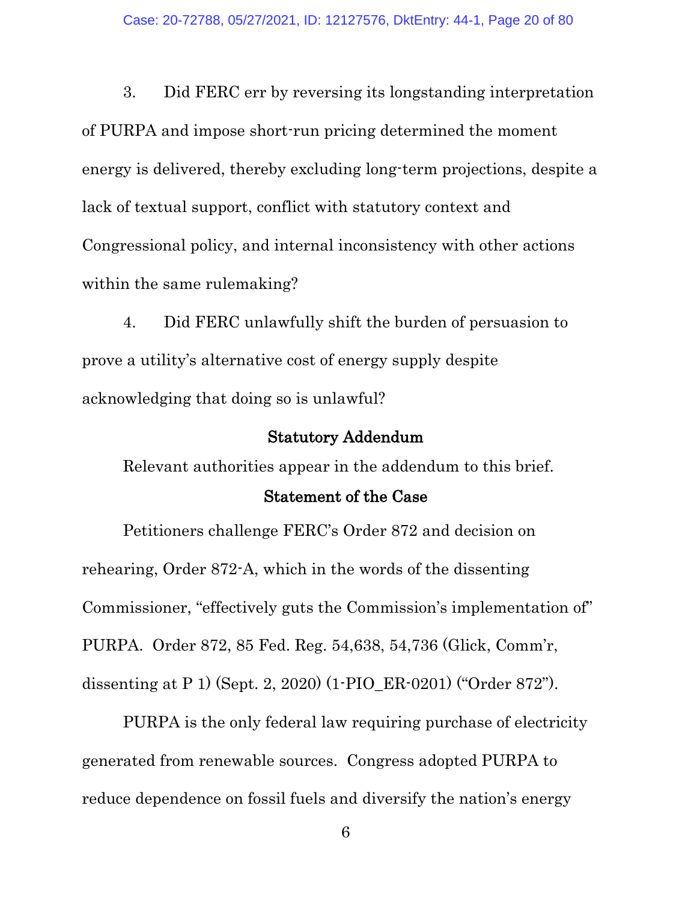3. Did FERC err by reversing its longstanding interpretation of PURPA and impose short-run pricing determined the moment energy is delivered, thereby excluding long-term projections, despite a lack of textual support, conflict with statutory context and Congressional policy, and internal inconsistency with other actions within the same rulemaking?

4. Did FERC unlawfully shift the burden of persuasion to prove a utility's alternative cost of energy supply despite acknowledging that doing so is unlawful?

## Statutory Addendum

Relevant authorities appear in the addendum to this brief.

## Statement of the Case

Petitioners challenge FERC's Order 872 and decision on rehearing, Order 872-A, which in the words of the dissenting Commissioner, "effectively guts the Commission's implementation of" PURPA. Order 872, 85 Fed. Reg. 54,638, 54,736 (Glick, Comm'r, dissenting at P 1) (Sept. 2, 2020) (1-PIO_ER-0201) ("Order 872").

PURPA is the only federal law requiring purchase of electricity generated from renewable sources. Congress adopted PURPA to reduce dependence on fossil fuels and diversify the nation's energy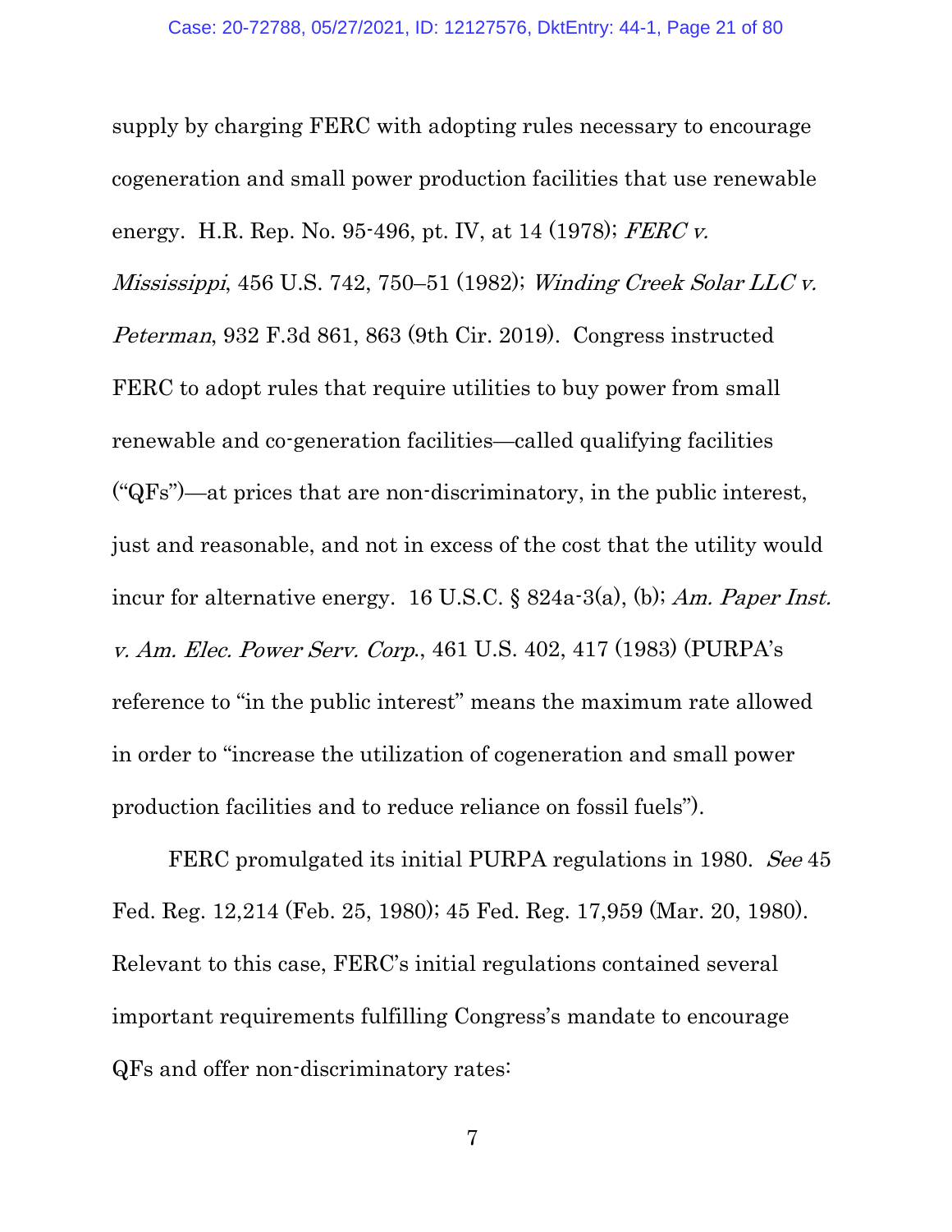supply by charging FERC with adopting rules necessary to encourage cogeneration and small power production facilities that use renewable energy. H.R. Rep. No. 95-496, pt. IV, at 14 (1978); *FERC v. Mississippi*, 456 U.S. 742, 750–51 (1982); *Winding Creek Solar LLC v. Peterman*, 932 F.3d 861, 863 (9th Cir. 2019). Congress instructed FERC to adopt rules that require utilities to buy power from small renewable and co-generation facilities—called qualifying facilities ("QFs")—at prices that are non-discriminatory, in the public interest, just and reasonable, and not in excess of the cost that the utility would incur for alternative energy. 16 U.S.C. § 824a-3(a), (b); *Am. Paper Inst. v. Am. Elec. Power Serv. Corp.*, 461 U.S. 402, 417 (1983) (PURPA's reference to "in the public interest" means the maximum rate allowed in order to "increase the utilization of cogeneration and small power production facilities and to reduce reliance on fossil fuels").

FERC promulgated its initial PURPA regulations in 1980. *See* 45 Fed. Reg. 12,214 (Feb. 25, 1980); 45 Fed. Reg. 17,959 (Mar. 20, 1980). Relevant to this case, FERC's initial regulations contained several important requirements fulfilling Congress's mandate to encourage QFs and offer non-discriminatory rates: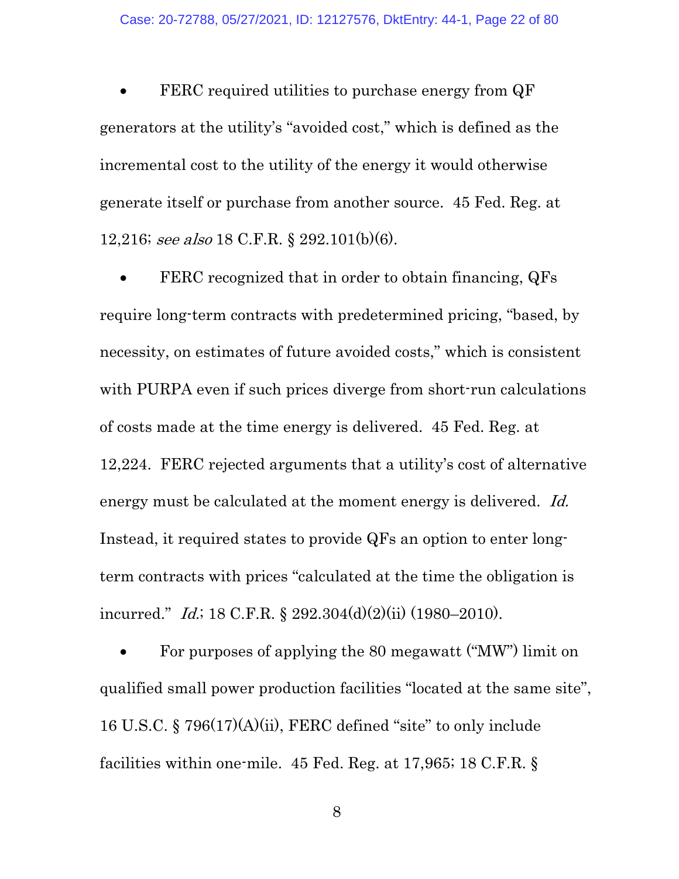- FERC required utilities to purchase energy from QF generators at the utility's "avoided cost," which is defined as the incremental cost to the utility of the energy it would otherwise generate itself or purchase from another source. 45 Fed. Reg. at 12,216; *see also* 18 C.F.R. § 292.101(b)(6).

- FERC recognized that in order to obtain financing, QFs require long-term contracts with predetermined pricing, "based, by necessity, on estimates of future avoided costs," which is consistent with PURPA even if such prices diverge from short-run calculations of costs made at the time energy is delivered. 45 Fed. Reg. at 12,224. FERC rejected arguments that a utility's cost of alternative energy must be calculated at the moment energy is delivered. *Id.* Instead, it required states to provide QFs an option to enter long-term contracts with prices "calculated at the time the obligation is incurred." *Id.*; 18 C.F.R. § 292.304(d)(2)(ii) (1980–2010).

- For purposes of applying the 80 megawatt ("MW") limit on qualified small power production facilities "located at the same site", 16 U.S.C. § 796(17)(A)(ii), FERC defined "site" to only include facilities within one-mile. 45 Fed. Reg. at 17,965; 18 C.F.R. §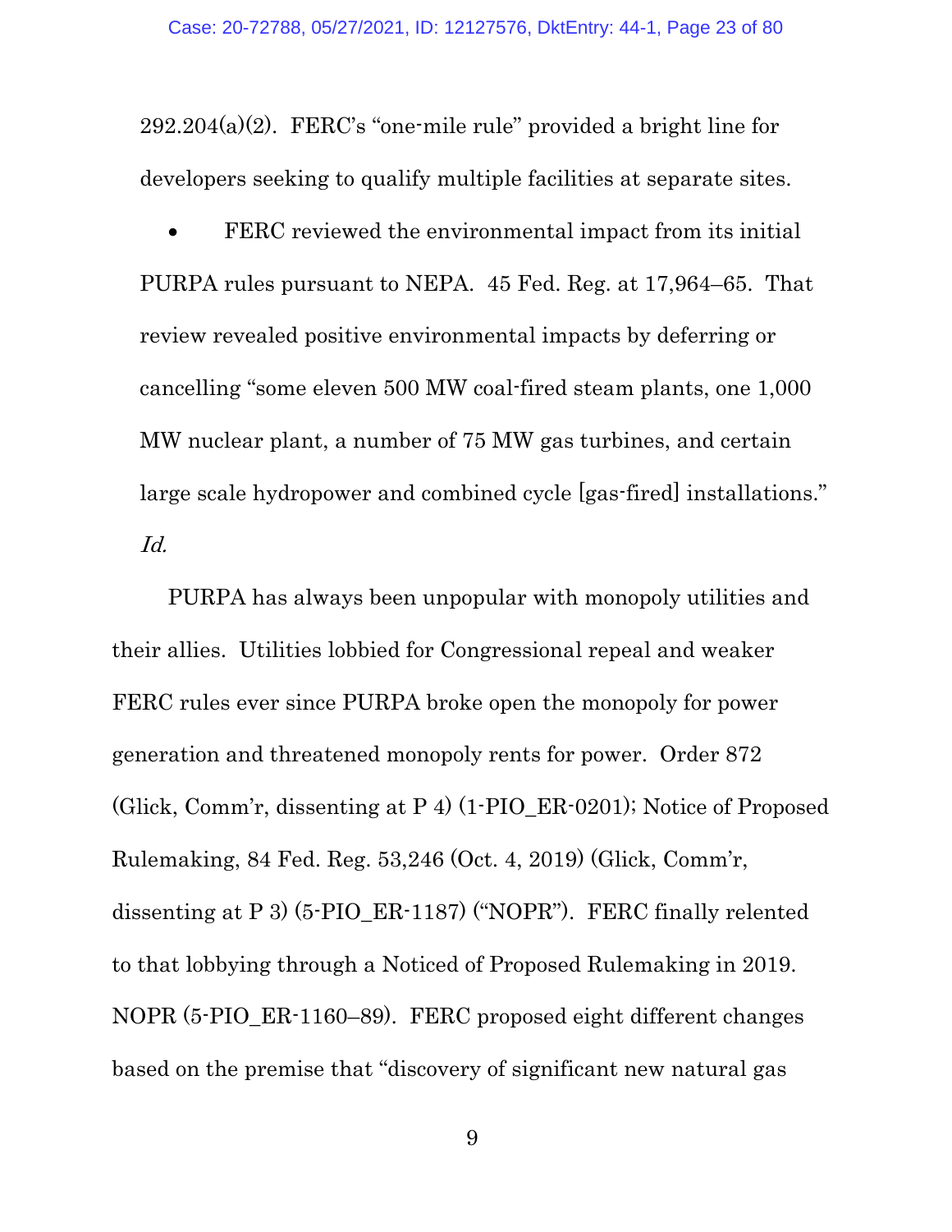292.204(a)(2). FERC's "one-mile rule" provided a bright line for developers seeking to qualify multiple facilities at separate sites.

- FERC reviewed the environmental impact from its initial PURPA rules pursuant to NEPA. 45 Fed. Reg. at 17,964–65. That review revealed positive environmental impacts by deferring or cancelling "some eleven 500 MW coal-fired steam plants, one 1,000 MW nuclear plant, a number of 75 MW gas turbines, and certain large scale hydropower and combined cycle [gas-fired] installations." *Id.*

PURPA has always been unpopular with monopoly utilities and their allies. Utilities lobbied for Congressional repeal and weaker FERC rules ever since PURPA broke open the monopoly for power generation and threatened monopoly rents for power. Order 872 (Glick, Comm'r, dissenting at P 4) (1-PIO_ER-0201); Notice of Proposed Rulemaking, 84 Fed. Reg. 53,246 (Oct. 4, 2019) (Glick, Comm'r, dissenting at P 3) (5-PIO_ER-1187) ("NOPR"). FERC finally relented to that lobbying through a Noticed of Proposed Rulemaking in 2019. NOPR (5-PIO_ER-1160–89). FERC proposed eight different changes based on the premise that "discovery of significant new natural gas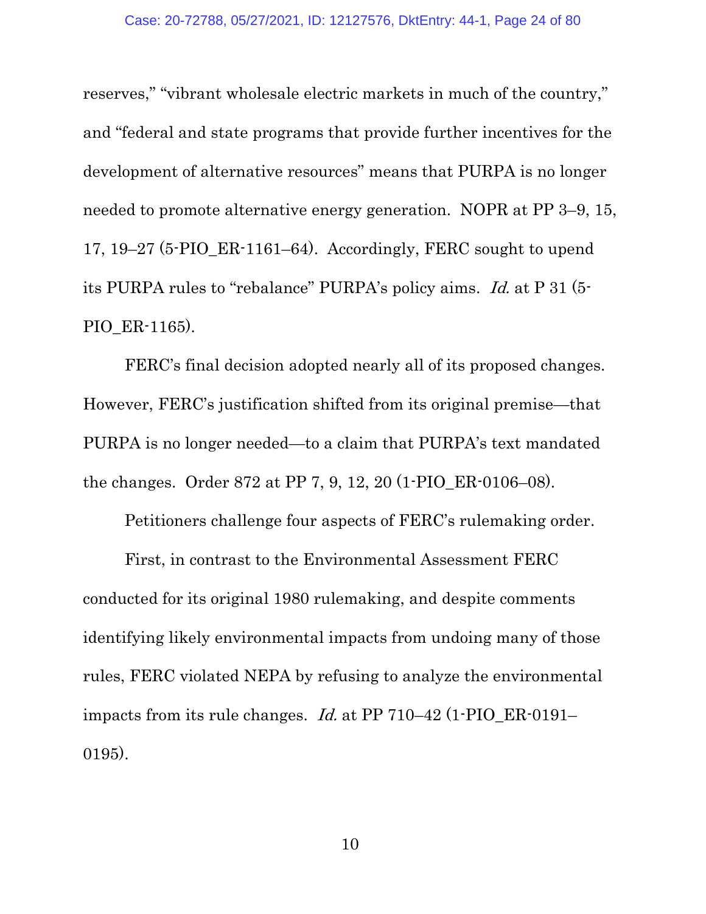reserves," "vibrant wholesale electric markets in much of the country," and "federal and state programs that provide further incentives for the development of alternative resources" means that PURPA is no longer needed to promote alternative energy generation. NOPR at PP 3–9, 15, 17, 19–27 (5-PIO_ER-1161–64). Accordingly, FERC sought to upend its PURPA rules to "rebalance" PURPA's policy aims. *Id.* at P 31 (5-PIO_ER-1165).

FERC's final decision adopted nearly all of its proposed changes. However, FERC's justification shifted from its original premise—that PURPA is no longer needed—to a claim that PURPA's text mandated the changes. Order 872 at PP 7, 9, 12, 20 (1-PIO_ER-0106–08).

Petitioners challenge four aspects of FERC's rulemaking order.

First, in contrast to the Environmental Assessment FERC conducted for its original 1980 rulemaking, and despite comments identifying likely environmental impacts from undoing many of those rules, FERC violated NEPA by refusing to analyze the environmental impacts from its rule changes. *Id.* at PP 710–42 (1-PIO_ER-0191–0195).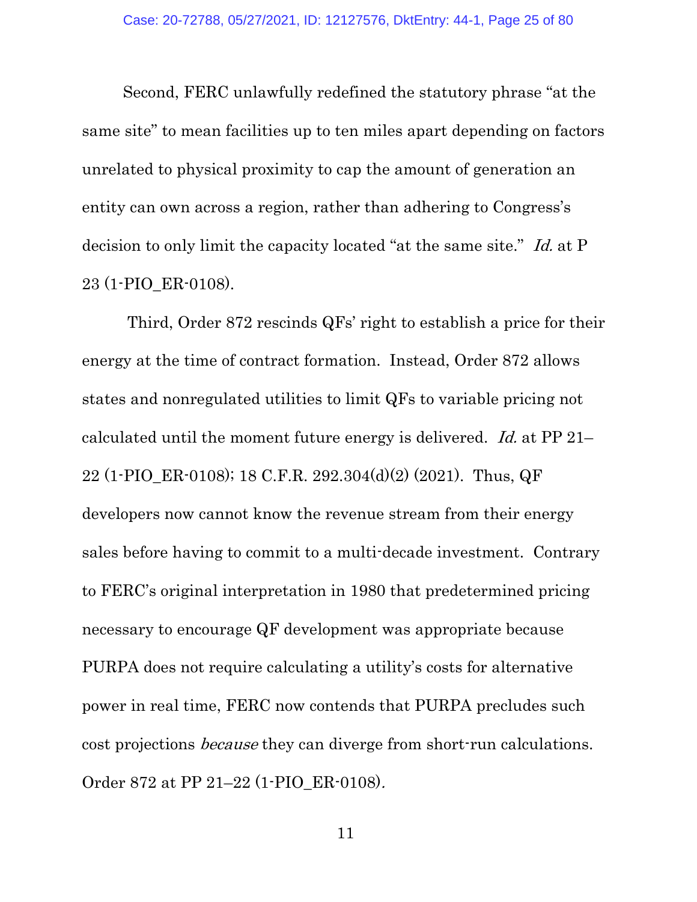Second, FERC unlawfully redefined the statutory phrase "at the same site" to mean facilities up to ten miles apart depending on factors unrelated to physical proximity to cap the amount of generation an entity can own across a region, rather than adhering to Congress's decision to only limit the capacity located "at the same site." *Id.* at P 23 (1-PIO_ER-0108).

Third, Order 872 rescinds QFs' right to establish a price for their energy at the time of contract formation. Instead, Order 872 allows states and nonregulated utilities to limit QFs to variable pricing not calculated until the moment future energy is delivered. *Id.* at PP 21–22 (1-PIO_ER-0108); 18 C.F.R. 292.304(d)(2) (2021). Thus, QF developers now cannot know the revenue stream from their energy sales before having to commit to a multi-decade investment. Contrary to FERC's original interpretation in 1980 that predetermined pricing necessary to encourage QF development was appropriate because PURPA does not require calculating a utility's costs for alternative power in real time, FERC now contends that PURPA precludes such cost projections *because* they can diverge from short-run calculations. Order 872 at PP 21–22 (1-PIO_ER-0108).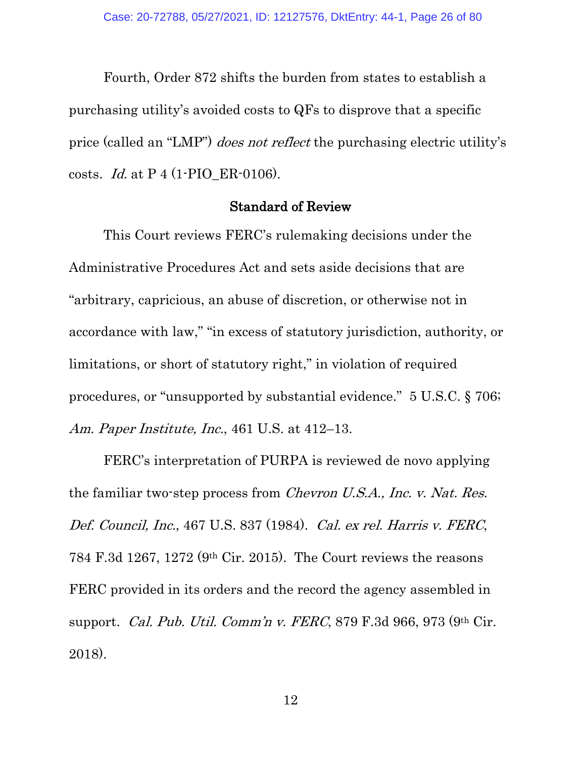Fourth, Order 872 shifts the burden from states to establish a purchasing utility's avoided costs to QFs to disprove that a specific price (called an "LMP") *does not reflect* the purchasing electric utility's costs. *Id.* at P 4 (1-PIO_ER-0106).

## Standard of Review

This Court reviews FERC's rulemaking decisions under the Administrative Procedures Act and sets aside decisions that are "arbitrary, capricious, an abuse of discretion, or otherwise not in accordance with law," "in excess of statutory jurisdiction, authority, or limitations, or short of statutory right," in violation of required procedures, or "unsupported by substantial evidence." 5 U.S.C. § 706; *Am. Paper Institute, Inc.*, 461 U.S. at 412–13.

FERC's interpretation of PURPA is reviewed de novo applying the familiar two-step process from *Chevron U.S.A., Inc. v. Nat. Res. Def. Council, Inc.*, 467 U.S. 837 (1984). *Cal. ex rel. Harris v. FERC*, 784 F.3d 1267, 1272 (9th Cir. 2015). The Court reviews the reasons FERC provided in its orders and the record the agency assembled in support. *Cal. Pub. Util. Comm'n v. FERC*, 879 F.3d 966, 973 (9th Cir. 2018).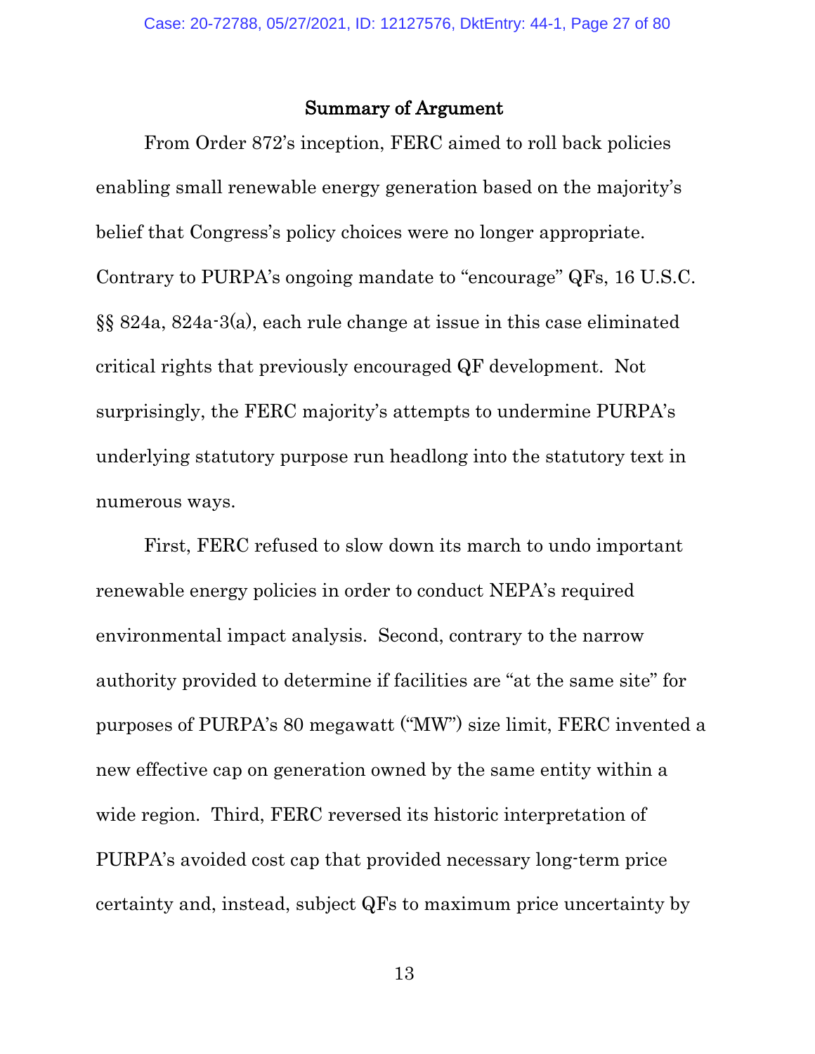## Summary of Argument

From Order 872's inception, FERC aimed to roll back policies enabling small renewable energy generation based on the majority's belief that Congress's policy choices were no longer appropriate. Contrary to PURPA's ongoing mandate to "encourage" QFs, 16 U.S.C. §§ 824a, 824a-3(a), each rule change at issue in this case eliminated critical rights that previously encouraged QF development. Not surprisingly, the FERC majority's attempts to undermine PURPA's underlying statutory purpose run headlong into the statutory text in numerous ways.

First, FERC refused to slow down its march to undo important renewable energy policies in order to conduct NEPA's required environmental impact analysis. Second, contrary to the narrow authority provided to determine if facilities are "at the same site" for purposes of PURPA's 80 megawatt ("MW") size limit, FERC invented a new effective cap on generation owned by the same entity within a wide region. Third, FERC reversed its historic interpretation of PURPA's avoided cost cap that provided necessary long-term price certainty and, instead, subject QFs to maximum price uncertainty by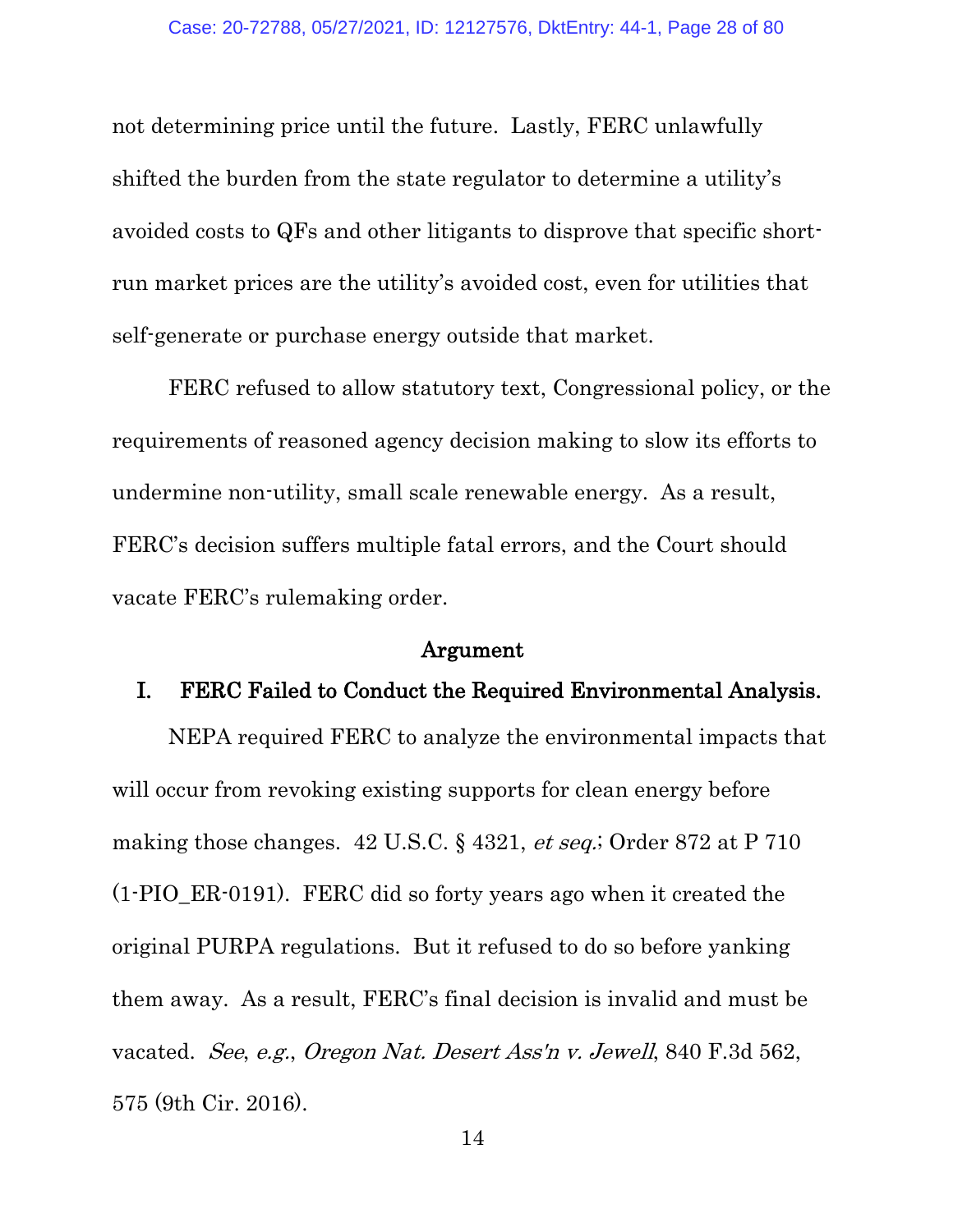not determining price until the future. Lastly, FERC unlawfully shifted the burden from the state regulator to determine a utility's avoided costs to QFs and other litigants to disprove that specific short-run market prices are the utility's avoided cost, even for utilities that self-generate or purchase energy outside that market.

FERC refused to allow statutory text, Congressional policy, or the requirements of reasoned agency decision making to slow its efforts to undermine non-utility, small scale renewable energy. As a result, FERC's decision suffers multiple fatal errors, and the Court should vacate FERC's rulemaking order.

## Argument

### I. FERC Failed to Conduct the Required Environmental Analysis.

NEPA required FERC to analyze the environmental impacts that will occur from revoking existing supports for clean energy before making those changes. 42 U.S.C. § 4321, *et seq.*; Order 872 at P 710 (1-PIO_ER-0191). FERC did so forty years ago when it created the original PURPA regulations. But it refused to do so before yanking them away. As a result, FERC's final decision is invalid and must be vacated. *See*, *e.g.*, *Oregon Nat. Desert Ass'n v. Jewell*, 840 F.3d 562, 575 (9th Cir. 2016).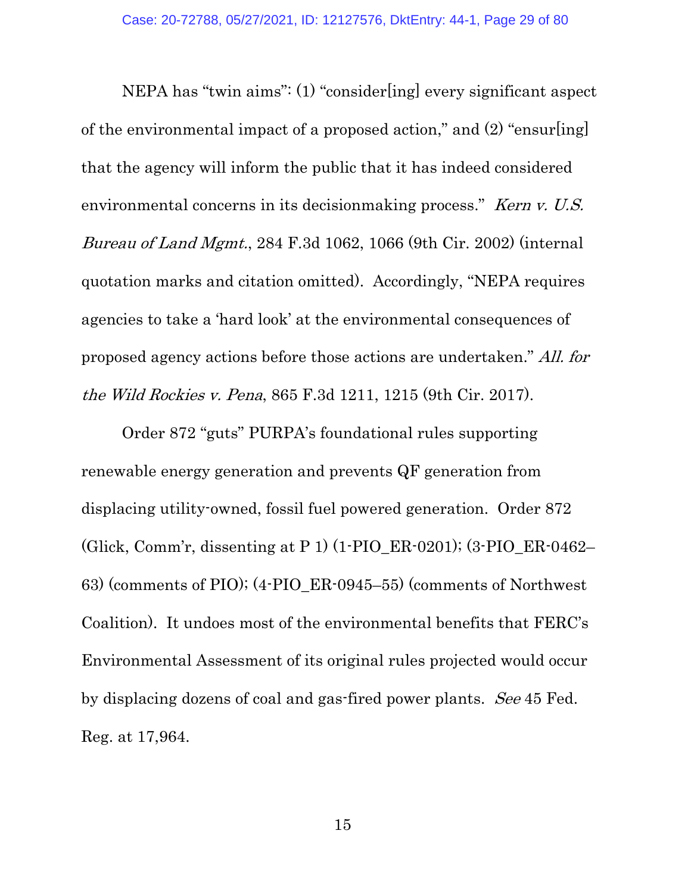NEPA has "twin aims": (1) "consider[ing] every significant aspect of the environmental impact of a proposed action," and (2) "ensur[ing] that the agency will inform the public that it has indeed considered environmental concerns in its decisionmaking process." *Kern v. U.S. Bureau of Land Mgmt.*, 284 F.3d 1062, 1066 (9th Cir. 2002) (internal quotation marks and citation omitted). Accordingly, "NEPA requires agencies to take a 'hard look' at the environmental consequences of proposed agency actions before those actions are undertaken." *All. for the Wild Rockies v. Pena*, 865 F.3d 1211, 1215 (9th Cir. 2017).

Order 872 "guts" PURPA's foundational rules supporting renewable energy generation and prevents QF generation from displacing utility-owned, fossil fuel powered generation. Order 872 (Glick, Comm'r, dissenting at P 1) (1-PIO_ER-0201); (3-PIO_ER-0462–63) (comments of PIO); (4-PIO_ER-0945–55) (comments of Northwest Coalition). It undoes most of the environmental benefits that FERC's Environmental Assessment of its original rules projected would occur by displacing dozens of coal and gas-fired power plants. *See* 45 Fed. Reg. at 17,964.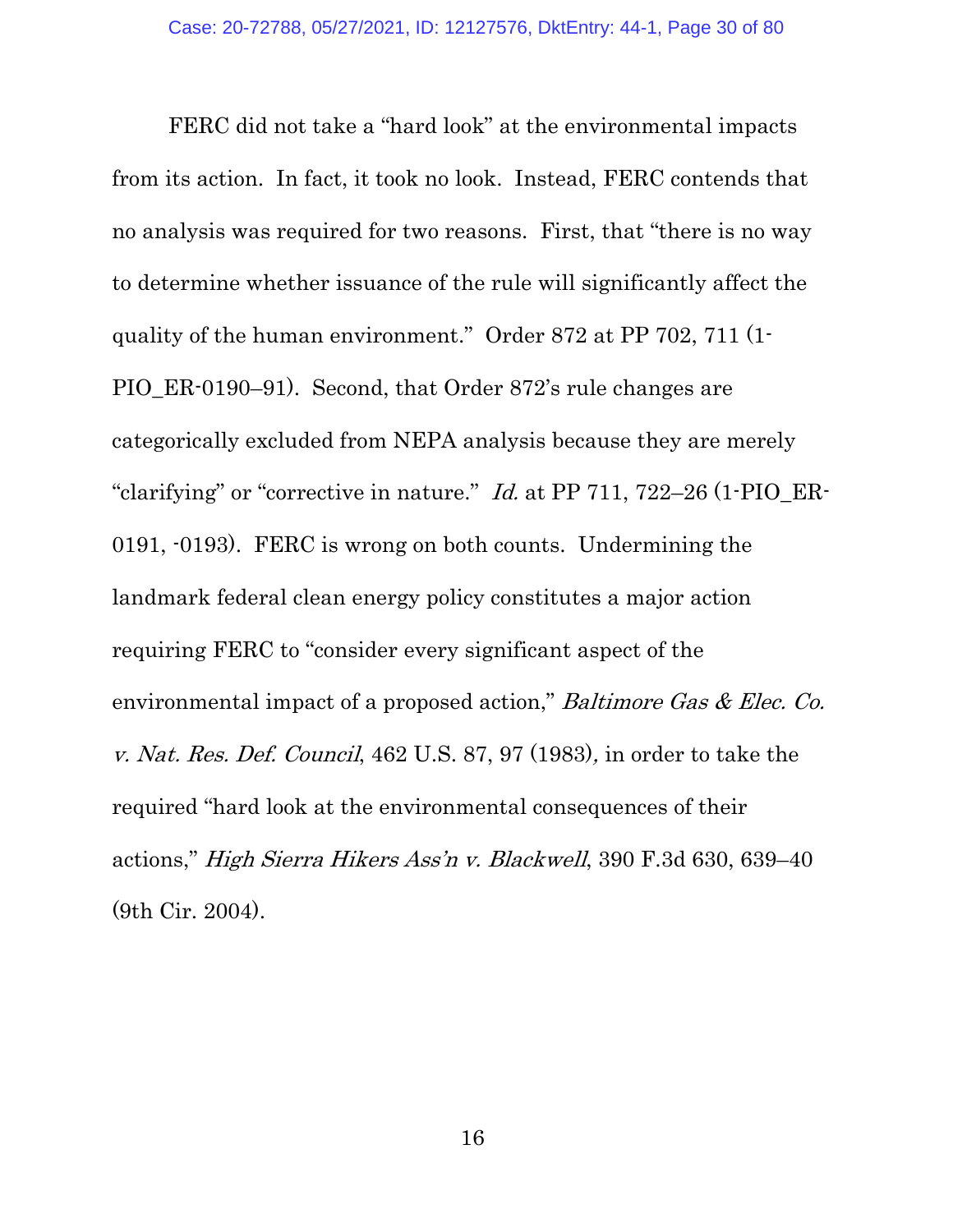FERC did not take a "hard look" at the environmental impacts from its action. In fact, it took no look. Instead, FERC contends that no analysis was required for two reasons. First, that "there is no way to determine whether issuance of the rule will significantly affect the quality of the human environment." Order 872 at PP 702, 711 (1-PIO_ER-0190–91). Second, that Order 872's rule changes are categorically excluded from NEPA analysis because they are merely "clarifying" or "corrective in nature." *Id.* at PP 711, 722–26 (1-PIO_ER-0191, -0193). FERC is wrong on both counts. Undermining the landmark federal clean energy policy constitutes a major action requiring FERC to "consider every significant aspect of the environmental impact of a proposed action," *Baltimore Gas & Elec. Co. v. Nat. Res. Def. Council*, 462 U.S. 87, 97 (1983), in order to take the required "hard look at the environmental consequences of their actions," *High Sierra Hikers Ass'n v. Blackwell*, 390 F.3d 630, 639–40 (9th Cir. 2004).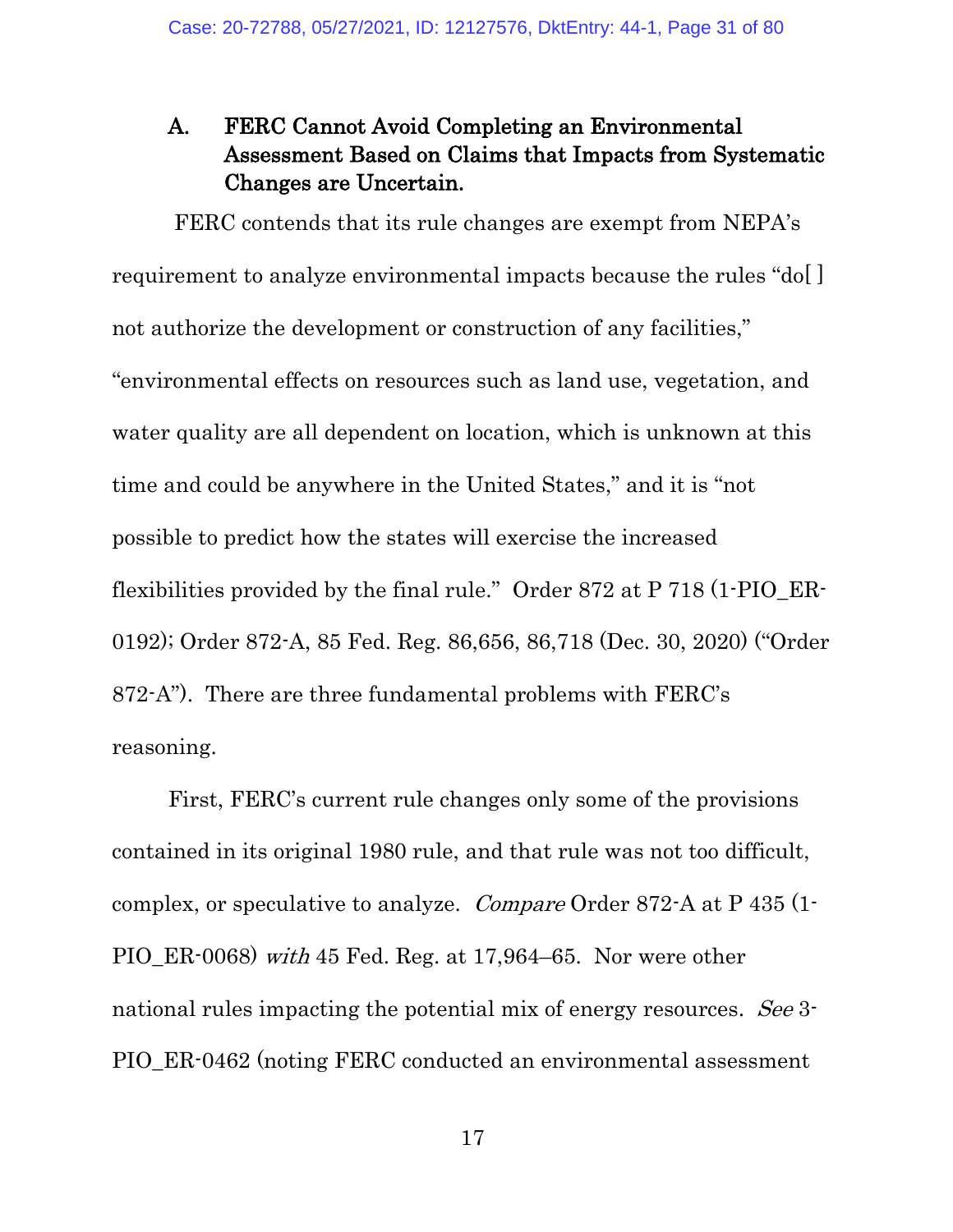### A. FERC Cannot Avoid Completing an Environmental Assessment Based on Claims that Impacts from Systematic Changes are Uncertain.

FERC contends that its rule changes are exempt from NEPA's requirement to analyze environmental impacts because the rules "do[ ] not authorize the development or construction of any facilities," "environmental effects on resources such as land use, vegetation, and water quality are all dependent on location, which is unknown at this time and could be anywhere in the United States," and it is "not possible to predict how the states will exercise the increased flexibilities provided by the final rule." Order 872 at P 718 (1-PIO_ER-0192); Order 872-A, 85 Fed. Reg. 86,656, 86,718 (Dec. 30, 2020) ("Order 872-A"). There are three fundamental problems with FERC's reasoning.

First, FERC's current rule changes only some of the provisions contained in its original 1980 rule, and that rule was not too difficult, complex, or speculative to analyze. *Compare* Order 872-A at P 435 (1-PIO_ER-0068) *with* 45 Fed. Reg. at 17,964–65. Nor were other national rules impacting the potential mix of energy resources. *See* 3-PIO_ER-0462 (noting FERC conducted an environmental assessment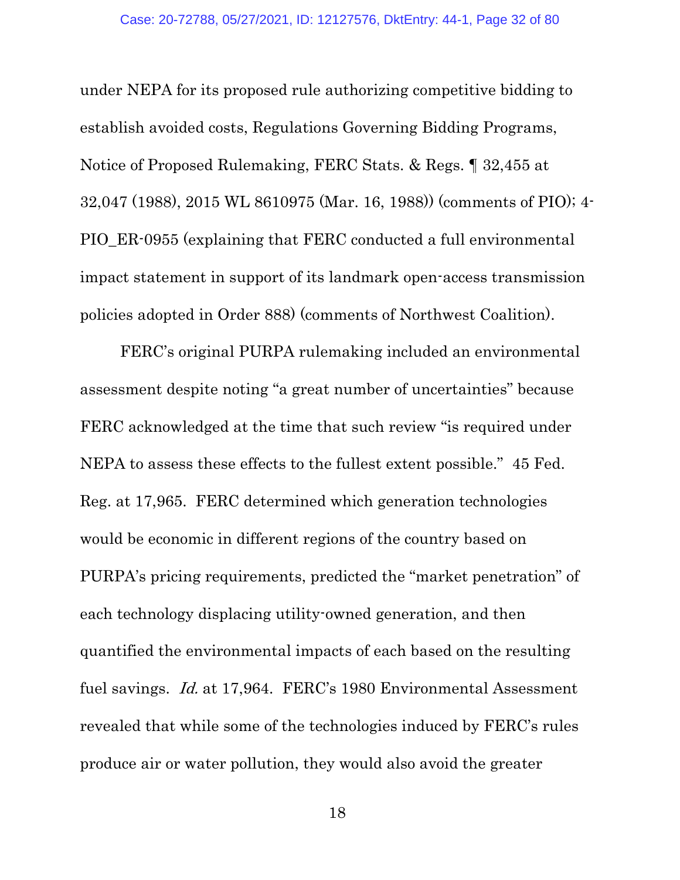under NEPA for its proposed rule authorizing competitive bidding to establish avoided costs, Regulations Governing Bidding Programs, Notice of Proposed Rulemaking, FERC Stats. & Regs. ¶ 32,455 at 32,047 (1988), 2015 WL 8610975 (Mar. 16, 1988)) (comments of PIO); 4-PIO_ER-0955 (explaining that FERC conducted a full environmental impact statement in support of its landmark open-access transmission policies adopted in Order 888) (comments of Northwest Coalition).

FERC's original PURPA rulemaking included an environmental assessment despite noting "a great number of uncertainties" because FERC acknowledged at the time that such review "is required under NEPA to assess these effects to the fullest extent possible." 45 Fed. Reg. at 17,965. FERC determined which generation technologies would be economic in different regions of the country based on PURPA's pricing requirements, predicted the "market penetration" of each technology displacing utility-owned generation, and then quantified the environmental impacts of each based on the resulting fuel savings. *Id.* at 17,964. FERC's 1980 Environmental Assessment revealed that while some of the technologies induced by FERC's rules produce air or water pollution, they would also avoid the greater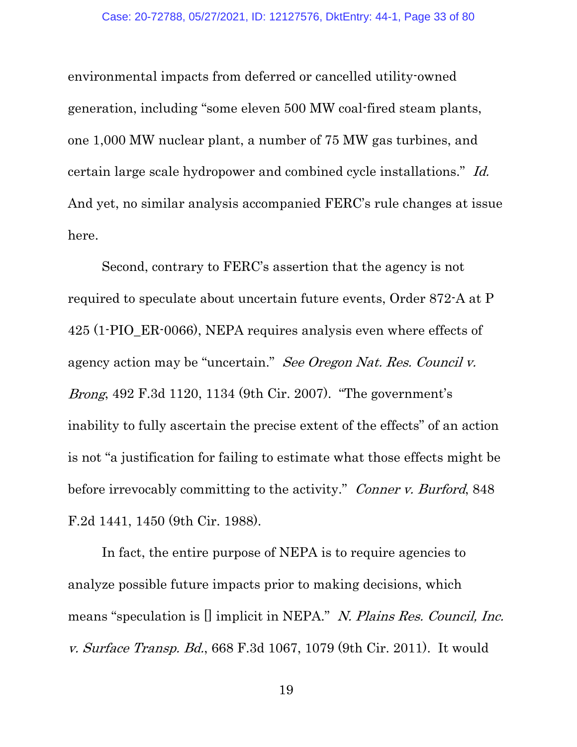environmental impacts from deferred or cancelled utility-owned generation, including "some eleven 500 MW coal-fired steam plants, one 1,000 MW nuclear plant, a number of 75 MW gas turbines, and certain large scale hydropower and combined cycle installations." *Id.* And yet, no similar analysis accompanied FERC's rule changes at issue here.

Second, contrary to FERC's assertion that the agency is not required to speculate about uncertain future events, Order 872-A at P 425 (1-PIO_ER-0066), NEPA requires analysis even where effects of agency action may be "uncertain." *See Oregon Nat. Res. Council v. Brong*, 492 F.3d 1120, 1134 (9th Cir. 2007). "The government's inability to fully ascertain the precise extent of the effects" of an action is not "a justification for failing to estimate what those effects might be before irrevocably committing to the activity." *Conner v. Burford*, 848 F.2d 1441, 1450 (9th Cir. 1988).

In fact, the entire purpose of NEPA is to require agencies to analyze possible future impacts prior to making decisions, which means "speculation is [] implicit in NEPA." *N. Plains Res. Council, Inc. v. Surface Transp. Bd.*, 668 F.3d 1067, 1079 (9th Cir. 2011). It would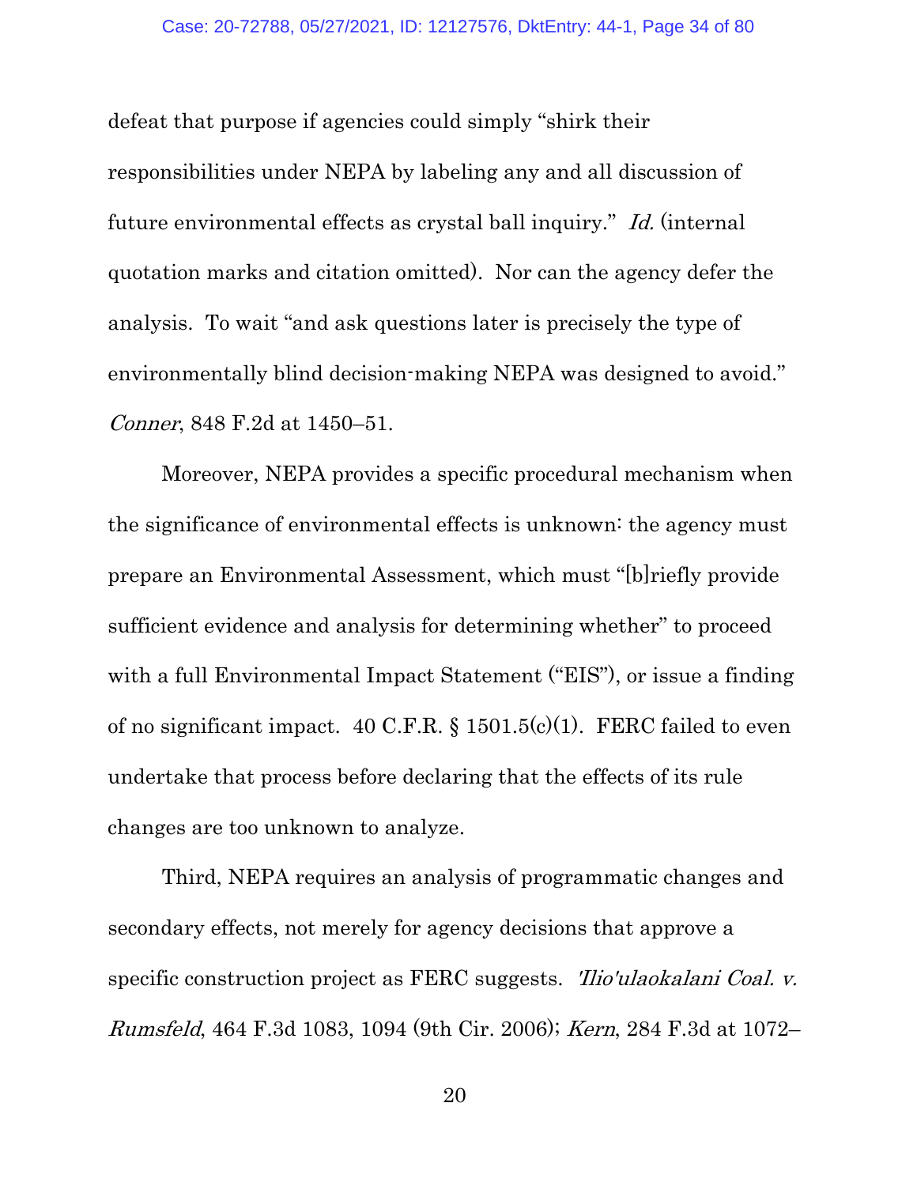defeat that purpose if agencies could simply "shirk their responsibilities under NEPA by labeling any and all discussion of future environmental effects as crystal ball inquiry." *Id.* (internal quotation marks and citation omitted). Nor can the agency defer the analysis. To wait "and ask questions later is precisely the type of environmentally blind decision-making NEPA was designed to avoid." *Conner*, 848 F.2d at 1450–51.

Moreover, NEPA provides a specific procedural mechanism when the significance of environmental effects is unknown: the agency must prepare an Environmental Assessment, which must "[b]riefly provide sufficient evidence and analysis for determining whether" to proceed with a full Environmental Impact Statement ("EIS"), or issue a finding of no significant impact. 40 C.F.R. § 1501.5(c)(1). FERC failed to even undertake that process before declaring that the effects of its rule changes are too unknown to analyze.

Third, NEPA requires an analysis of programmatic changes and secondary effects, not merely for agency decisions that approve a specific construction project as FERC suggests. *'Ilio'ulaokalani Coal. v. Rumsfeld*, 464 F.3d 1083, 1094 (9th Cir. 2006); *Kern*, 284 F.3d at 1072–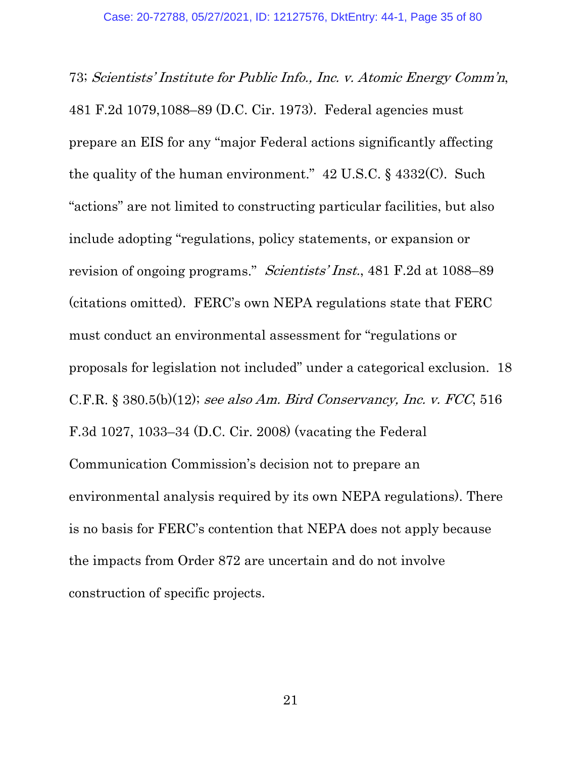73; *Scientists' Institute for Public Info., Inc. v. Atomic Energy Comm'n*, 481 F.2d 1079,1088–89 (D.C. Cir. 1973). Federal agencies must prepare an EIS for any "major Federal actions significantly affecting the quality of the human environment." 42 U.S.C. § 4332(C). Such "actions" are not limited to constructing particular facilities, but also include adopting "regulations, policy statements, or expansion or revision of ongoing programs." *Scientists' Inst.*, 481 F.2d at 1088–89 (citations omitted). FERC's own NEPA regulations state that FERC must conduct an environmental assessment for "regulations or proposals for legislation not included" under a categorical exclusion. 18 C.F.R. § 380.5(b)(12); *see also Am. Bird Conservancy, Inc. v. FCC*, 516 F.3d 1027, 1033–34 (D.C. Cir. 2008) (vacating the Federal Communication Commission's decision not to prepare an environmental analysis required by its own NEPA regulations). There is no basis for FERC's contention that NEPA does not apply because the impacts from Order 872 are uncertain and do not involve construction of specific projects.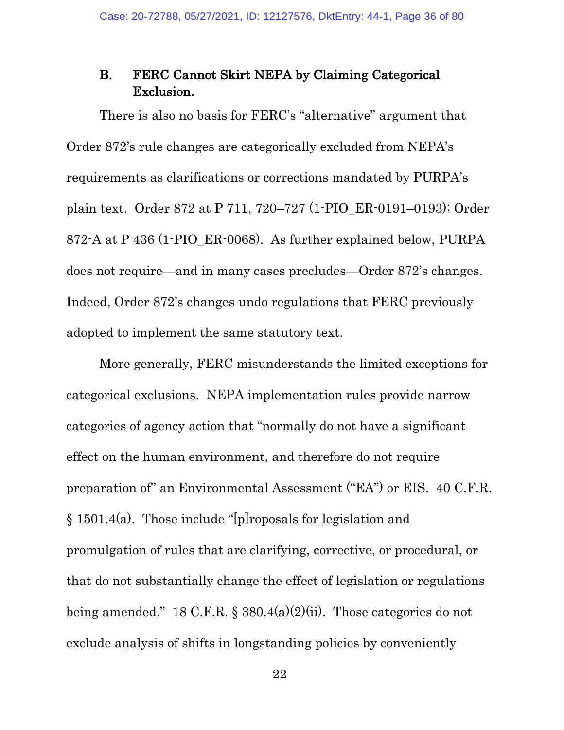### B. FERC Cannot Skirt NEPA by Claiming Categorical Exclusion.

There is also no basis for FERC's "alternative" argument that Order 872's rule changes are categorically excluded from NEPA's requirements as clarifications or corrections mandated by PURPA's plain text. Order 872 at P 711, 720–727 (1-PIO_ER-0191–0193); Order 872-A at P 436 (1-PIO_ER-0068). As further explained below, PURPA does not require—and in many cases precludes—Order 872's changes. Indeed, Order 872's changes undo regulations that FERC previously adopted to implement the same statutory text.

More generally, FERC misunderstands the limited exceptions for categorical exclusions. NEPA implementation rules provide narrow categories of agency action that "normally do not have a significant effect on the human environment, and therefore do not require preparation of" an Environmental Assessment ("EA") or EIS. 40 C.F.R. § 1501.4(a). Those include "[p]roposals for legislation and promulgation of rules that are clarifying, corrective, or procedural, or that do not substantially change the effect of legislation or regulations being amended." 18 C.F.R. § 380.4(a)(2)(ii). Those categories do not exclude analysis of shifts in longstanding policies by conveniently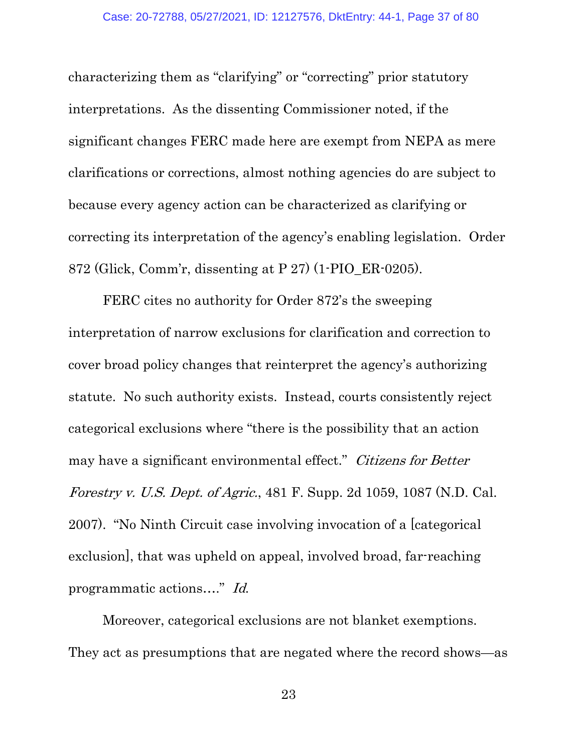characterizing them as "clarifying" or "correcting" prior statutory interpretations. As the dissenting Commissioner noted, if the significant changes FERC made here are exempt from NEPA as mere clarifications or corrections, almost nothing agencies do are subject to because every agency action can be characterized as clarifying or correcting its interpretation of the agency's enabling legislation. Order 872 (Glick, Comm'r, dissenting at P 27) (1-PIO_ER-0205).

FERC cites no authority for Order 872's the sweeping interpretation of narrow exclusions for clarification and correction to cover broad policy changes that reinterpret the agency's authorizing statute. No such authority exists. Instead, courts consistently reject categorical exclusions where "there is the possibility that an action may have a significant environmental effect." *Citizens for Better Forestry v. U.S. Dept. of Agric.*, 481 F. Supp. 2d 1059, 1087 (N.D. Cal. 2007). "No Ninth Circuit case involving invocation of a [categorical exclusion], that was upheld on appeal, involved broad, far-reaching programmatic actions…." *Id.*

Moreover, categorical exclusions are not blanket exemptions. They act as presumptions that are negated where the record shows—as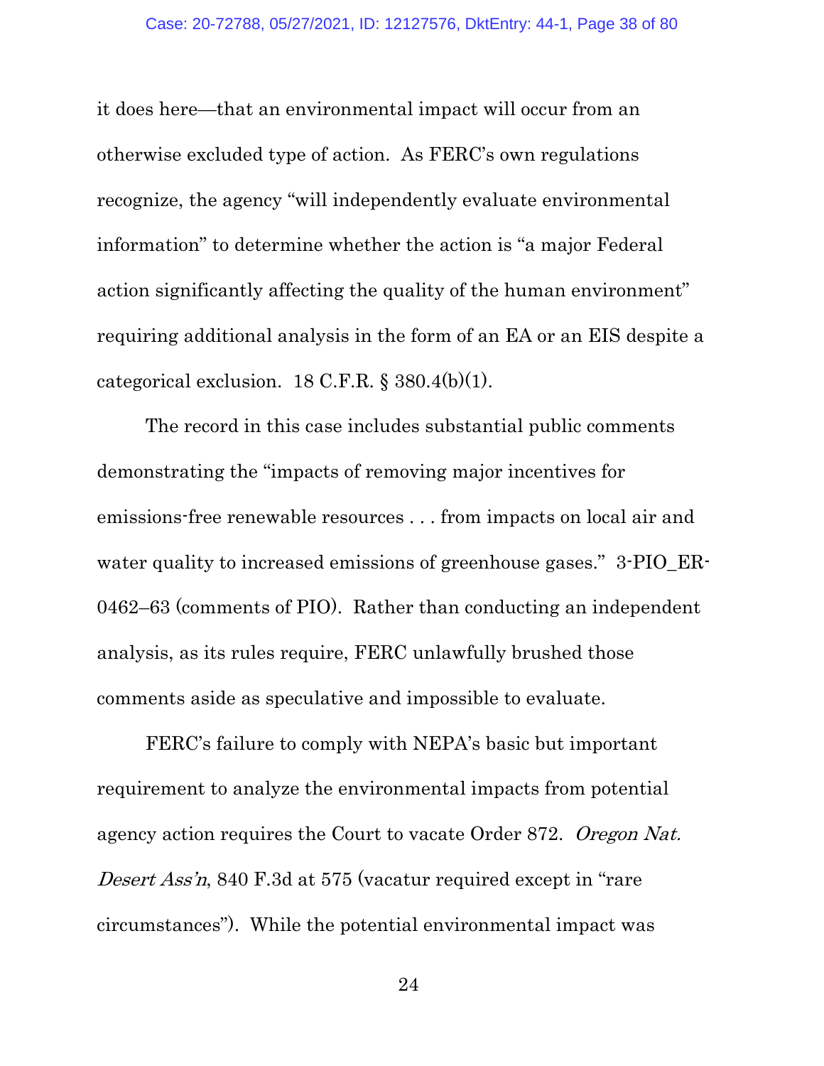it does here—that an environmental impact will occur from an otherwise excluded type of action. As FERC's own regulations recognize, the agency "will independently evaluate environmental information" to determine whether the action is "a major Federal action significantly affecting the quality of the human environment" requiring additional analysis in the form of an EA or an EIS despite a categorical exclusion. 18 C.F.R. § 380.4(b)(1).

The record in this case includes substantial public comments demonstrating the "impacts of removing major incentives for emissions-free renewable resources . . . from impacts on local air and water quality to increased emissions of greenhouse gases." 3-PIO_ER-0462–63 (comments of PIO). Rather than conducting an independent analysis, as its rules require, FERC unlawfully brushed those comments aside as speculative and impossible to evaluate.

FERC's failure to comply with NEPA's basic but important requirement to analyze the environmental impacts from potential agency action requires the Court to vacate Order 872. *Oregon Nat. Desert Ass'n*, 840 F.3d at 575 (vacatur required except in "rare circumstances"). While the potential environmental impact was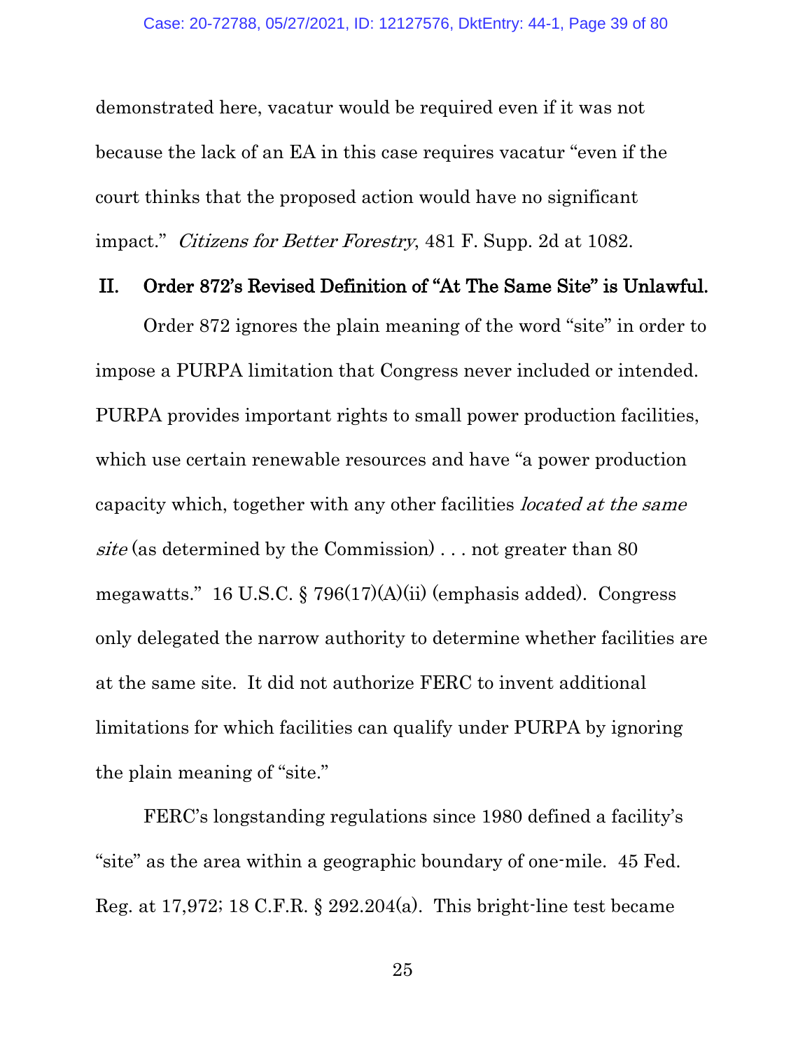demonstrated here, vacatur would be required even if it was not because the lack of an EA in this case requires vacatur "even if the court thinks that the proposed action would have no significant impact." *Citizens for Better Forestry*, 481 F. Supp. 2d at 1082.

## II. Order 872's Revised Definition of "At The Same Site" is Unlawful.

Order 872 ignores the plain meaning of the word "site" in order to impose a PURPA limitation that Congress never included or intended. PURPA provides important rights to small power production facilities, which use certain renewable resources and have "a power production capacity which, together with any other facilities *located at the same site* (as determined by the Commission) . . . not greater than 80 megawatts." 16 U.S.C. § 796(17)(A)(ii) (emphasis added). Congress only delegated the narrow authority to determine whether facilities are at the same site. It did not authorize FERC to invent additional limitations for which facilities can qualify under PURPA by ignoring the plain meaning of "site."

FERC's longstanding regulations since 1980 defined a facility's "site" as the area within a geographic boundary of one-mile. 45 Fed. Reg. at 17,972; 18 C.F.R. § 292.204(a). This bright-line test became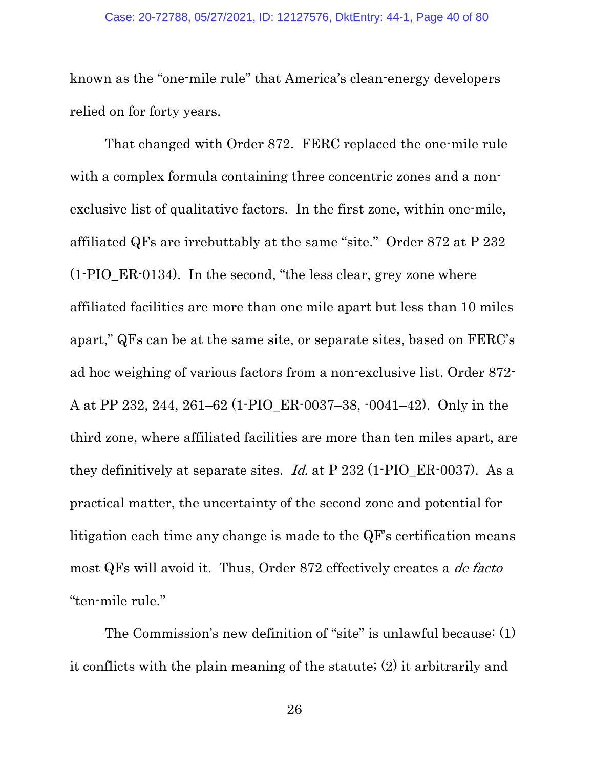known as the "one-mile rule" that America's clean-energy developers relied on for forty years.

That changed with Order 872. FERC replaced the one-mile rule with a complex formula containing three concentric zones and a non-exclusive list of qualitative factors. In the first zone, within one-mile, affiliated QFs are irrebuttably at the same "site." Order 872 at P 232 (1-PIO_ER-0134). In the second, "the less clear, grey zone where affiliated facilities are more than one mile apart but less than 10 miles apart," QFs can be at the same site, or separate sites, based on FERC's ad hoc weighing of various factors from a non-exclusive list. Order 872-A at PP 232, 244, 261–62 (1-PIO_ER-0037–38, -0041–42). Only in the third zone, where affiliated facilities are more than ten miles apart, are they definitively at separate sites. *Id.* at P 232 (1-PIO_ER-0037). As a practical matter, the uncertainty of the second zone and potential for litigation each time any change is made to the QF's certification means most QFs will avoid it. Thus, Order 872 effectively creates a *de facto* "ten-mile rule."

The Commission's new definition of "site" is unlawful because: (1) it conflicts with the plain meaning of the statute; (2) it arbitrarily and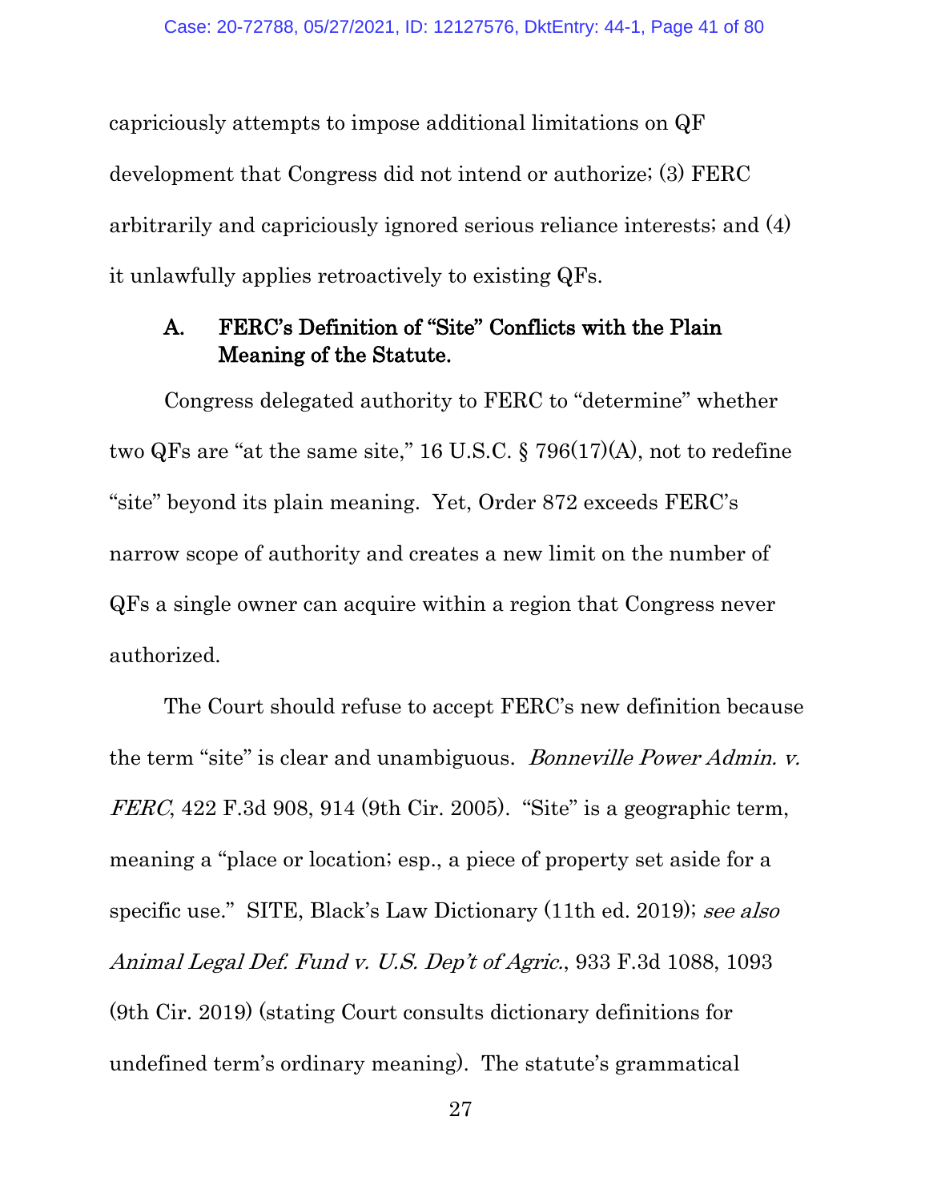capriciously attempts to impose additional limitations on QF development that Congress did not intend or authorize; (3) FERC arbitrarily and capriciously ignored serious reliance interests; and (4) it unlawfully applies retroactively to existing QFs.

### A. FERC's Definition of "Site" Conflicts with the Plain Meaning of the Statute.

Congress delegated authority to FERC to "determine" whether two QFs are "at the same site," 16 U.S.C. § 796(17)(A), not to redefine "site" beyond its plain meaning. Yet, Order 872 exceeds FERC's narrow scope of authority and creates a new limit on the number of QFs a single owner can acquire within a region that Congress never authorized.

The Court should refuse to accept FERC's new definition because the term "site" is clear and unambiguous. *Bonneville Power Admin. v. FERC*, 422 F.3d 908, 914 (9th Cir. 2005). "Site" is a geographic term, meaning a "place or location; esp., a piece of property set aside for a specific use." SITE, Black's Law Dictionary (11th ed. 2019); *see also Animal Legal Def. Fund v. U.S. Dep't of Agric.*, 933 F.3d 1088, 1093 (9th Cir. 2019) (stating Court consults dictionary definitions for undefined term's ordinary meaning). The statute's grammatical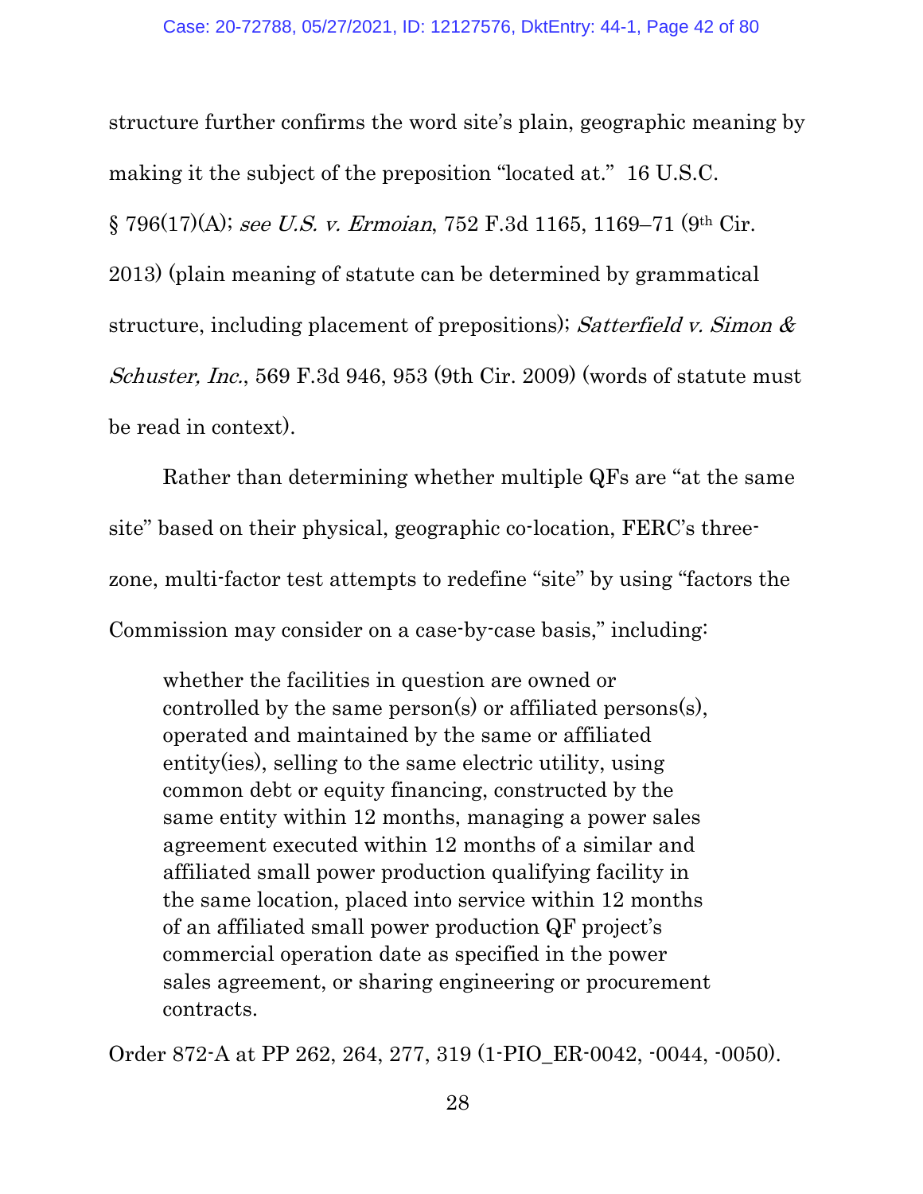structure further confirms the word site's plain, geographic meaning by making it the subject of the preposition "located at." 16 U.S.C. § 796(17)(A); *see U.S. v. Ermoian*, 752 F.3d 1165, 1169–71 (9th Cir. 2013) (plain meaning of statute can be determined by grammatical structure, including placement of prepositions); *Satterfield v. Simon & Schuster, Inc.*, 569 F.3d 946, 953 (9th Cir. 2009) (words of statute must be read in context).

Rather than determining whether multiple QFs are "at the same site" based on their physical, geographic co-location, FERC's three-zone, multi-factor test attempts to redefine "site" by using "factors the Commission may consider on a case-by-case basis," including:

> whether the facilities in question are owned or controlled by the same person(s) or affiliated persons(s), operated and maintained by the same or affiliated entity(ies), selling to the same electric utility, using common debt or equity financing, constructed by the same entity within 12 months, managing a power sales agreement executed within 12 months of a similar and affiliated small power production qualifying facility in the same location, placed into service within 12 months of an affiliated small power production QF project's commercial operation date as specified in the power sales agreement, or sharing engineering or procurement contracts.

Order 872-A at PP 262, 264, 277, 319 (1-PIO_ER-0042, -0044, -0050).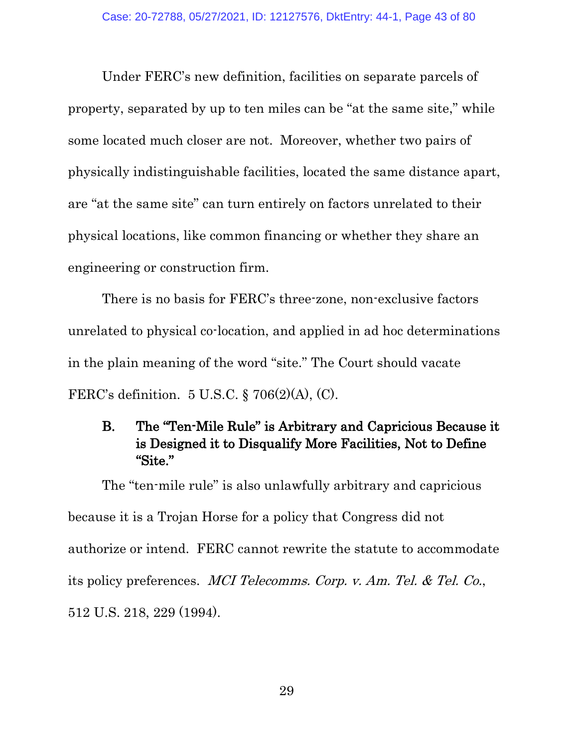Under FERC's new definition, facilities on separate parcels of property, separated by up to ten miles can be "at the same site," while some located much closer are not. Moreover, whether two pairs of physically indistinguishable facilities, located the same distance apart, are "at the same site" can turn entirely on factors unrelated to their physical locations, like common financing or whether they share an engineering or construction firm.

There is no basis for FERC's three-zone, non-exclusive factors unrelated to physical co-location, and applied in ad hoc determinations in the plain meaning of the word "site." The Court should vacate FERC's definition. 5 U.S.C. § 706(2)(A), (C).

### B. The "Ten-Mile Rule" is Arbitrary and Capricious Because it is Designed it to Disqualify More Facilities, Not to Define "Site."

The "ten-mile rule" is also unlawfully arbitrary and capricious because it is a Trojan Horse for a policy that Congress did not authorize or intend. FERC cannot rewrite the statute to accommodate its policy preferences. *MCI Telecomms. Corp. v. Am. Tel. & Tel. Co.*, 512 U.S. 218, 229 (1994).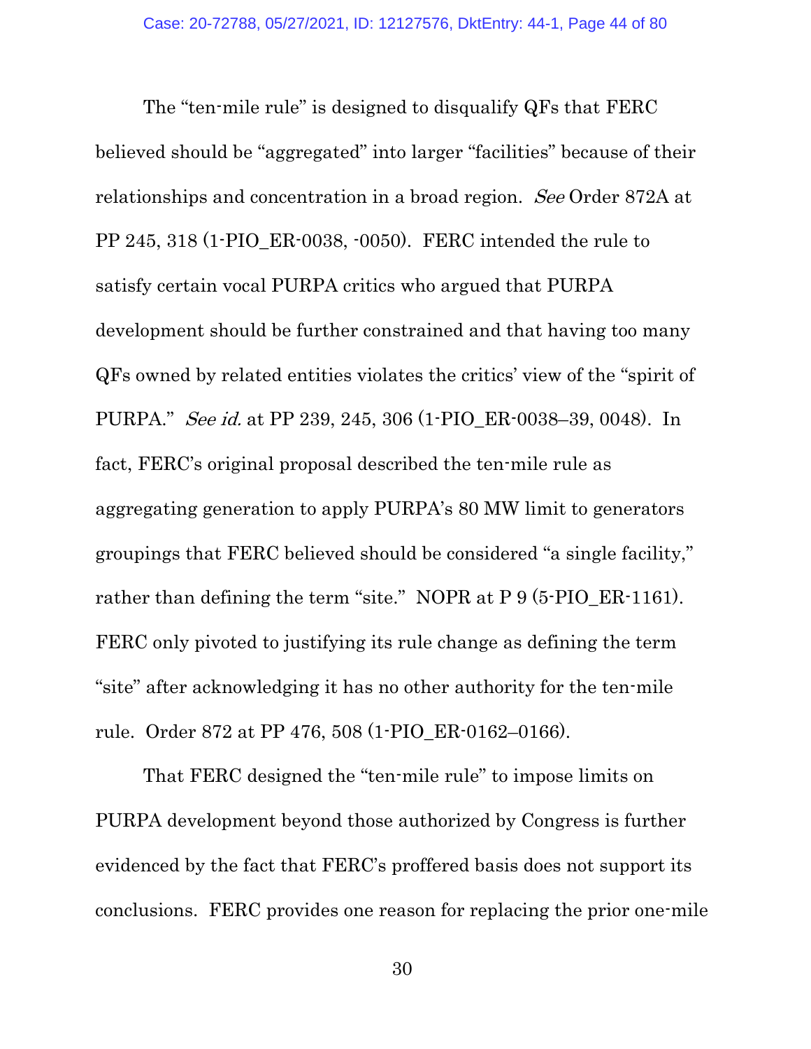The "ten-mile rule" is designed to disqualify QFs that FERC believed should be "aggregated" into larger "facilities" because of their relationships and concentration in a broad region. *See* Order 872A at PP 245, 318 (1-PIO_ER-0038, -0050). FERC intended the rule to satisfy certain vocal PURPA critics who argued that PURPA development should be further constrained and that having too many QFs owned by related entities violates the critics' view of the "spirit of PURPA." *See id.* at PP 239, 245, 306 (1-PIO_ER-0038–39, 0048). In fact, FERC's original proposal described the ten-mile rule as aggregating generation to apply PURPA's 80 MW limit to generators groupings that FERC believed should be considered "a single facility," rather than defining the term "site." NOPR at P 9 (5-PIO_ER-1161). FERC only pivoted to justifying its rule change as defining the term "site" after acknowledging it has no other authority for the ten-mile rule. Order 872 at PP 476, 508 (1-PIO_ER-0162–0166).

That FERC designed the "ten-mile rule" to impose limits on PURPA development beyond those authorized by Congress is further evidenced by the fact that FERC's proffered basis does not support its conclusions. FERC provides one reason for replacing the prior one-mile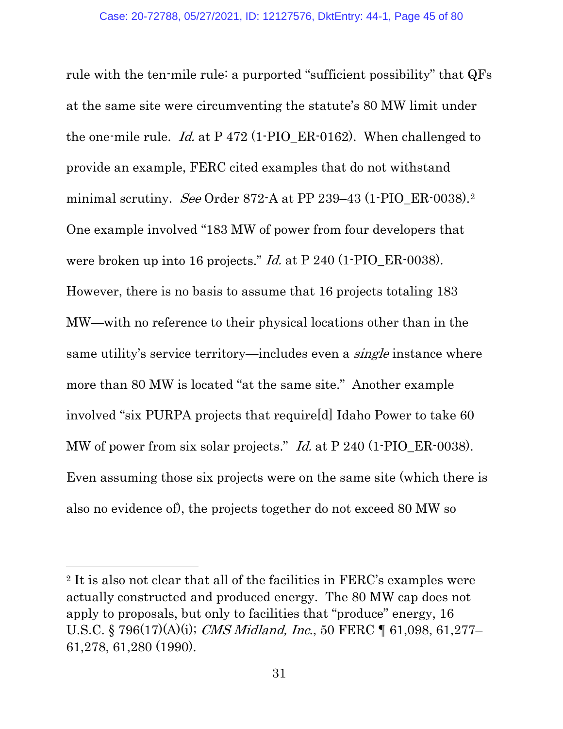rule with the ten-mile rule: a purported "sufficient possibility" that QFs at the same site were circumventing the statute's 80 MW limit under the one-mile rule. *Id.* at P 472 (1-PIO_ER-0162). When challenged to provide an example, FERC cited examples that do not withstand minimal scrutiny. *See* Order 872-A at PP 239–43 (1-PIO_ER-0038).[2] One example involved "183 MW of power from four developers that were broken up into 16 projects." *Id.* at P 240 (1-PIO_ER-0038). However, there is no basis to assume that 16 projects totaling 183 MW—with no reference to their physical locations other than in the same utility's service territory—includes even a *single* instance where more than 80 MW is located "at the same site." Another example involved "six PURPA projects that require[d] Idaho Power to take 60 MW of power from six solar projects." *Id.* at P 240 (1-PIO_ER-0038). Even assuming those six projects were on the same site (which there is also no evidence of), the projects together do not exceed 80 MW so

---

[2] It is also not clear that all of the facilities in FERC's examples were actually constructed and produced energy. The 80 MW cap does not apply to proposals, but only to facilities that "produce" energy, 16 U.S.C. § 796(17)(A)(i); *CMS Midland, Inc.*, 50 FERC ¶ 61,098, 61,277–61,278, 61,280 (1990).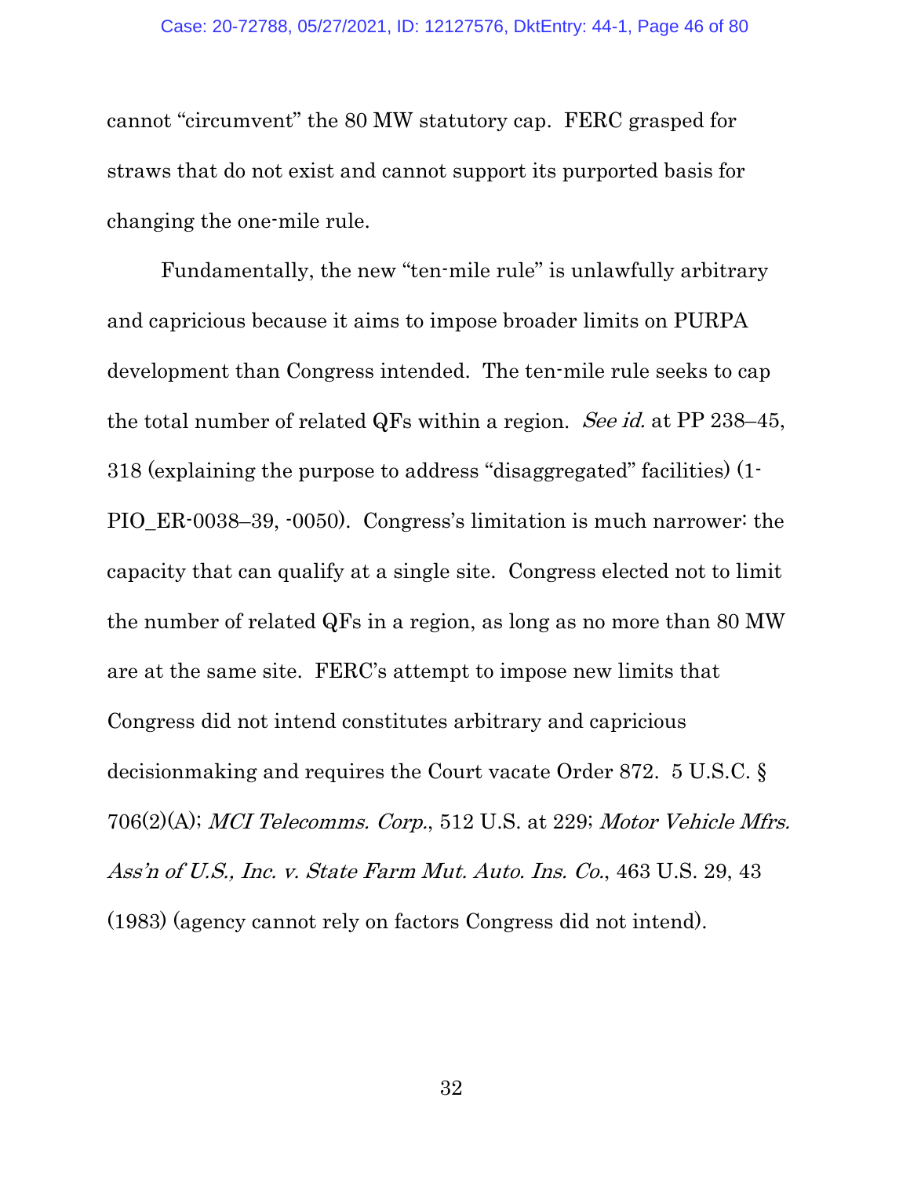cannot "circumvent" the 80 MW statutory cap. FERC grasped for straws that do not exist and cannot support its purported basis for changing the one-mile rule.

Fundamentally, the new "ten-mile rule" is unlawfully arbitrary and capricious because it aims to impose broader limits on PURPA development than Congress intended. The ten-mile rule seeks to cap the total number of related QFs within a region. *See id.* at PP 238–45, 318 (explaining the purpose to address "disaggregated" facilities) (1-PIO_ER-0038–39, -0050). Congress's limitation is much narrower: the capacity that can qualify at a single site. Congress elected not to limit the number of related QFs in a region, as long as no more than 80 MW are at the same site. FERC's attempt to impose new limits that Congress did not intend constitutes arbitrary and capricious decisionmaking and requires the Court vacate Order 872. 5 U.S.C. § 706(2)(A); *MCI Telecomms. Corp.*, 512 U.S. at 229; *Motor Vehicle Mfrs. Ass'n of U.S., Inc. v. State Farm Mut. Auto. Ins. Co.*, 463 U.S. 29, 43 (1983) (agency cannot rely on factors Congress did not intend).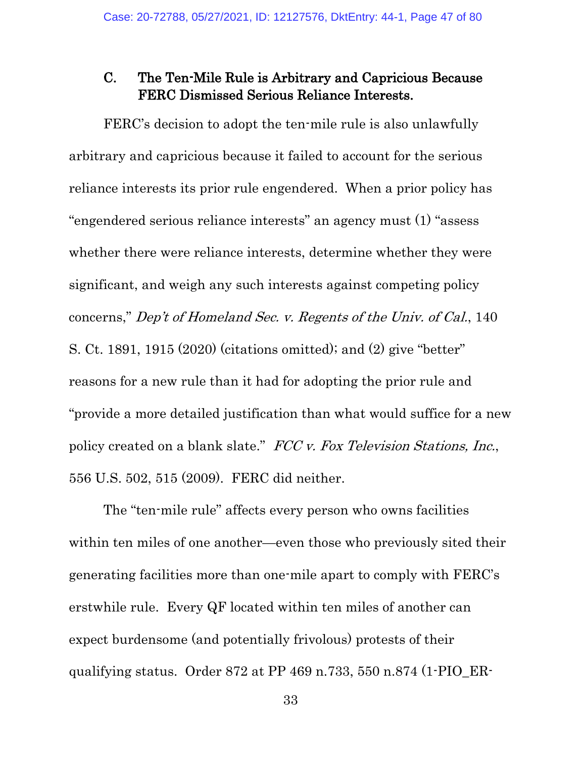### C. The Ten-Mile Rule is Arbitrary and Capricious Because FERC Dismissed Serious Reliance Interests.

FERC's decision to adopt the ten-mile rule is also unlawfully arbitrary and capricious because it failed to account for the serious reliance interests its prior rule engendered. When a prior policy has "engendered serious reliance interests" an agency must (1) "assess whether there were reliance interests, determine whether they were significant, and weigh any such interests against competing policy concerns," *Dep't of Homeland Sec. v. Regents of the Univ. of Cal.*, 140 S. Ct. 1891, 1915 (2020) (citations omitted); and (2) give "better" reasons for a new rule than it had for adopting the prior rule and "provide a more detailed justification than what would suffice for a new policy created on a blank slate." *FCC v. Fox Television Stations, Inc.*, 556 U.S. 502, 515 (2009). FERC did neither.

The "ten-mile rule" affects every person who owns facilities within ten miles of one another—even those who previously sited their generating facilities more than one-mile apart to comply with FERC's erstwhile rule. Every QF located within ten miles of another can expect burdensome (and potentially frivolous) protests of their qualifying status. Order 872 at PP 469 n.733, 550 n.874 (1-PIO_ER-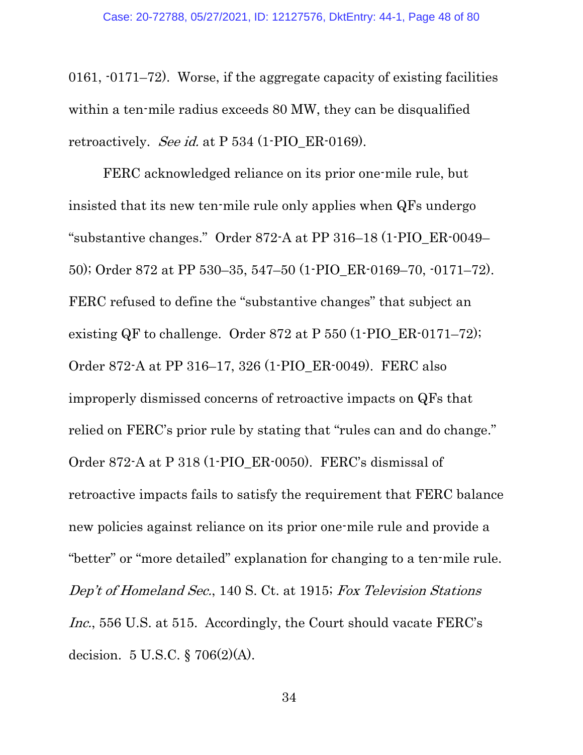0161, -0171–72). Worse, if the aggregate capacity of existing facilities within a ten-mile radius exceeds 80 MW, they can be disqualified retroactively. *See id.* at P 534 (1-PIO_ER-0169).

FERC acknowledged reliance on its prior one-mile rule, but insisted that its new ten-mile rule only applies when QFs undergo "substantive changes." Order 872-A at PP 316–18 (1-PIO_ER-0049–50); Order 872 at PP 530–35, 547–50 (1-PIO_ER-0169–70, -0171–72). FERC refused to define the "substantive changes" that subject an existing QF to challenge. Order 872 at P 550 (1-PIO_ER-0171–72); Order 872-A at PP 316–17, 326 (1-PIO_ER-0049). FERC also improperly dismissed concerns of retroactive impacts on QFs that relied on FERC's prior rule by stating that "rules can and do change." Order 872-A at P 318 (1-PIO_ER-0050). FERC's dismissal of retroactive impacts fails to satisfy the requirement that FERC balance new policies against reliance on its prior one-mile rule and provide a "better" or "more detailed" explanation for changing to a ten-mile rule. *Dep't of Homeland Sec.*, 140 S. Ct. at 1915; *Fox Television Stations Inc.*, 556 U.S. at 515. Accordingly, the Court should vacate FERC's decision. 5 U.S.C. § 706(2)(A).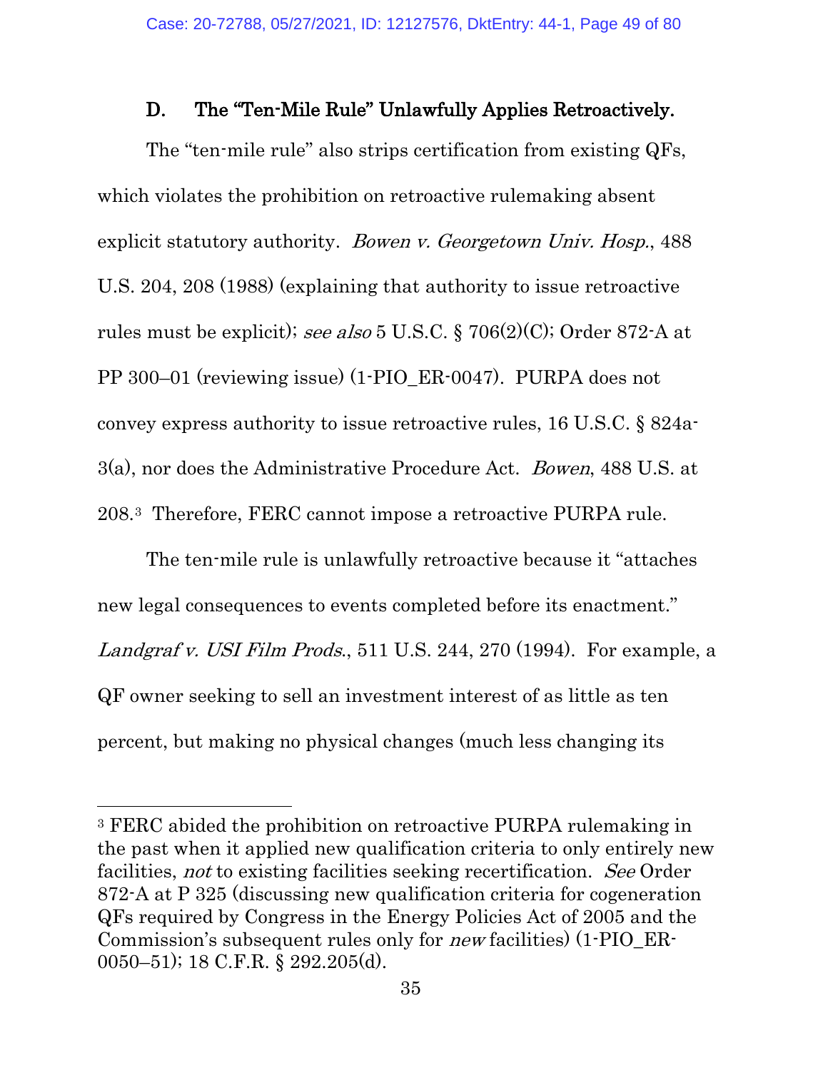### D. The "Ten-Mile Rule" Unlawfully Applies Retroactively.

The "ten-mile rule" also strips certification from existing QFs, which violates the prohibition on retroactive rulemaking absent explicit statutory authority. *Bowen v. Georgetown Univ. Hosp.*, 488 U.S. 204, 208 (1988) (explaining that authority to issue retroactive rules must be explicit); *see also* 5 U.S.C. § 706(2)(C); Order 872-A at PP 300–01 (reviewing issue) (1-PIO_ER-0047). PURPA does not convey express authority to issue retroactive rules, 16 U.S.C. § 824a-3(a), nor does the Administrative Procedure Act. *Bowen*, 488 U.S. at 208.[3] Therefore, FERC cannot impose a retroactive PURPA rule.

The ten-mile rule is unlawfully retroactive because it "attaches new legal consequences to events completed before its enactment." *Landgraf v. USI Film Prods.*, 511 U.S. 244, 270 (1994). For example, a QF owner seeking to sell an investment interest of as little as ten percent, but making no physical changes (much less changing its

---

[3] FERC abided the prohibition on retroactive PURPA rulemaking in the past when it applied new qualification criteria to only entirely new facilities, *not* to existing facilities seeking recertification. *See* Order 872-A at P 325 (discussing new qualification criteria for cogeneration QFs required by Congress in the Energy Policies Act of 2005 and the Commission's subsequent rules only for *new* facilities) (1-PIO_ER-0050–51); 18 C.F.R. § 292.205(d).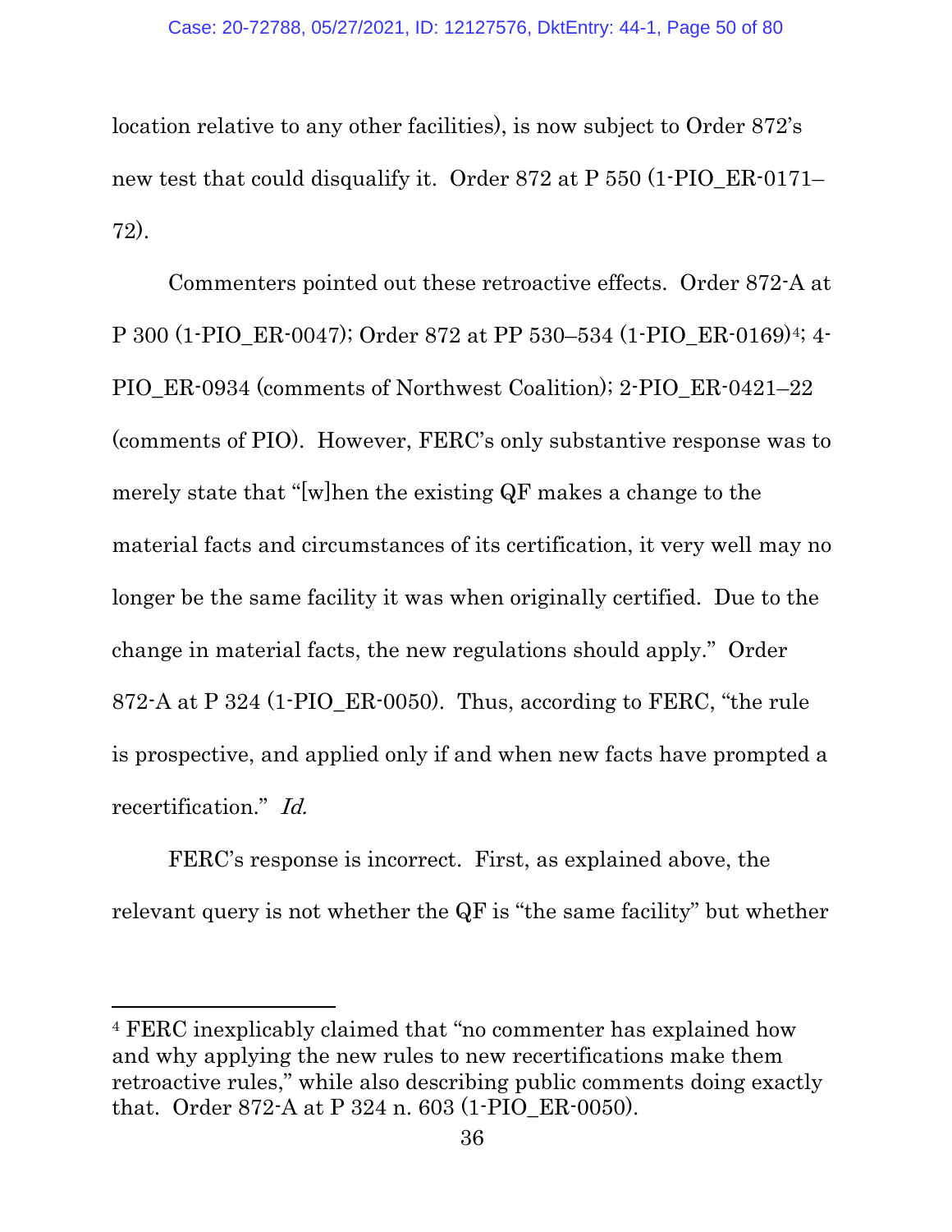location relative to any other facilities), is now subject to Order 872's new test that could disqualify it. Order 872 at P 550 (1-PIO_ER-0171–72).

Commenters pointed out these retroactive effects. Order 872-A at P 300 (1-PIO_ER-0047); Order 872 at PP 530–534 (1-PIO_ER-0169)[4]; 4-PIO_ER-0934 (comments of Northwest Coalition); 2-PIO_ER-0421–22 (comments of PIO). However, FERC's only substantive response was to merely state that "[w]hen the existing QF makes a change to the material facts and circumstances of its certification, it very well may no longer be the same facility it was when originally certified. Due to the change in material facts, the new regulations should apply." Order 872-A at P 324 (1-PIO_ER-0050). Thus, according to FERC, "the rule is prospective, and applied only if and when new facts have prompted a recertification." *Id.*

FERC's response is incorrect. First, as explained above, the relevant query is not whether the QF is "the same facility" but whether

---

[4] FERC inexplicably claimed that "no commenter has explained how and why applying the new rules to new recertifications make them retroactive rules," while also describing public comments doing exactly that. Order 872-A at P 324 n. 603 (1-PIO_ER-0050).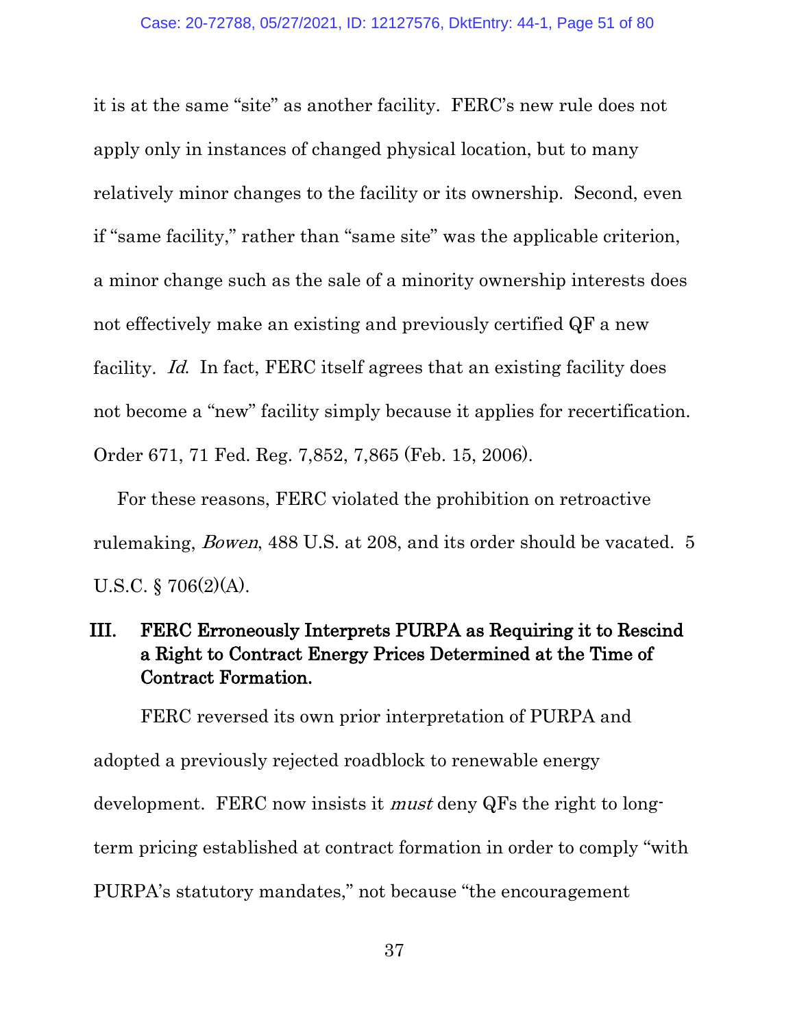it is at the same "site" as another facility. FERC's new rule does not apply only in instances of changed physical location, but to many relatively minor changes to the facility or its ownership. Second, even if "same facility," rather than "same site" was the applicable criterion, a minor change such as the sale of a minority ownership interests does not effectively make an existing and previously certified QF a new facility. *Id.* In fact, FERC itself agrees that an existing facility does not become a "new" facility simply because it applies for recertification. Order 671, 71 Fed. Reg. 7,852, 7,865 (Feb. 15, 2006).

For these reasons, FERC violated the prohibition on retroactive rulemaking, *Bowen*, 488 U.S. at 208, and its order should be vacated. 5 U.S.C. § 706(2)(A).

## III. FERC Erroneously Interprets PURPA as Requiring it to Rescind a Right to Contract Energy Prices Determined at the Time of Contract Formation.

FERC reversed its own prior interpretation of PURPA and adopted a previously rejected roadblock to renewable energy development. FERC now insists it *must* deny QFs the right to long-term pricing established at contract formation in order to comply "with PURPA's statutory mandates," not because "the encouragement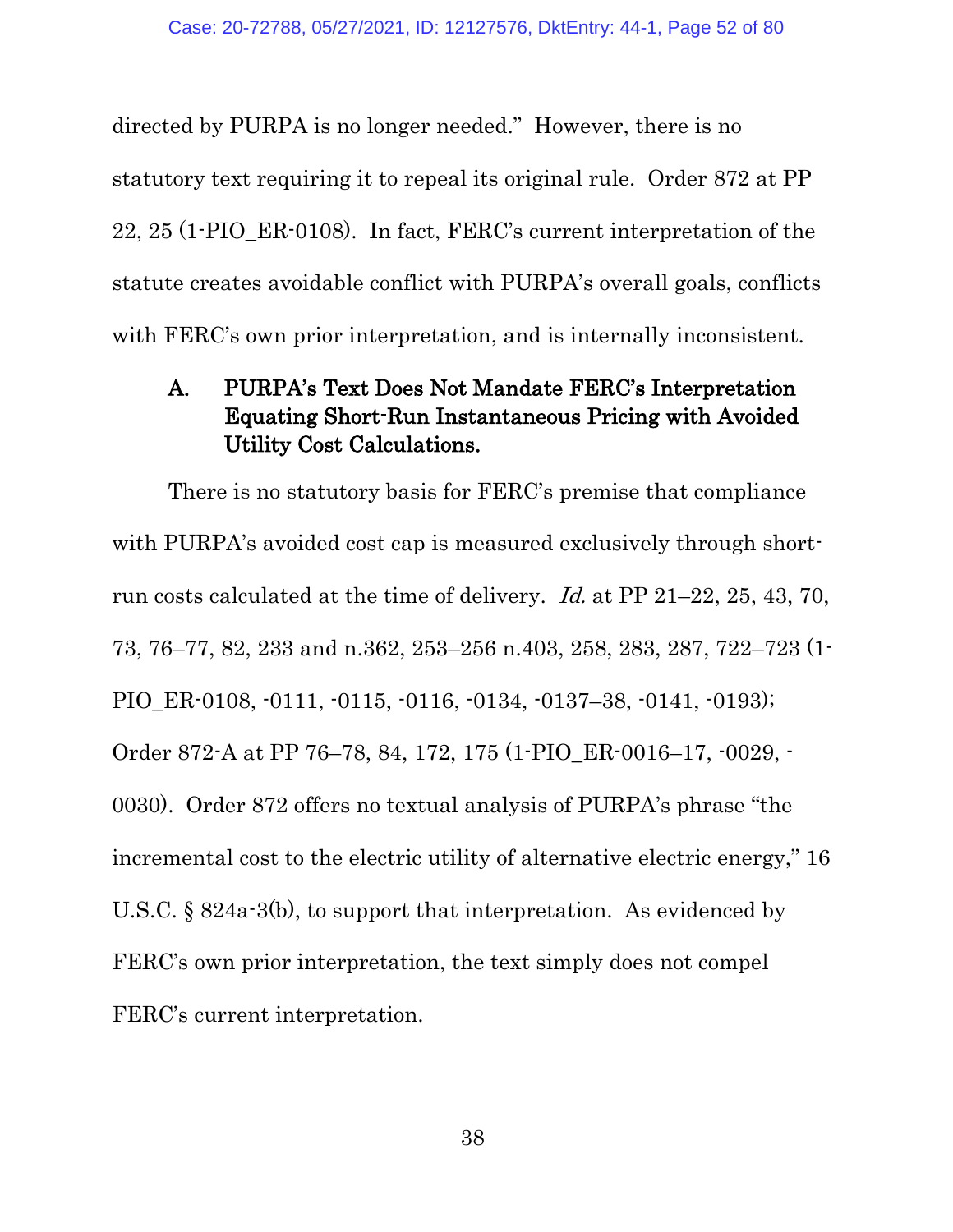directed by PURPA is no longer needed." However, there is no statutory text requiring it to repeal its original rule. Order 872 at PP 22, 25 (1-PIO_ER-0108). In fact, FERC's current interpretation of the statute creates avoidable conflict with PURPA's overall goals, conflicts with FERC's own prior interpretation, and is internally inconsistent.

### A. PURPA's Text Does Not Mandate FERC's Interpretation Equating Short-Run Instantaneous Pricing with Avoided Utility Cost Calculations.

There is no statutory basis for FERC's premise that compliance with PURPA's avoided cost cap is measured exclusively through short-run costs calculated at the time of delivery. *Id.* at PP 21–22, 25, 43, 70, 73, 76–77, 82, 233 and n.362, 253–256 n.403, 258, 283, 287, 722–723 (1-PIO_ER-0108, -0111, -0115, -0116, -0134, -0137–38, -0141, -0193); Order 872-A at PP 76–78, 84, 172, 175 (1-PIO_ER-0016–17, -0029, -0030). Order 872 offers no textual analysis of PURPA's phrase "the incremental cost to the electric utility of alternative electric energy," 16 U.S.C. § 824a-3(b), to support that interpretation. As evidenced by FERC's own prior interpretation, the text simply does not compel FERC's current interpretation.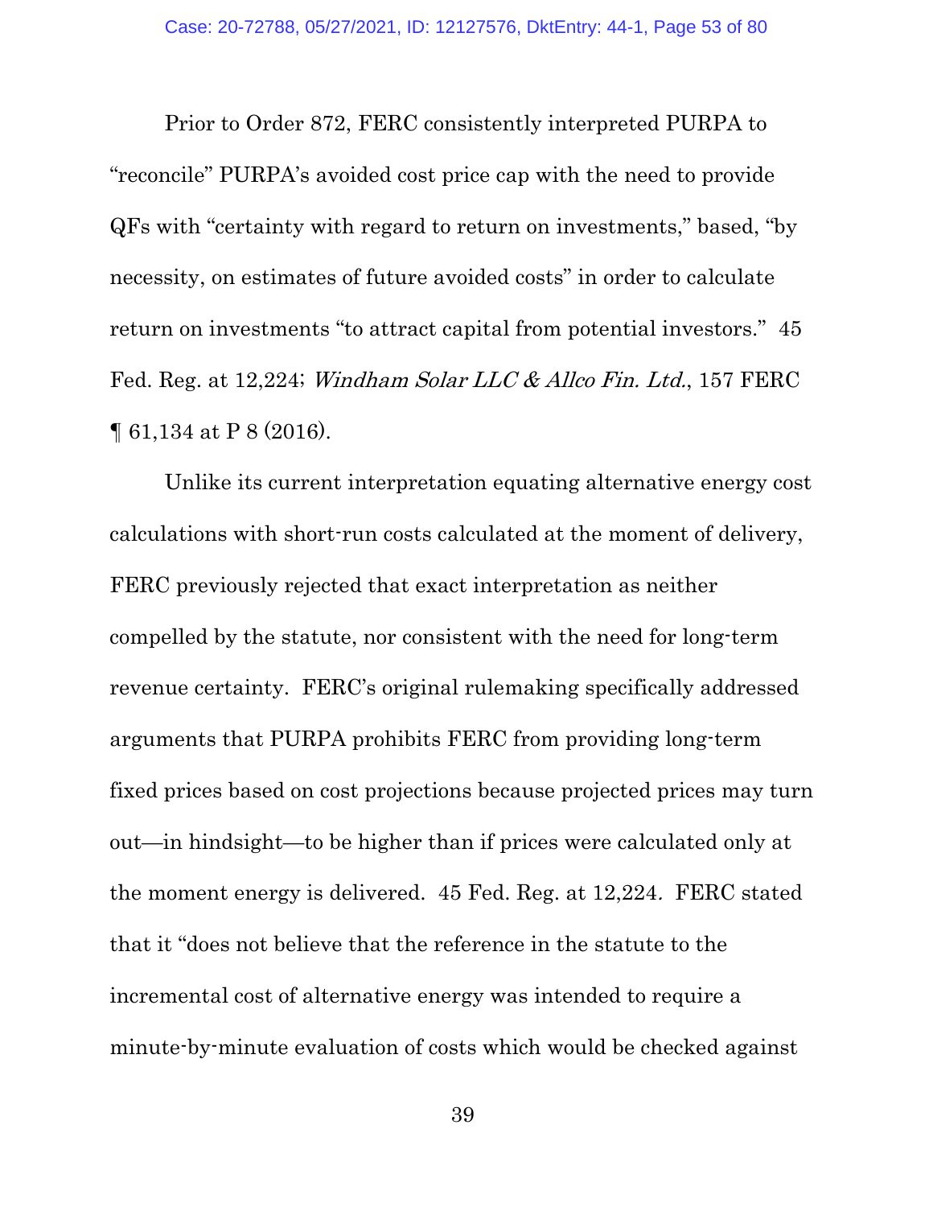Prior to Order 872, FERC consistently interpreted PURPA to "reconcile" PURPA's avoided cost price cap with the need to provide QFs with "certainty with regard to return on investments," based, "by necessity, on estimates of future avoided costs" in order to calculate return on investments "to attract capital from potential investors." 45 Fed. Reg. at 12,224; *Windham Solar LLC & Allco Fin. Ltd.*, 157 FERC ¶ 61,134 at P 8 (2016).

Unlike its current interpretation equating alternative energy cost calculations with short-run costs calculated at the moment of delivery, FERC previously rejected that exact interpretation as neither compelled by the statute, nor consistent with the need for long-term revenue certainty. FERC's original rulemaking specifically addressed arguments that PURPA prohibits FERC from providing long-term fixed prices based on cost projections because projected prices may turn out—in hindsight—to be higher than if prices were calculated only at the moment energy is delivered. 45 Fed. Reg. at 12,224. FERC stated that it "does not believe that the reference in the statute to the incremental cost of alternative energy was intended to require a minute-by-minute evaluation of costs which would be checked against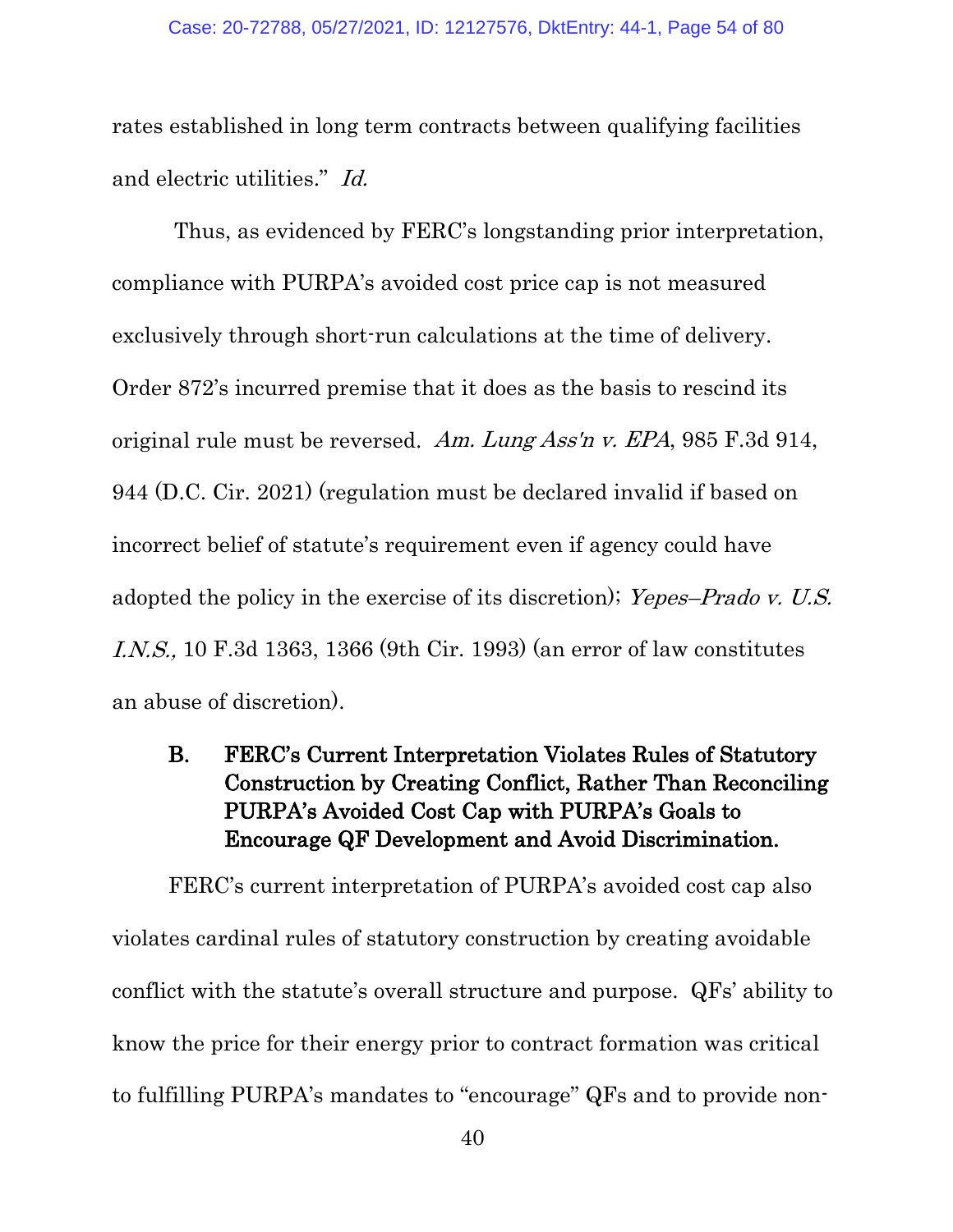rates established in long term contracts between qualifying facilities and electric utilities." *Id.*

Thus, as evidenced by FERC's longstanding prior interpretation, compliance with PURPA's avoided cost price cap is not measured exclusively through short-run calculations at the time of delivery. Order 872's incurred premise that it does as the basis to rescind its original rule must be reversed. *Am. Lung Ass'n v. EPA*, 985 F.3d 914, 944 (D.C. Cir. 2021) (regulation must be declared invalid if based on incorrect belief of statute's requirement even if agency could have adopted the policy in the exercise of its discretion); *Yepes–Prado v. U.S. I.N.S.,* 10 F.3d 1363, 1366 (9th Cir. 1993) (an error of law constitutes an abuse of discretion).

### B. FERC's Current Interpretation Violates Rules of Statutory Construction by Creating Conflict, Rather Than Reconciling PURPA's Avoided Cost Cap with PURPA's Goals to Encourage QF Development and Avoid Discrimination.

FERC's current interpretation of PURPA's avoided cost cap also violates cardinal rules of statutory construction by creating avoidable conflict with the statute's overall structure and purpose. QFs' ability to know the price for their energy prior to contract formation was critical to fulfilling PURPA's mandates to "encourage" QFs and to provide non-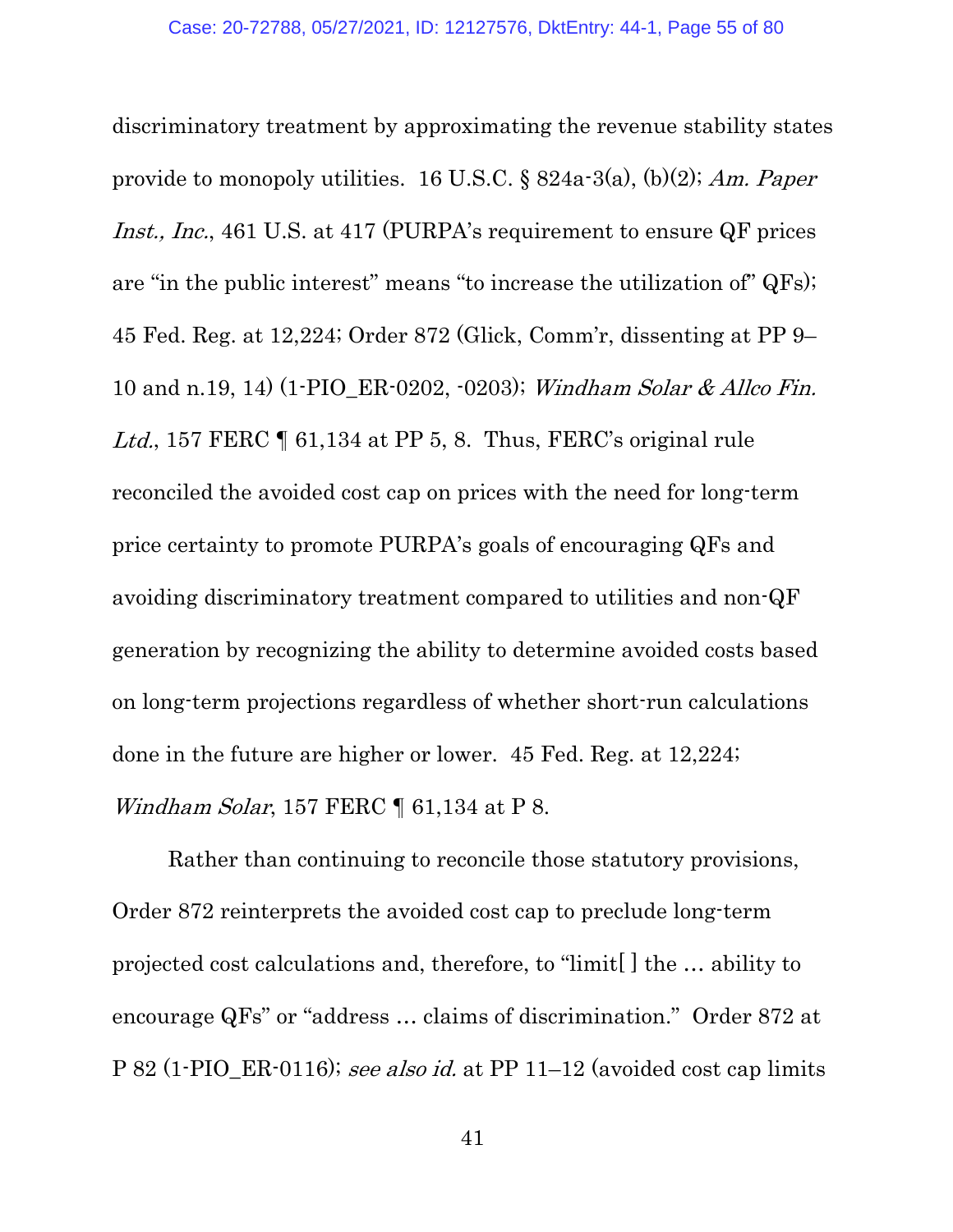discriminatory treatment by approximating the revenue stability states provide to monopoly utilities. 16 U.S.C. § 824a-3(a), (b)(2); *Am. Paper Inst., Inc.*, 461 U.S. at 417 (PURPA's requirement to ensure QF prices are "in the public interest" means "to increase the utilization of" QFs); 45 Fed. Reg. at 12,224; Order 872 (Glick, Comm'r, dissenting at PP 9–10 and n.19, 14) (1-PIO_ER-0202, -0203); *Windham Solar & Allco Fin. Ltd.*, 157 FERC ¶ 61,134 at PP 5, 8. Thus, FERC's original rule reconciled the avoided cost cap on prices with the need for long-term price certainty to promote PURPA's goals of encouraging QFs and avoiding discriminatory treatment compared to utilities and non-QF generation by recognizing the ability to determine avoided costs based on long-term projections regardless of whether short-run calculations done in the future are higher or lower. 45 Fed. Reg. at 12,224; *Windham Solar*, 157 FERC ¶ 61,134 at P 8.

Rather than continuing to reconcile those statutory provisions, Order 872 reinterprets the avoided cost cap to preclude long-term projected cost calculations and, therefore, to "limit[ ] the … ability to encourage QFs" or "address … claims of discrimination." Order 872 at P 82 (1-PIO_ER-0116); *see also id.* at PP 11–12 (avoided cost cap limits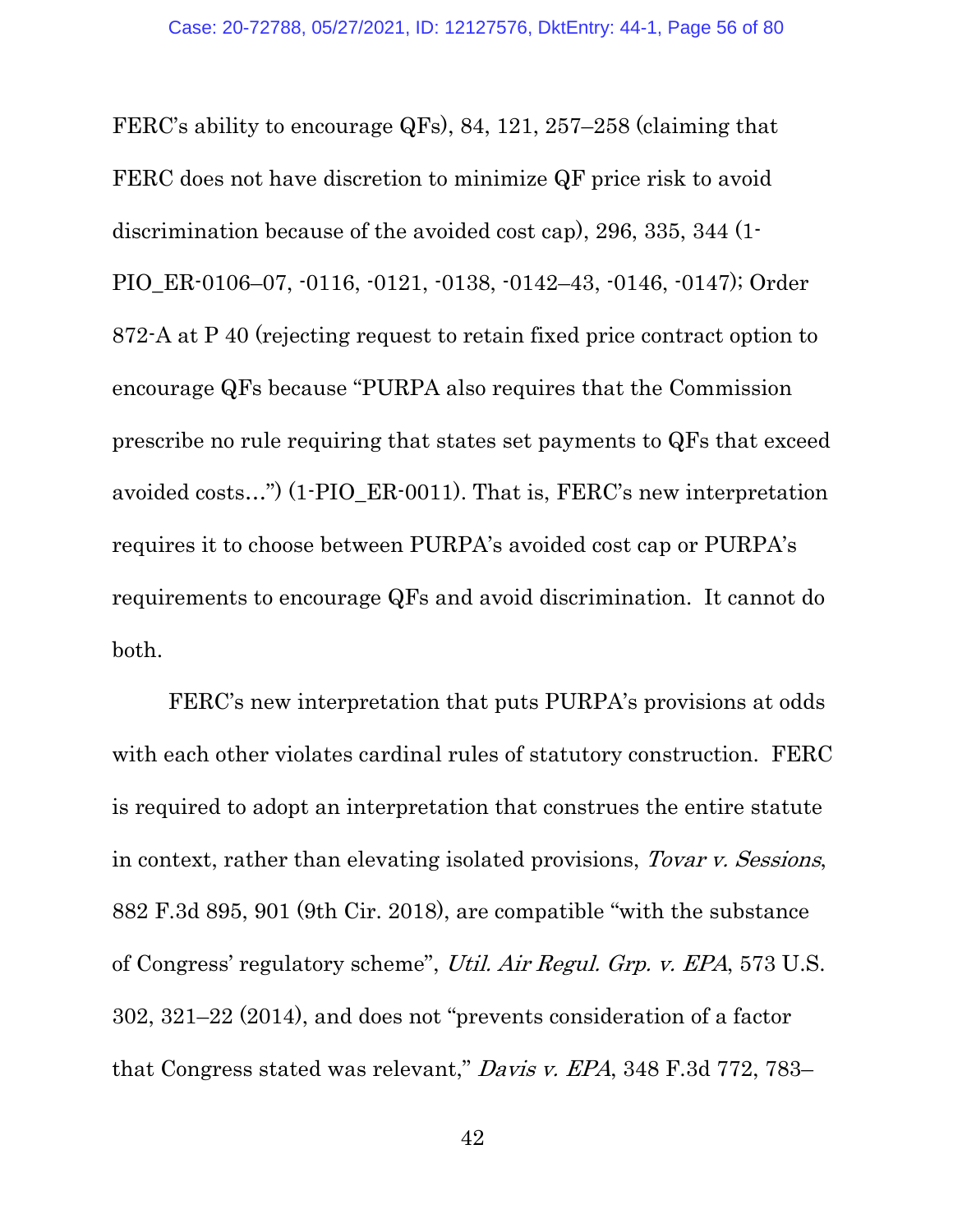FERC's ability to encourage QFs), 84, 121, 257–258 (claiming that FERC does not have discretion to minimize QF price risk to avoid discrimination because of the avoided cost cap), 296, 335, 344 (1-PIO_ER-0106–07, -0116, -0121, -0138, -0142–43, -0146, -0147); Order 872-A at P 40 (rejecting request to retain fixed price contract option to encourage QFs because "PURPA also requires that the Commission prescribe no rule requiring that states set payments to QFs that exceed avoided costs…") (1-PIO_ER-0011). That is, FERC's new interpretation requires it to choose between PURPA's avoided cost cap or PURPA's requirements to encourage QFs and avoid discrimination. It cannot do both.

FERC's new interpretation that puts PURPA's provisions at odds with each other violates cardinal rules of statutory construction. FERC is required to adopt an interpretation that construes the entire statute in context, rather than elevating isolated provisions, *Tovar v. Sessions*, 882 F.3d 895, 901 (9th Cir. 2018), are compatible "with the substance of Congress' regulatory scheme", *Util. Air Regul. Grp. v. EPA*, 573 U.S. 302, 321–22 (2014), and does not "prevents consideration of a factor that Congress stated was relevant," *Davis v. EPA*, 348 F.3d 772, 783–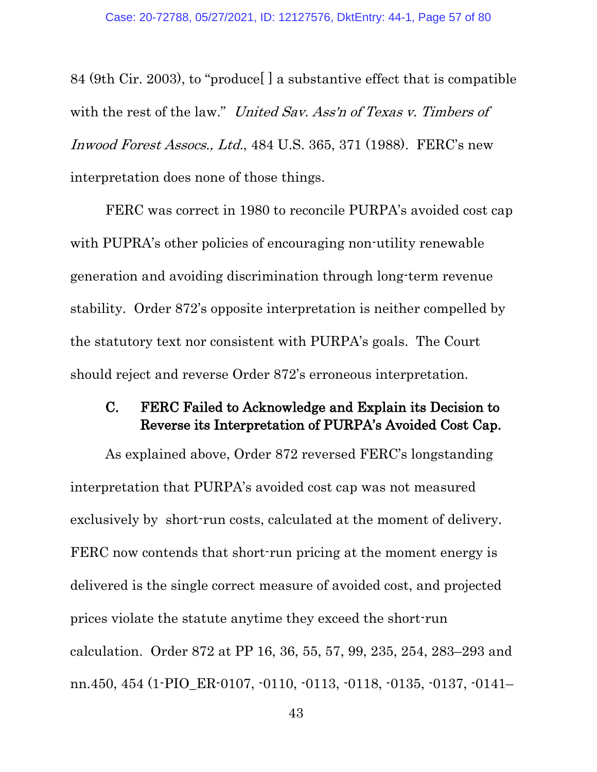84 (9th Cir. 2003), to "produce[ ] a substantive effect that is compatible with the rest of the law." *United Sav. Ass'n of Texas v. Timbers of Inwood Forest Assocs., Ltd.*, 484 U.S. 365, 371 (1988). FERC's new interpretation does none of those things.

FERC was correct in 1980 to reconcile PURPA's avoided cost cap with PUPRA's other policies of encouraging non-utility renewable generation and avoiding discrimination through long-term revenue stability. Order 872's opposite interpretation is neither compelled by the statutory text nor consistent with PURPA's goals. The Court should reject and reverse Order 872's erroneous interpretation.

### C. FERC Failed to Acknowledge and Explain its Decision to Reverse its Interpretation of PURPA's Avoided Cost Cap.

As explained above, Order 872 reversed FERC's longstanding interpretation that PURPA's avoided cost cap was not measured exclusively by short-run costs, calculated at the moment of delivery. FERC now contends that short-run pricing at the moment energy is delivered is the single correct measure of avoided cost, and projected prices violate the statute anytime they exceed the short-run calculation. Order 872 at PP 16, 36, 55, 57, 99, 235, 254, 283–293 and nn.450, 454 (1-PIO_ER-0107, -0110, -0113, -0118, -0135, -0137, -0141–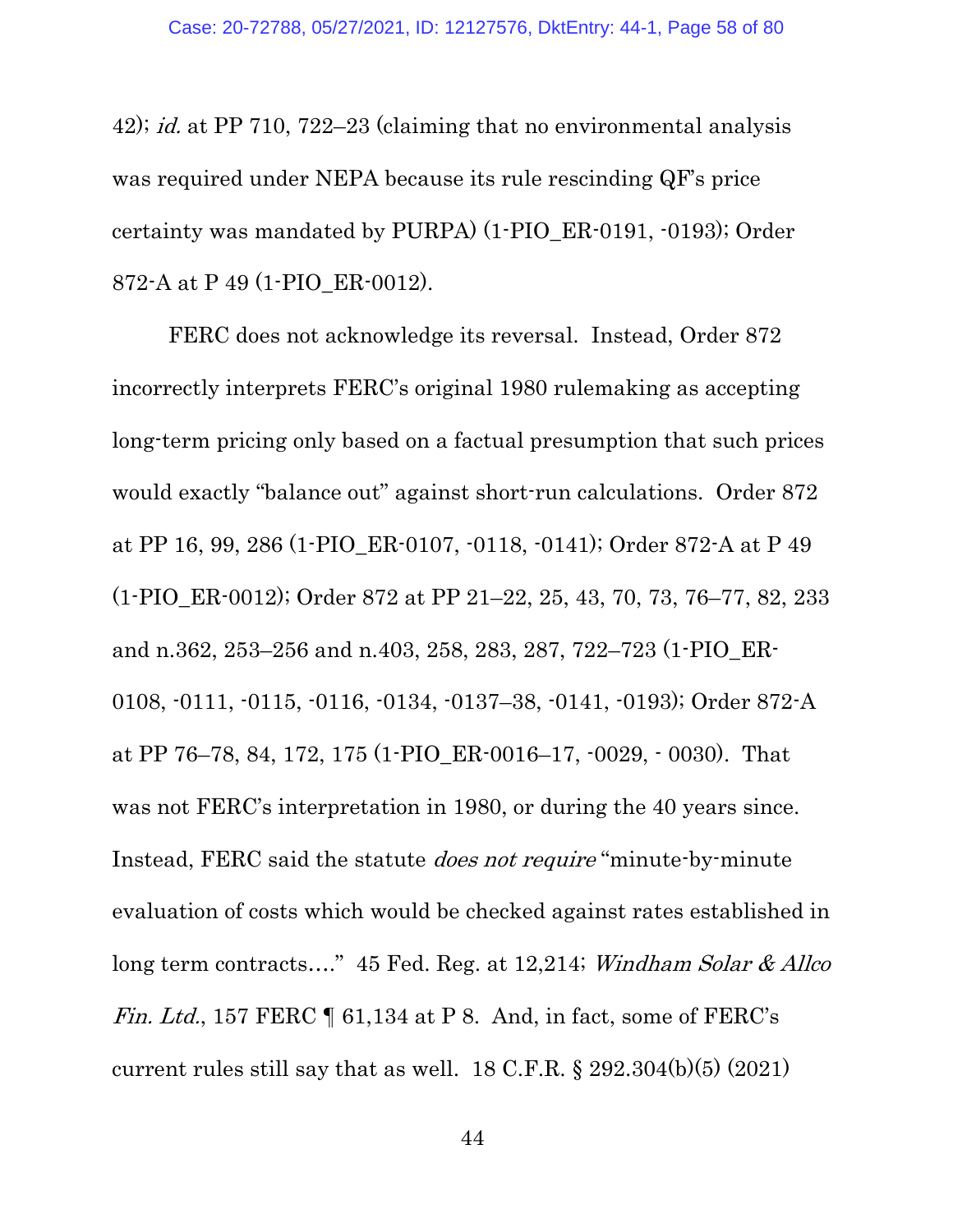42); *id.* at PP 710, 722–23 (claiming that no environmental analysis was required under NEPA because its rule rescinding QF's price certainty was mandated by PURPA) (1-PIO_ER-0191, -0193); Order 872-A at P 49 (1-PIO_ER-0012).

FERC does not acknowledge its reversal. Instead, Order 872 incorrectly interprets FERC's original 1980 rulemaking as accepting long-term pricing only based on a factual presumption that such prices would exactly "balance out" against short-run calculations. Order 872 at PP 16, 99, 286 (1-PIO_ER-0107, -0118, -0141); Order 872-A at P 49 (1-PIO_ER-0012); Order 872 at PP 21–22, 25, 43, 70, 73, 76–77, 82, 233 and n.362, 253–256 and n.403, 258, 283, 287, 722–723 (1-PIO_ER-0108, -0111, -0115, -0116, -0134, -0137–38, -0141, -0193); Order 872-A at PP 76–78, 84, 172, 175 (1-PIO_ER-0016–17, -0029, - 0030). That was not FERC's interpretation in 1980, or during the 40 years since. Instead, FERC said the statute *does not require* "minute-by-minute evaluation of costs which would be checked against rates established in long term contracts…." 45 Fed. Reg. at 12,214; *Windham Solar & Allco Fin. Ltd.*, 157 FERC ¶ 61,134 at P 8. And, in fact, some of FERC's current rules still say that as well. 18 C.F.R. § 292.304(b)(5) (2021)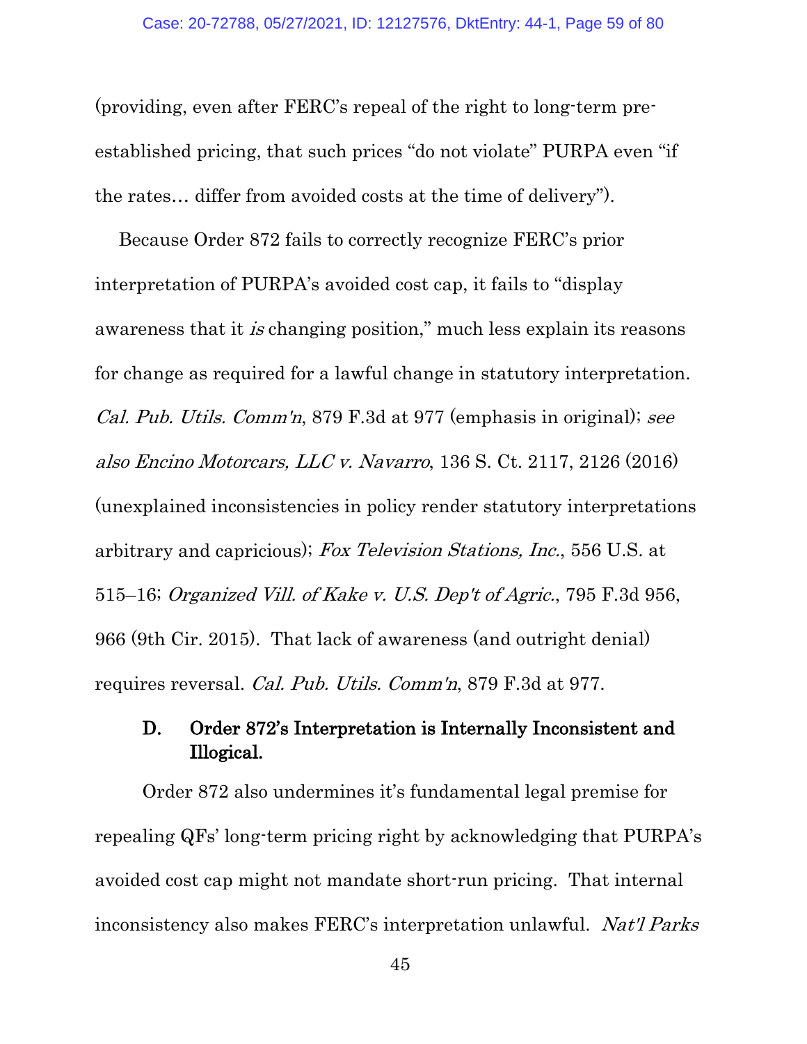(providing, even after FERC's repeal of the right to long-term pre-established pricing, that such prices "do not violate" PURPA even "if the rates… differ from avoided costs at the time of delivery").

Because Order 872 fails to correctly recognize FERC's prior interpretation of PURPA's avoided cost cap, it fails to "display awareness that it *is* changing position," much less explain its reasons for change as required for a lawful change in statutory interpretation. *Cal. Pub. Utils. Comm'n*, 879 F.3d at 977 (emphasis in original); *see also Encino Motorcars, LLC v. Navarro*, 136 S. Ct. 2117, 2126 (2016) (unexplained inconsistencies in policy render statutory interpretations arbitrary and capricious); *Fox Television Stations, Inc.*, 556 U.S. at 515–16; *Organized Vill. of Kake v. U.S. Dep't of Agric.*, 795 F.3d 956, 966 (9th Cir. 2015). That lack of awareness (and outright denial) requires reversal. *Cal. Pub. Utils. Comm'n*, 879 F.3d at 977.

### D. Order 872's Interpretation is Internally Inconsistent and Illogical.

Order 872 also undermines it's fundamental legal premise for repealing QFs' long-term pricing right by acknowledging that PURPA's avoided cost cap might not mandate short-run pricing. That internal inconsistency also makes FERC's interpretation unlawful. *Nat'l Parks*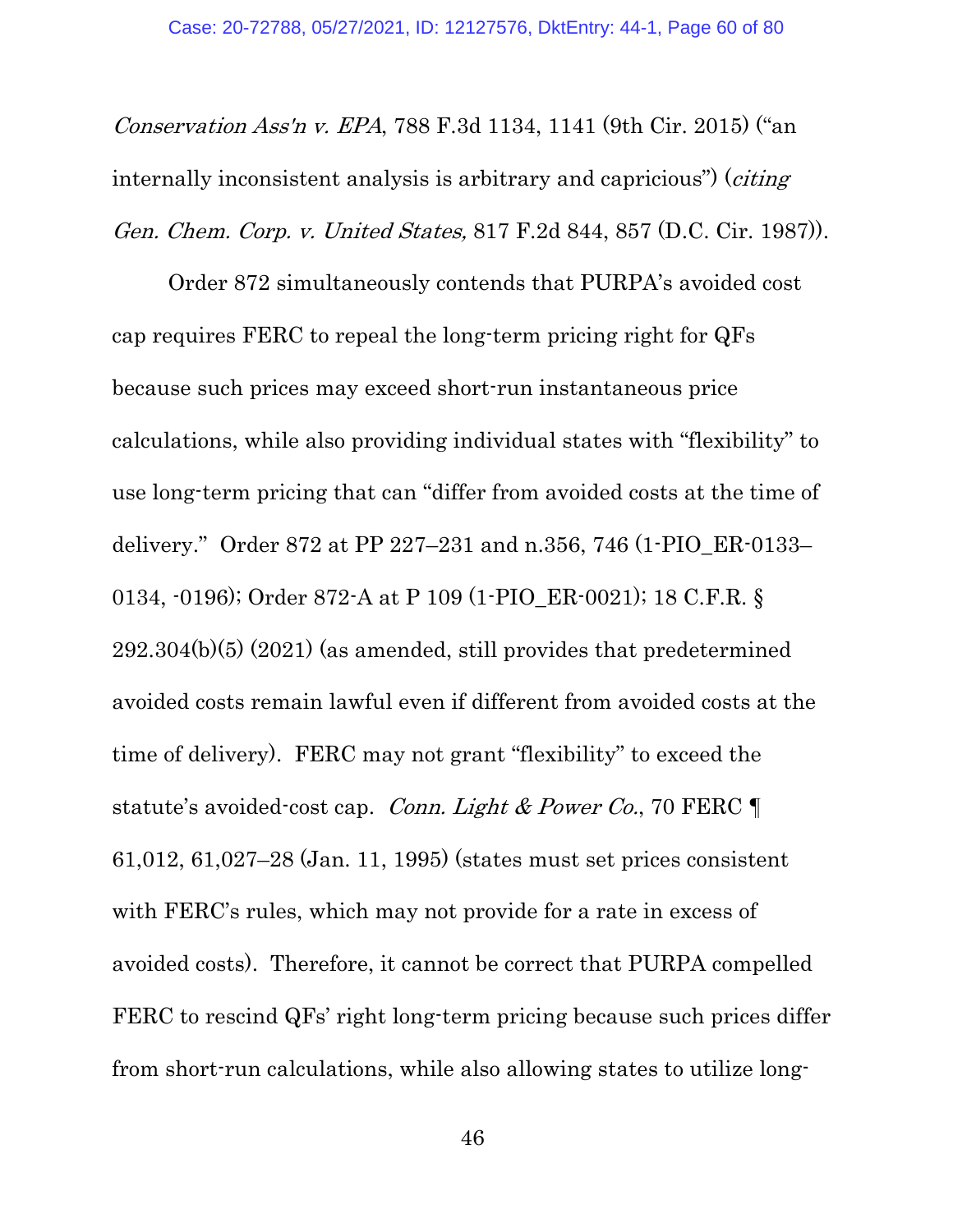*Conservation Ass'n v. EPA*, 788 F.3d 1134, 1141 (9th Cir. 2015) ("an internally inconsistent analysis is arbitrary and capricious") (*citing Gen. Chem. Corp. v. United States,* 817 F.2d 844, 857 (D.C. Cir. 1987)).

Order 872 simultaneously contends that PURPA's avoided cost cap requires FERC to repeal the long-term pricing right for QFs because such prices may exceed short-run instantaneous price calculations, while also providing individual states with "flexibility" to use long-term pricing that can "differ from avoided costs at the time of delivery." Order 872 at PP 227–231 and n.356, 746 (1-PIO_ER-0133–0134, -0196); Order 872-A at P 109 (1-PIO_ER-0021); 18 C.F.R. § 292.304(b)(5) (2021) (as amended, still provides that predetermined avoided costs remain lawful even if different from avoided costs at the time of delivery). FERC may not grant "flexibility" to exceed the statute's avoided-cost cap. *Conn. Light & Power Co.*, 70 FERC ¶ 61,012, 61,027–28 (Jan. 11, 1995) (states must set prices consistent with FERC's rules, which may not provide for a rate in excess of avoided costs). Therefore, it cannot be correct that PURPA compelled FERC to rescind QFs' right long-term pricing because such prices differ from short-run calculations, while also allowing states to utilize long-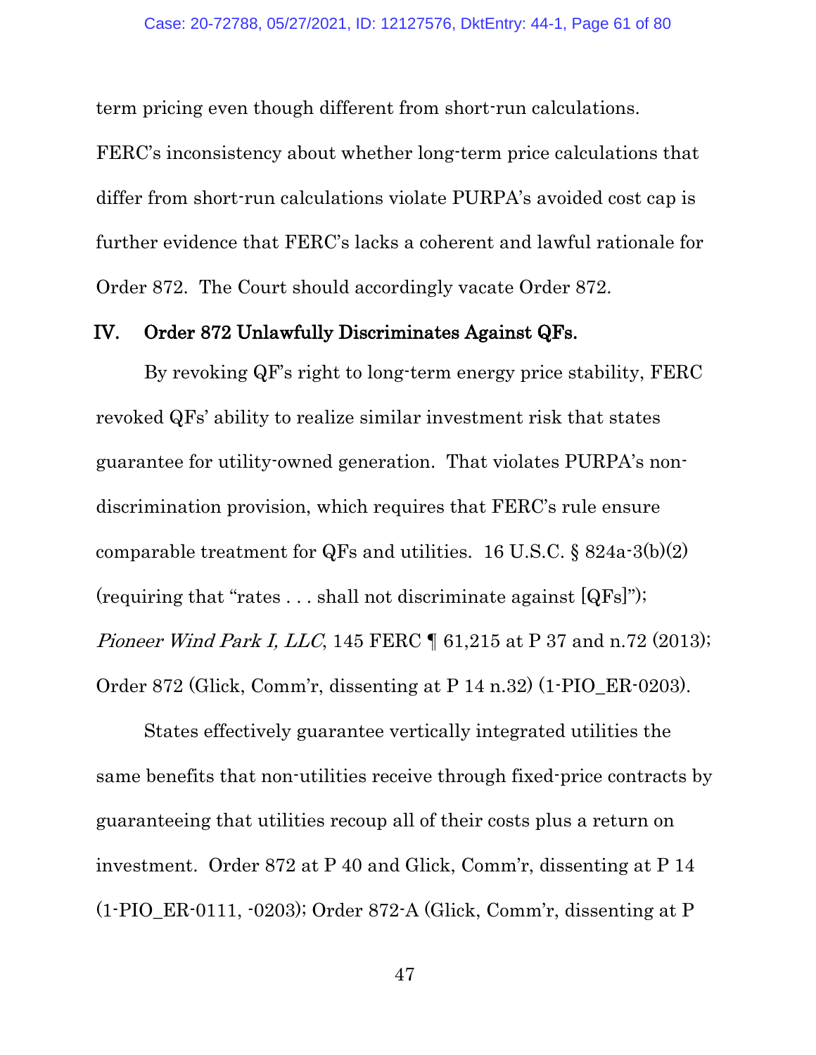term pricing even though different from short-run calculations. FERC's inconsistency about whether long-term price calculations that differ from short-run calculations violate PURPA's avoided cost cap is further evidence that FERC's lacks a coherent and lawful rationale for Order 872. The Court should accordingly vacate Order 872.

## IV. Order 872 Unlawfully Discriminates Against QFs.

By revoking QF's right to long-term energy price stability, FERC revoked QFs' ability to realize similar investment risk that states guarantee for utility-owned generation. That violates PURPA's non-discrimination provision, which requires that FERC's rule ensure comparable treatment for QFs and utilities. 16 U.S.C. § 824a-3(b)(2) (requiring that "rates . . . shall not discriminate against [QFs]"); *Pioneer Wind Park I, LLC*, 145 FERC ¶ 61,215 at P 37 and n.72 (2013); Order 872 (Glick, Comm'r, dissenting at P 14 n.32) (1-PIO_ER-0203).

States effectively guarantee vertically integrated utilities the same benefits that non-utilities receive through fixed-price contracts by guaranteeing that utilities recoup all of their costs plus a return on investment. Order 872 at P 40 and Glick, Comm'r, dissenting at P 14 (1-PIO_ER-0111, -0203); Order 872-A (Glick, Comm'r, dissenting at P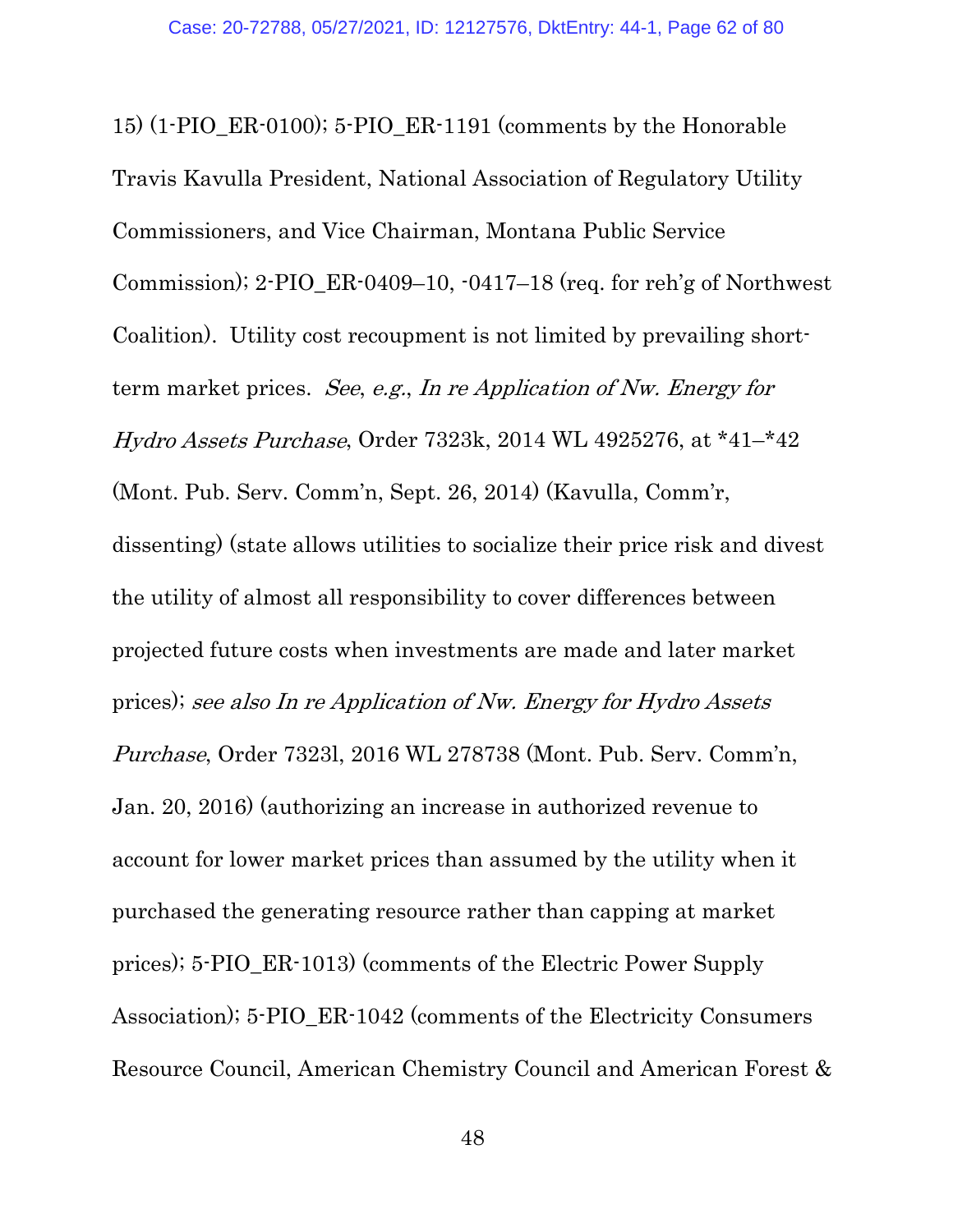15) (1-PIO_ER-0100); 5-PIO_ER-1191 (comments by the Honorable Travis Kavulla President, National Association of Regulatory Utility Commissioners, and Vice Chairman, Montana Public Service Commission); 2-PIO_ER-0409–10, -0417–18 (req. for reh'g of Northwest Coalition). Utility cost recoupment is not limited by prevailing short-term market prices. *See*, *e.g.*, *In re Application of Nw. Energy for Hydro Assets Purchase*, Order 7323k, 2014 WL 4925276, at *41–*42 (Mont. Pub. Serv. Comm'n, Sept. 26, 2014) (Kavulla, Comm'r, dissenting) (state allows utilities to socialize their price risk and divest the utility of almost all responsibility to cover differences between projected future costs when investments are made and later market prices); *see also In re Application of Nw. Energy for Hydro Assets Purchase*, Order 7323l, 2016 WL 278738 (Mont. Pub. Serv. Comm'n, Jan. 20, 2016) (authorizing an increase in authorized revenue to account for lower market prices than assumed by the utility when it purchased the generating resource rather than capping at market prices); 5-PIO_ER-1013) (comments of the Electric Power Supply Association); 5-PIO_ER-1042 (comments of the Electricity Consumers Resource Council, American Chemistry Council and American Forest &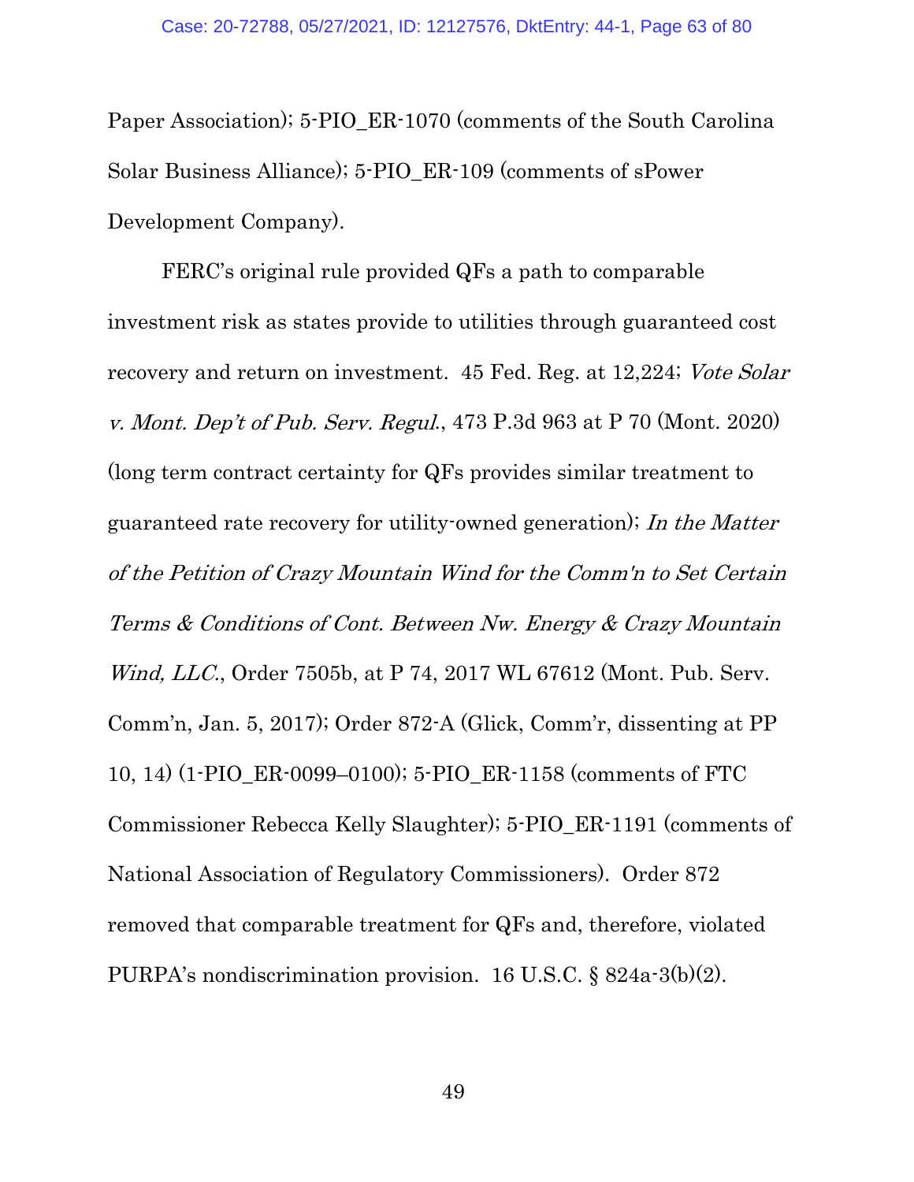Paper Association); 5-PIO_ER-1070 (comments of the South Carolina Solar Business Alliance); 5-PIO_ER-109 (comments of sPower Development Company).

FERC's original rule provided QFs a path to comparable investment risk as states provide to utilities through guaranteed cost recovery and return on investment. 45 Fed. Reg. at 12,224; *Vote Solar v. Mont. Dep't of Pub. Serv. Regul.*, 473 P.3d 963 at P 70 (Mont. 2020) (long term contract certainty for QFs provides similar treatment to guaranteed rate recovery for utility-owned generation); *In the Matter of the Petition of Crazy Mountain Wind for the Comm'n to Set Certain Terms & Conditions of Cont. Between Nw. Energy & Crazy Mountain Wind, LLC.*, Order 7505b, at P 74, 2017 WL 67612 (Mont. Pub. Serv. Comm'n, Jan. 5, 2017); Order 872-A (Glick, Comm'r, dissenting at PP 10, 14) (1-PIO_ER-0099–0100); 5-PIO_ER-1158 (comments of FTC Commissioner Rebecca Kelly Slaughter); 5-PIO_ER-1191 (comments of National Association of Regulatory Commissioners). Order 872 removed that comparable treatment for QFs and, therefore, violated PURPA's nondiscrimination provision. 16 U.S.C. § 824a-3(b)(2).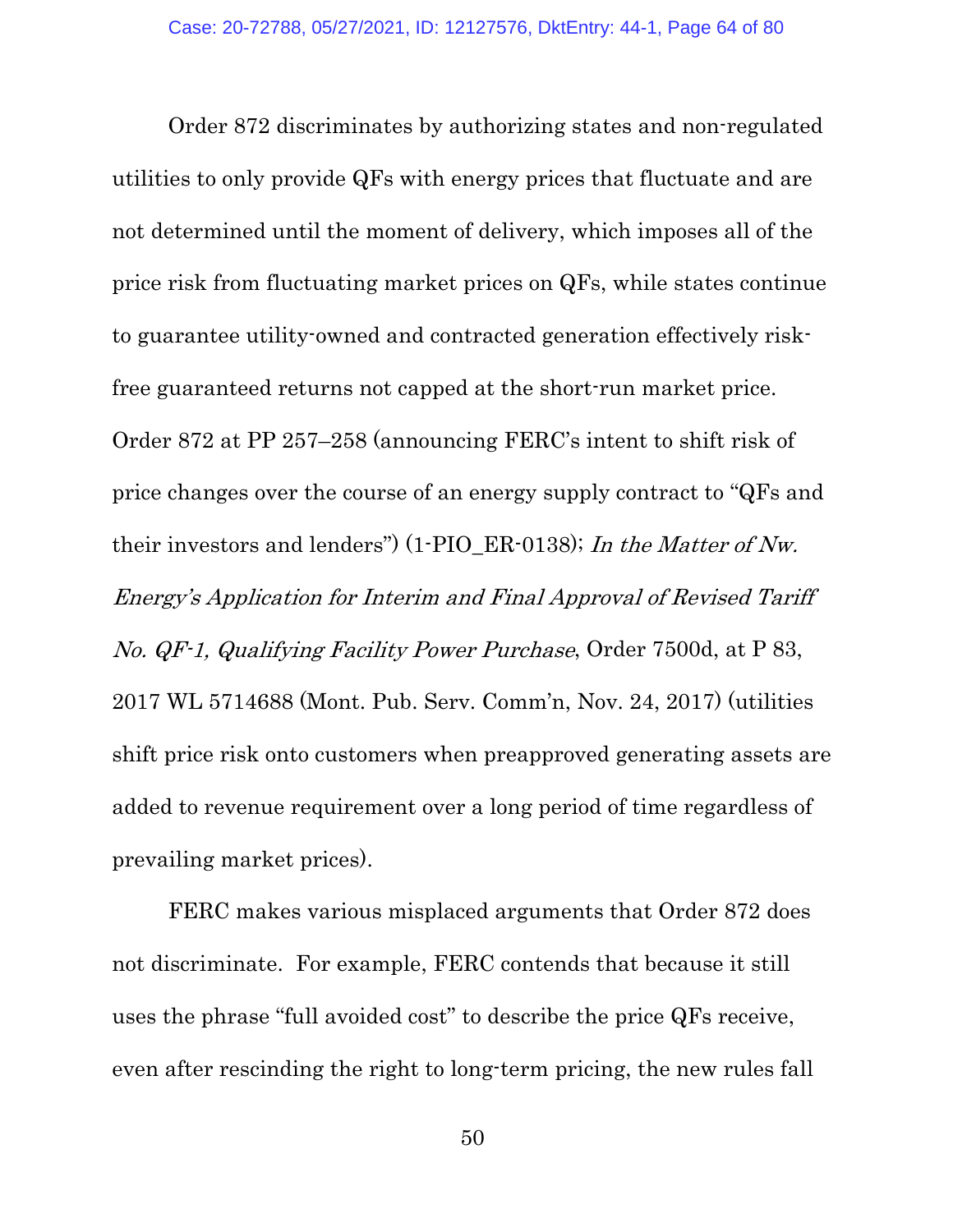Order 872 discriminates by authorizing states and non-regulated utilities to only provide QFs with energy prices that fluctuate and are not determined until the moment of delivery, which imposes all of the price risk from fluctuating market prices on QFs, while states continue to guarantee utility-owned and contracted generation effectively risk-free guaranteed returns not capped at the short-run market price. Order 872 at PP 257–258 (announcing FERC's intent to shift risk of price changes over the course of an energy supply contract to "QFs and their investors and lenders") (1-PIO_ER-0138); *In the Matter of Nw. Energy's Application for Interim and Final Approval of Revised Tariff No. QF-1, Qualifying Facility Power Purchase*, Order 7500d, at P 83, 2017 WL 5714688 (Mont. Pub. Serv. Comm'n, Nov. 24, 2017) (utilities shift price risk onto customers when preapproved generating assets are added to revenue requirement over a long period of time regardless of prevailing market prices).

FERC makes various misplaced arguments that Order 872 does not discriminate. For example, FERC contends that because it still uses the phrase "full avoided cost" to describe the price QFs receive, even after rescinding the right to long-term pricing, the new rules fall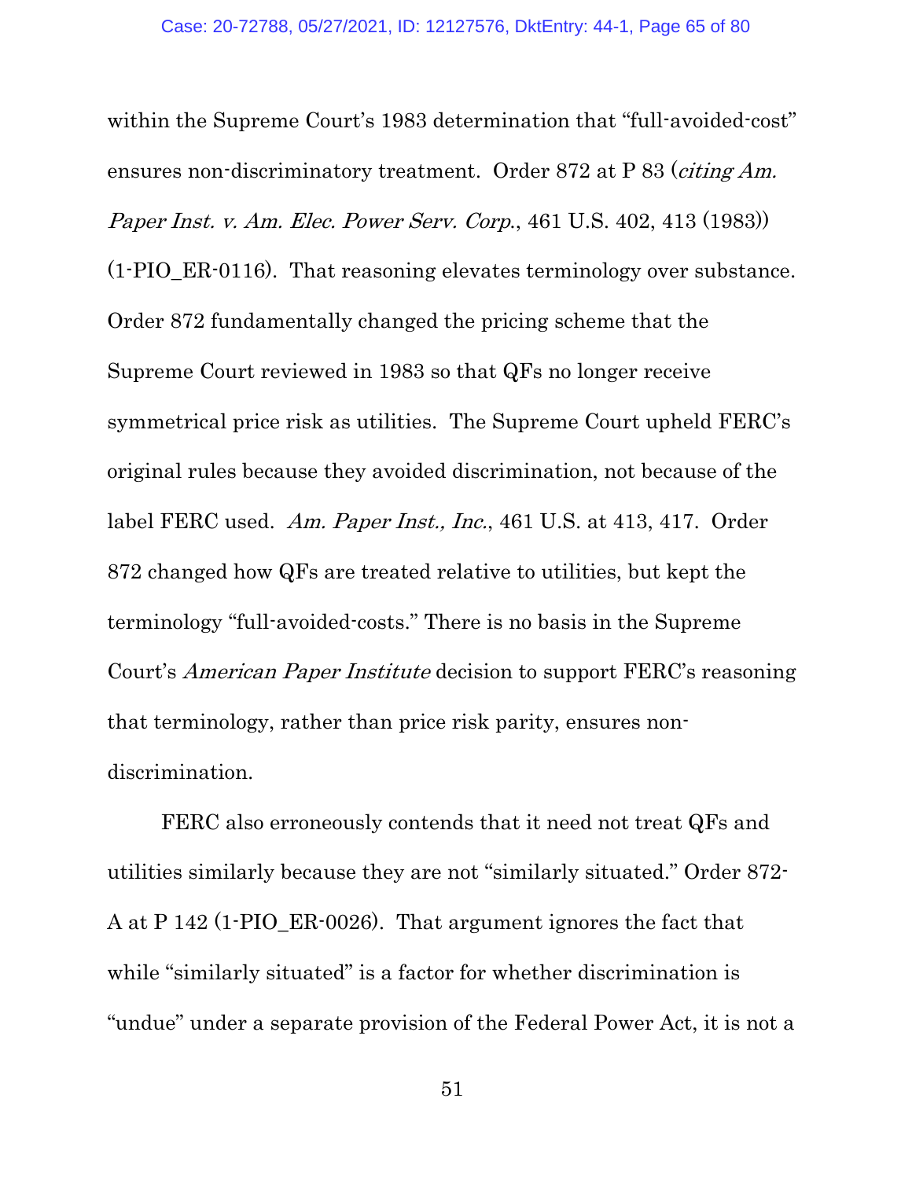within the Supreme Court's 1983 determination that "full-avoided-cost" ensures non-discriminatory treatment. Order 872 at P 83 (*citing Am. Paper Inst. v. Am. Elec. Power Serv. Corp.*, 461 U.S. 402, 413 (1983)) (1-PIO_ER-0116). That reasoning elevates terminology over substance. Order 872 fundamentally changed the pricing scheme that the Supreme Court reviewed in 1983 so that QFs no longer receive symmetrical price risk as utilities. The Supreme Court upheld FERC's original rules because they avoided discrimination, not because of the label FERC used. *Am. Paper Inst., Inc.*, 461 U.S. at 413, 417. Order 872 changed how QFs are treated relative to utilities, but kept the terminology "full-avoided-costs." There is no basis in the Supreme Court's *American Paper Institute* decision to support FERC's reasoning that terminology, rather than price risk parity, ensures non-discrimination.

FERC also erroneously contends that it need not treat QFs and utilities similarly because they are not "similarly situated." Order 872-A at P 142 (1-PIO_ER-0026). That argument ignores the fact that while "similarly situated" is a factor for whether discrimination is "undue" under a separate provision of the Federal Power Act, it is not a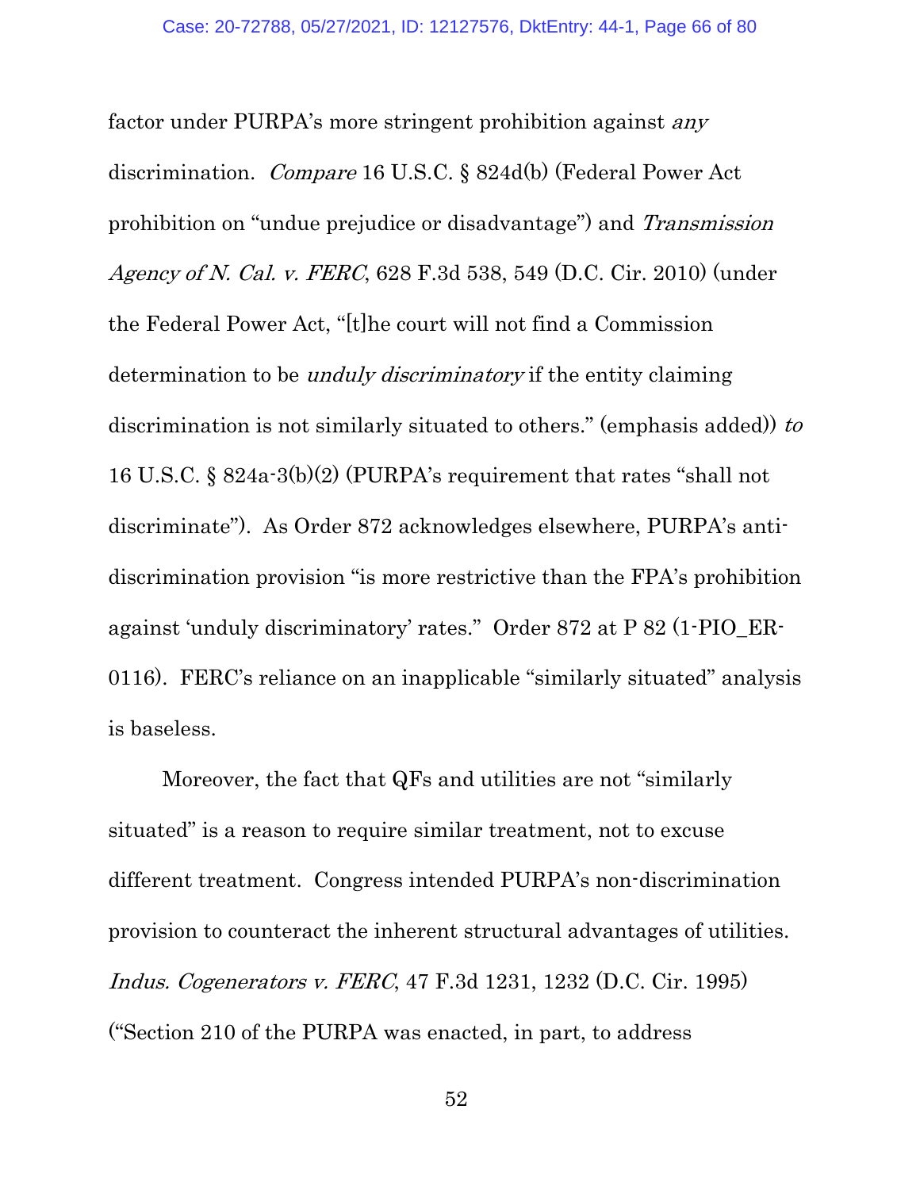factor under PURPA's more stringent prohibition against *any* discrimination. *Compare* 16 U.S.C. § 824d(b) (Federal Power Act prohibition on "undue prejudice or disadvantage") and *Transmission Agency of N. Cal. v. FERC*, 628 F.3d 538, 549 (D.C. Cir. 2010) (under the Federal Power Act, "[t]he court will not find a Commission determination to be *unduly discriminatory* if the entity claiming discrimination is not similarly situated to others." (emphasis added)) *to* 16 U.S.C. § 824a-3(b)(2) (PURPA's requirement that rates "shall not discriminate"). As Order 872 acknowledges elsewhere, PURPA's anti-discrimination provision "is more restrictive than the FPA's prohibition against 'unduly discriminatory' rates." Order 872 at P 82 (1-PIO_ER-0116). FERC's reliance on an inapplicable "similarly situated" analysis is baseless.

Moreover, the fact that QFs and utilities are not "similarly situated" is a reason to require similar treatment, not to excuse different treatment. Congress intended PURPA's non-discrimination provision to counteract the inherent structural advantages of utilities. *Indus. Cogenerators v. FERC*, 47 F.3d 1231, 1232 (D.C. Cir. 1995) ("Section 210 of the PURPA was enacted, in part, to address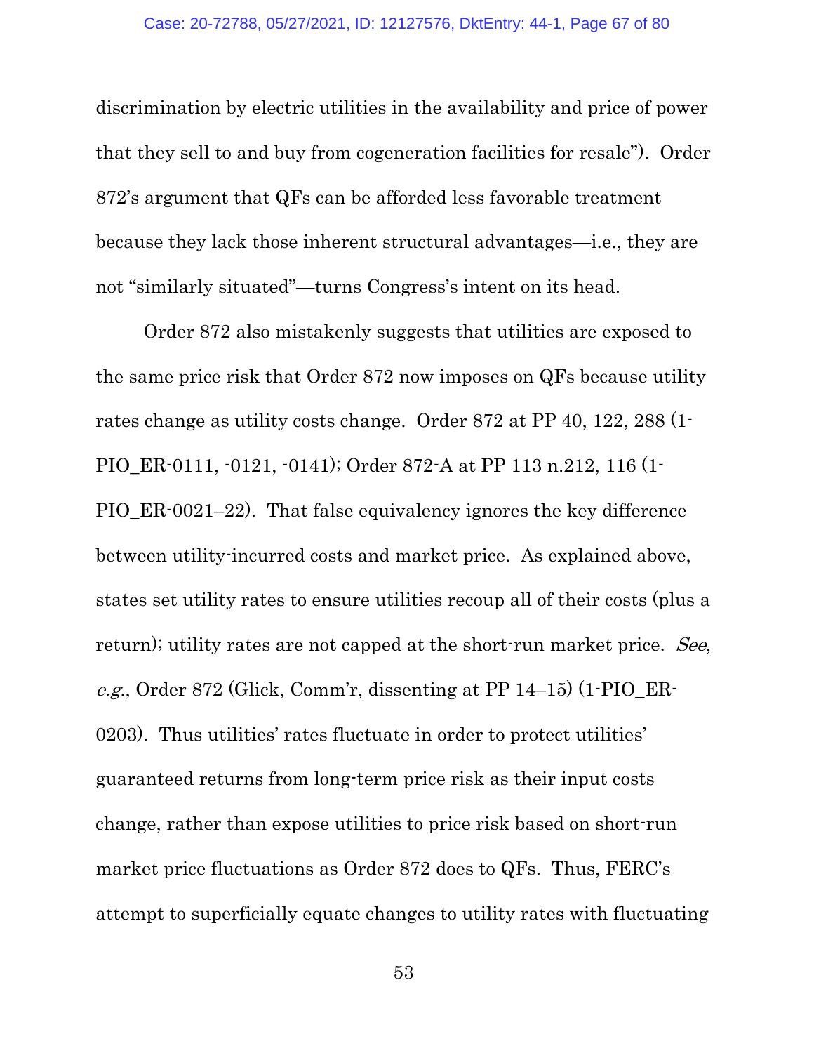discrimination by electric utilities in the availability and price of power that they sell to and buy from cogeneration facilities for resale"). Order 872's argument that QFs can be afforded less favorable treatment because they lack those inherent structural advantages—i.e., they are not "similarly situated"—turns Congress's intent on its head.

Order 872 also mistakenly suggests that utilities are exposed to the same price risk that Order 872 now imposes on QFs because utility rates change as utility costs change. Order 872 at PP 40, 122, 288 (1-PIO_ER-0111, -0121, -0141); Order 872-A at PP 113 n.212, 116 (1-PIO_ER-0021–22). That false equivalency ignores the key difference between utility-incurred costs and market price. As explained above, states set utility rates to ensure utilities recoup all of their costs (plus a return); utility rates are not capped at the short-run market price. *See*, *e.g.*, Order 872 (Glick, Comm'r, dissenting at PP 14–15) (1-PIO_ER-0203). Thus utilities' rates fluctuate in order to protect utilities' guaranteed returns from long-term price risk as their input costs change, rather than expose utilities to price risk based on short-run market price fluctuations as Order 872 does to QFs. Thus, FERC's attempt to superficially equate changes to utility rates with fluctuating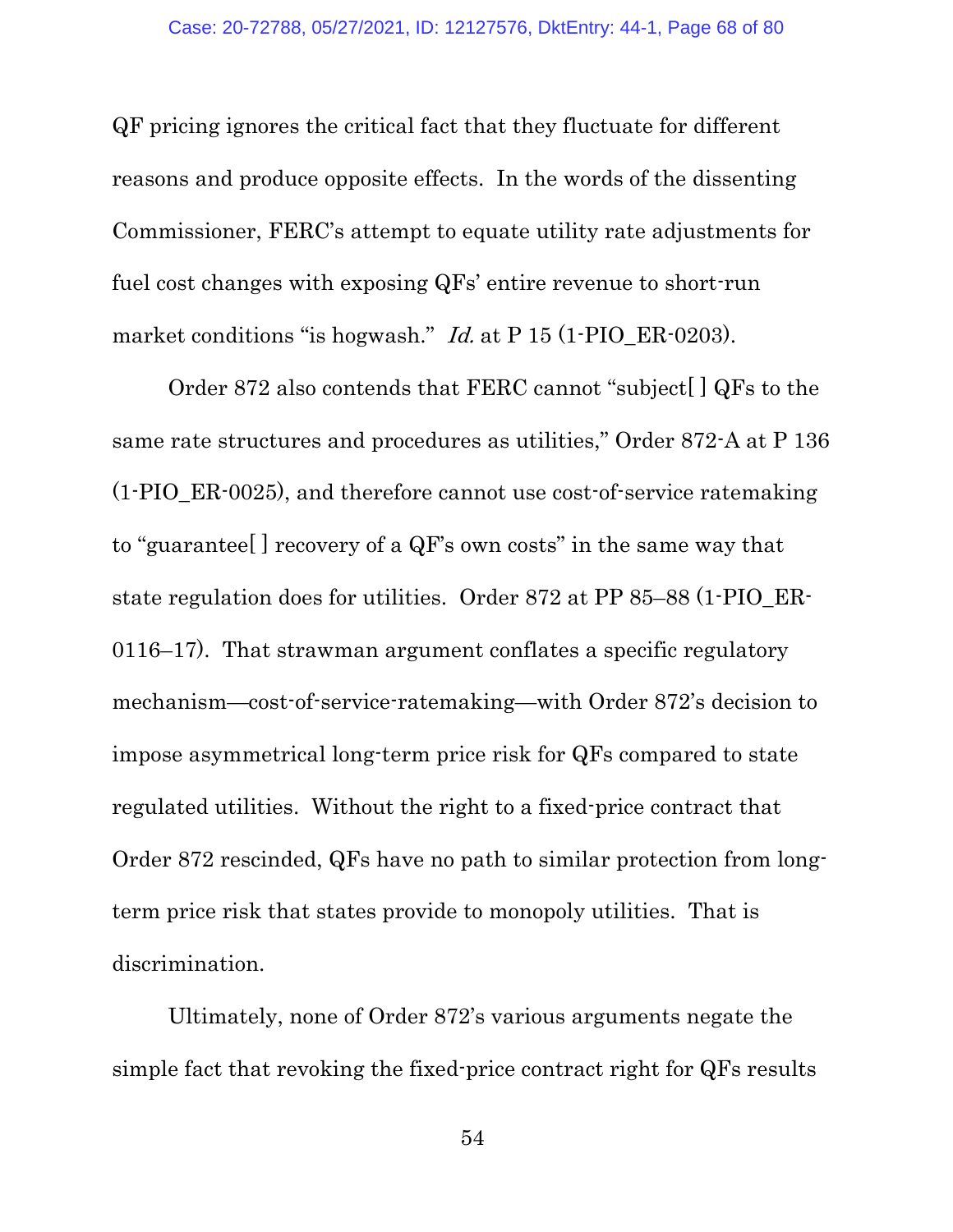QF pricing ignores the critical fact that they fluctuate for different reasons and produce opposite effects. In the words of the dissenting Commissioner, FERC's attempt to equate utility rate adjustments for fuel cost changes with exposing QFs' entire revenue to short-run market conditions "is hogwash." *Id.* at P 15 (1-PIO_ER-0203).

Order 872 also contends that FERC cannot "subject[ ] QFs to the same rate structures and procedures as utilities," Order 872-A at P 136 (1-PIO_ER-0025), and therefore cannot use cost-of-service ratemaking to "guarantee[ ] recovery of a QF's own costs" in the same way that state regulation does for utilities. Order 872 at PP 85–88 (1-PIO_ER-0116–17). That strawman argument conflates a specific regulatory mechanism—cost-of-service-ratemaking—with Order 872's decision to impose asymmetrical long-term price risk for QFs compared to state regulated utilities. Without the right to a fixed-price contract that Order 872 rescinded, QFs have no path to similar protection from long-term price risk that states provide to monopoly utilities. That is discrimination.

Ultimately, none of Order 872's various arguments negate the simple fact that revoking the fixed-price contract right for QFs results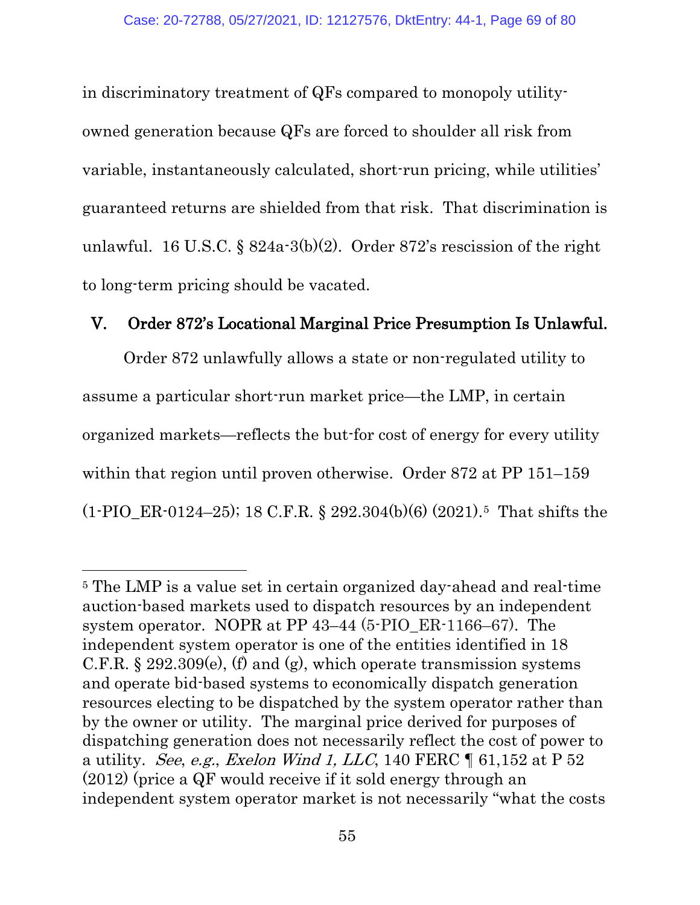in discriminatory treatment of QFs compared to monopoly utility-owned generation because QFs are forced to shoulder all risk from variable, instantaneously calculated, short-run pricing, while utilities' guaranteed returns are shielded from that risk. That discrimination is unlawful. 16 U.S.C. § 824a-3(b)(2). Order 872's rescission of the right to long-term pricing should be vacated.

## V. Order 872's Locational Marginal Price Presumption Is Unlawful.

Order 872 unlawfully allows a state or non-regulated utility to assume a particular short-run market price—the LMP, in certain organized markets—reflects the but-for cost of energy for every utility within that region until proven otherwise. Order 872 at PP 151–159 (1-PIO_ER-0124–25); 18 C.F.R. § 292.304(b)(6) (2021).[5] That shifts the

---

[5] The LMP is a value set in certain organized day-ahead and real-time auction-based markets used to dispatch resources by an independent system operator. NOPR at PP 43–44 (5-PIO_ER-1166–67). The independent system operator is one of the entities identified in 18 C.F.R. § 292.309(e), (f) and (g), which operate transmission systems and operate bid-based systems to economically dispatch generation resources electing to be dispatched by the system operator rather than by the owner or utility. The marginal price derived for purposes of dispatching generation does not necessarily reflect the cost of power to a utility. *See*, *e.g.*, *Exelon Wind 1, LLC*, 140 FERC ¶ 61,152 at P 52 (2012) (price a QF would receive if it sold energy through an independent system operator market is not necessarily "what the costs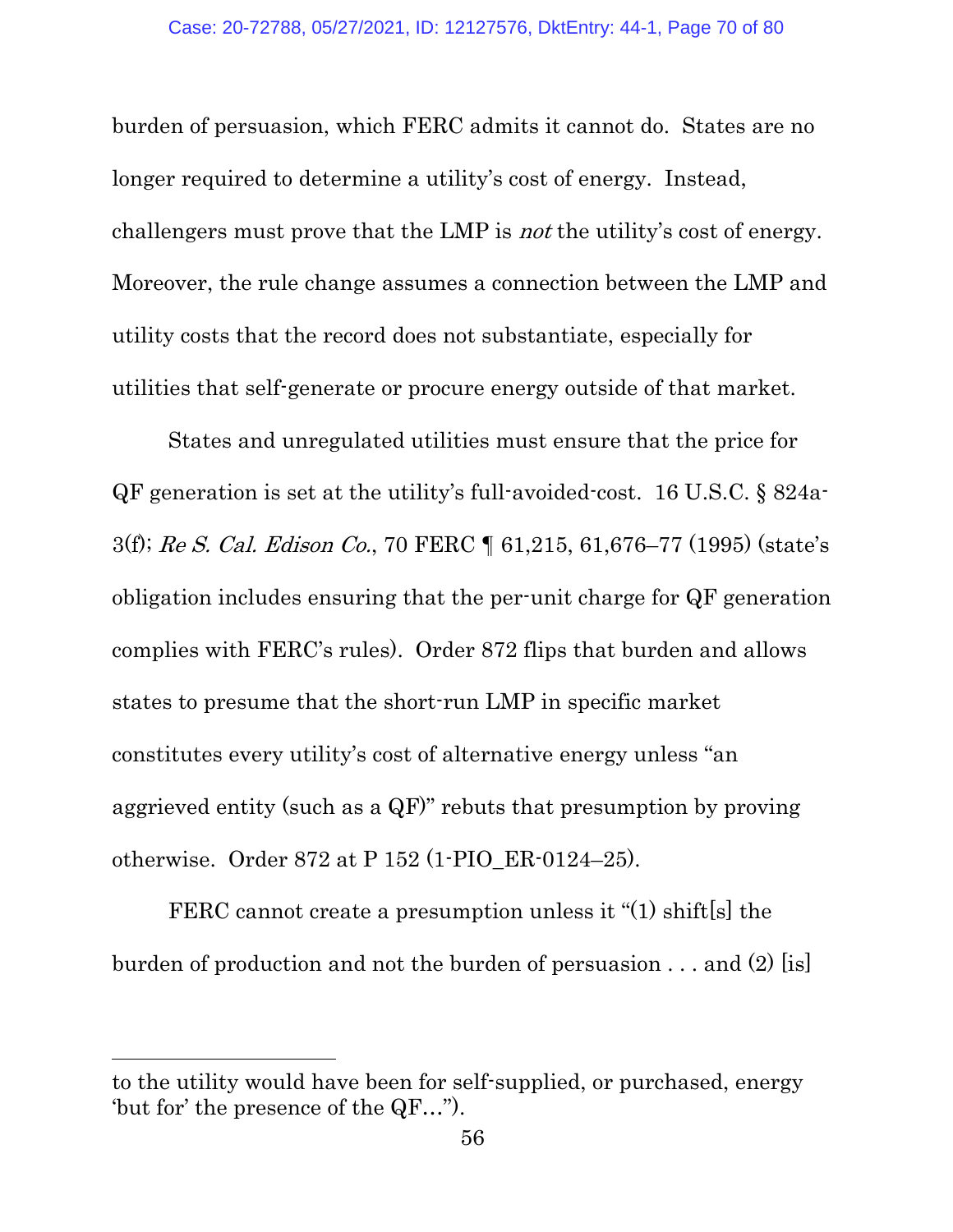burden of persuasion, which FERC admits it cannot do. States are no longer required to determine a utility's cost of energy. Instead, challengers must prove that the LMP is *not* the utility's cost of energy. Moreover, the rule change assumes a connection between the LMP and utility costs that the record does not substantiate, especially for utilities that self-generate or procure energy outside of that market.

States and unregulated utilities must ensure that the price for QF generation is set at the utility's full-avoided-cost. 16 U.S.C. § 824a-3(f); *Re S. Cal. Edison Co.*, 70 FERC ¶ 61,215, 61,676–77 (1995) (state's obligation includes ensuring that the per-unit charge for QF generation complies with FERC's rules). Order 872 flips that burden and allows states to presume that the short-run LMP in specific market constitutes every utility's cost of alternative energy unless "an aggrieved entity (such as a QF)" rebuts that presumption by proving otherwise. Order 872 at P 152 (1-PIO_ER-0124–25).

FERC cannot create a presumption unless it "(1) shift[s] the burden of production and not the burden of persuasion . . . and (2) [is]

---

to the utility would have been for self-supplied, or purchased, energy 'but for' the presence of the QF…").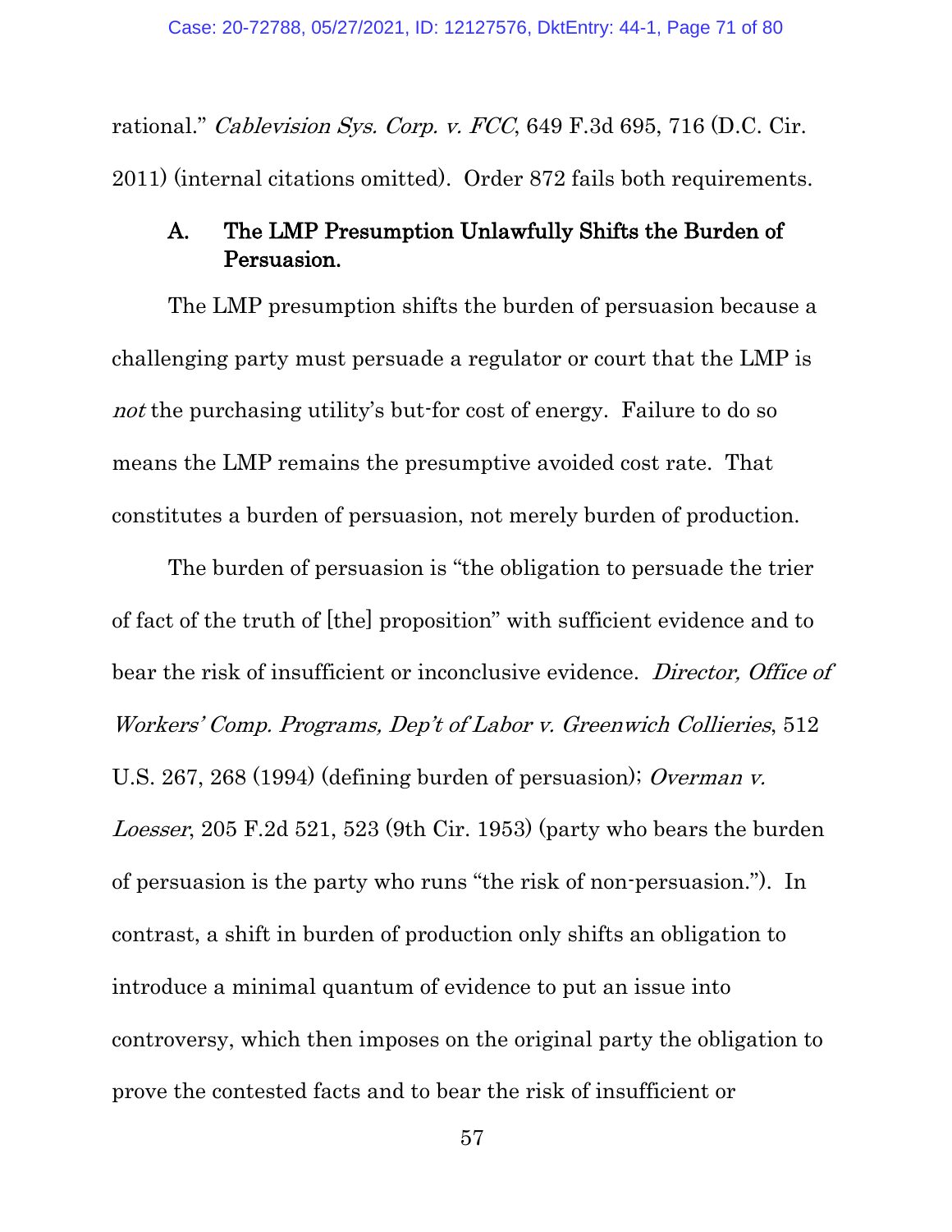rational." *Cablevision Sys. Corp. v. FCC*, 649 F.3d 695, 716 (D.C. Cir. 2011) (internal citations omitted). Order 872 fails both requirements.

### A. The LMP Presumption Unlawfully Shifts the Burden of Persuasion.

The LMP presumption shifts the burden of persuasion because a challenging party must persuade a regulator or court that the LMP is *not* the purchasing utility's but-for cost of energy. Failure to do so means the LMP remains the presumptive avoided cost rate. That constitutes a burden of persuasion, not merely burden of production.

The burden of persuasion is "the obligation to persuade the trier of fact of the truth of [the] proposition" with sufficient evidence and to bear the risk of insufficient or inconclusive evidence. *Director, Office of Workers' Comp. Programs, Dep't of Labor v. Greenwich Collieries*, 512 U.S. 267, 268 (1994) (defining burden of persuasion); *Overman v. Loesser*, 205 F.2d 521, 523 (9th Cir. 1953) (party who bears the burden of persuasion is the party who runs "the risk of non-persuasion."). In contrast, a shift in burden of production only shifts an obligation to introduce a minimal quantum of evidence to put an issue into controversy, which then imposes on the original party the obligation to prove the contested facts and to bear the risk of insufficient or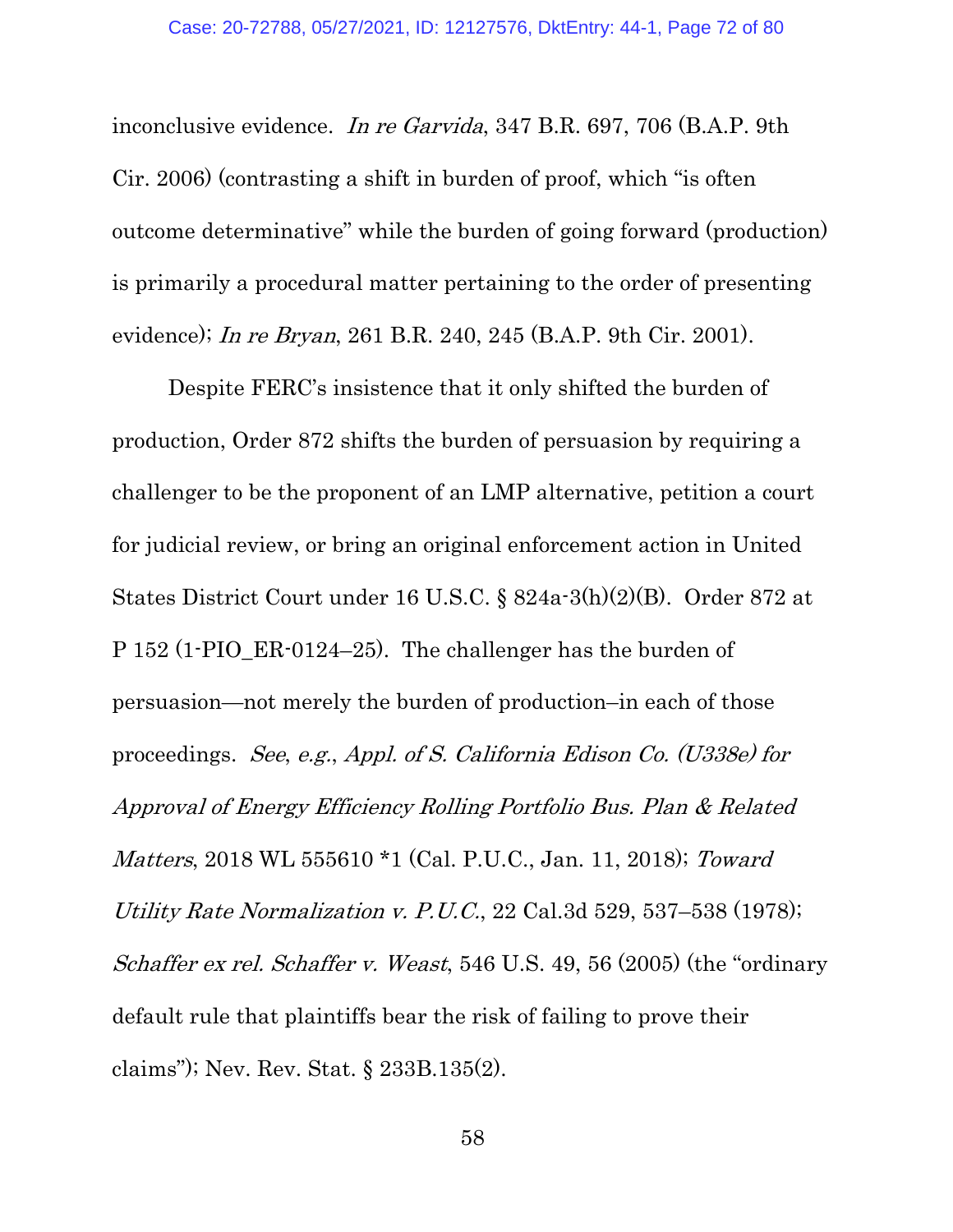inconclusive evidence. *In re Garvida*, 347 B.R. 697, 706 (B.A.P. 9th Cir. 2006) (contrasting a shift in burden of proof, which "is often outcome determinative" while the burden of going forward (production) is primarily a procedural matter pertaining to the order of presenting evidence); *In re Bryan*, 261 B.R. 240, 245 (B.A.P. 9th Cir. 2001).

Despite FERC's insistence that it only shifted the burden of production, Order 872 shifts the burden of persuasion by requiring a challenger to be the proponent of an LMP alternative, petition a court for judicial review, or bring an original enforcement action in United States District Court under 16 U.S.C. § 824a-3(h)(2)(B). Order 872 at P 152 (1-PIO_ER-0124–25). The challenger has the burden of persuasion—not merely the burden of production–in each of those proceedings. *See*, *e.g.*, *Appl. of S. California Edison Co. (U338e) for Approval of Energy Efficiency Rolling Portfolio Bus. Plan & Related Matters*, 2018 WL 555610 *1 (Cal. P.U.C., Jan. 11, 2018); *Toward Utility Rate Normalization v. P.U.C.*, 22 Cal.3d 529, 537–538 (1978); *Schaffer ex rel. Schaffer v. Weast*, 546 U.S. 49, 56 (2005) (the "ordinary default rule that plaintiffs bear the risk of failing to prove their claims"); Nev. Rev. Stat. § 233B.135(2).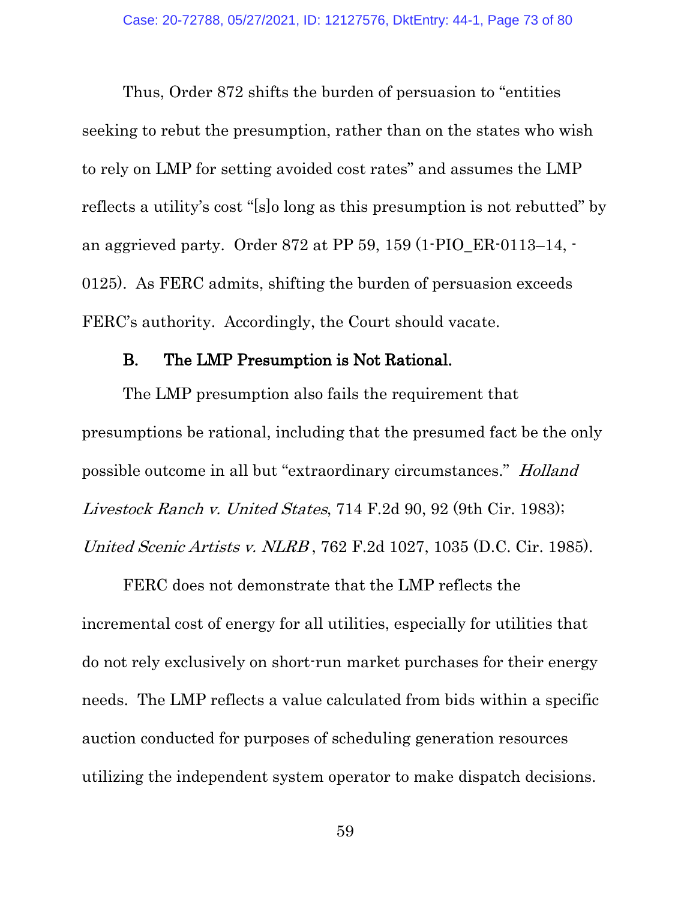Thus, Order 872 shifts the burden of persuasion to "entities seeking to rebut the presumption, rather than on the states who wish to rely on LMP for setting avoided cost rates" and assumes the LMP reflects a utility's cost "[s]o long as this presumption is not rebutted" by an aggrieved party. Order 872 at PP 59, 159 (1-PIO_ER-0113–14, -0125). As FERC admits, shifting the burden of persuasion exceeds FERC's authority. Accordingly, the Court should vacate.

### B. The LMP Presumption is Not Rational.

The LMP presumption also fails the requirement that presumptions be rational, including that the presumed fact be the only possible outcome in all but "extraordinary circumstances." *Holland Livestock Ranch v. United States*, 714 F.2d 90, 92 (9th Cir. 1983); *United Scenic Artists v. NLRB* , 762 F.2d 1027, 1035 (D.C. Cir. 1985).

FERC does not demonstrate that the LMP reflects the incremental cost of energy for all utilities, especially for utilities that do not rely exclusively on short-run market purchases for their energy needs. The LMP reflects a value calculated from bids within a specific auction conducted for purposes of scheduling generation resources utilizing the independent system operator to make dispatch decisions.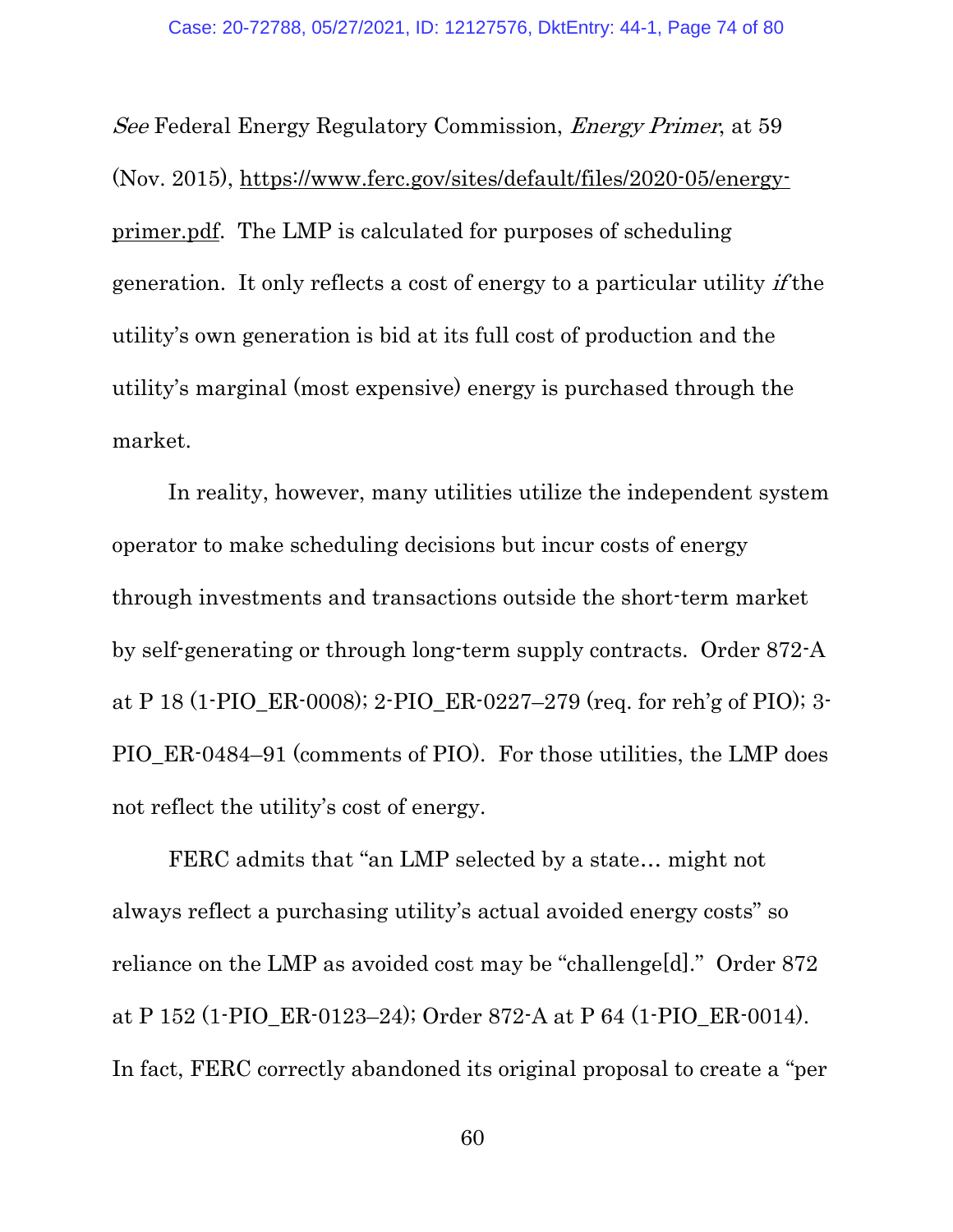*See* Federal Energy Regulatory Commission, *Energy Primer*, at 59 (Nov. 2015), https://www.ferc.gov/sites/default/files/2020-05/energy-primer.pdf. The LMP is calculated for purposes of scheduling generation. It only reflects a cost of energy to a particular utility *if* the utility's own generation is bid at its full cost of production and the utility's marginal (most expensive) energy is purchased through the market.

In reality, however, many utilities utilize the independent system operator to make scheduling decisions but incur costs of energy through investments and transactions outside the short-term market by self-generating or through long-term supply contracts. Order 872-A at P 18 (1-PIO_ER-0008); 2-PIO_ER-0227–279 (req. for reh'g of PIO); 3-PIO_ER-0484–91 (comments of PIO). For those utilities, the LMP does not reflect the utility's cost of energy.

FERC admits that "an LMP selected by a state… might not always reflect a purchasing utility's actual avoided energy costs" so reliance on the LMP as avoided cost may be "challenge[d]." Order 872 at P 152 (1-PIO_ER-0123–24); Order 872-A at P 64 (1-PIO_ER-0014). In fact, FERC correctly abandoned its original proposal to create a "per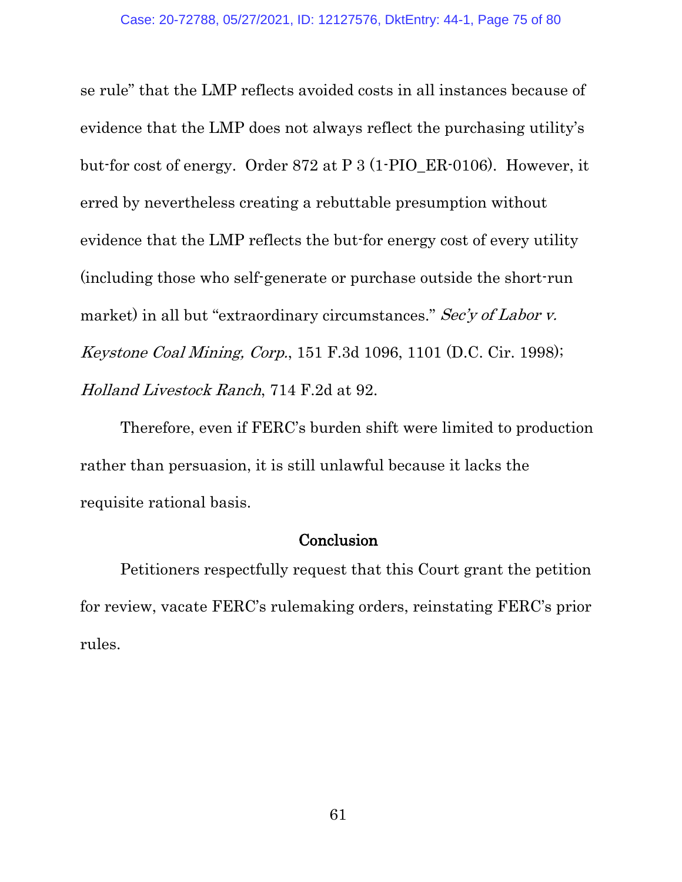se rule" that the LMP reflects avoided costs in all instances because of evidence that the LMP does not always reflect the purchasing utility's but-for cost of energy. Order 872 at P 3 (1-PIO_ER-0106). However, it erred by nevertheless creating a rebuttable presumption without evidence that the LMP reflects the but-for energy cost of every utility (including those who self-generate or purchase outside the short-run market) in all but "extraordinary circumstances." *Sec'y of Labor v. Keystone Coal Mining, Corp.*, 151 F.3d 1096, 1101 (D.C. Cir. 1998); *Holland Livestock Ranch*, 714 F.2d at 92.

Therefore, even if FERC's burden shift were limited to production rather than persuasion, it is still unlawful because it lacks the requisite rational basis.

## Conclusion

Petitioners respectfully request that this Court grant the petition for review, vacate FERC's rulemaking orders, reinstating FERC's prior rules.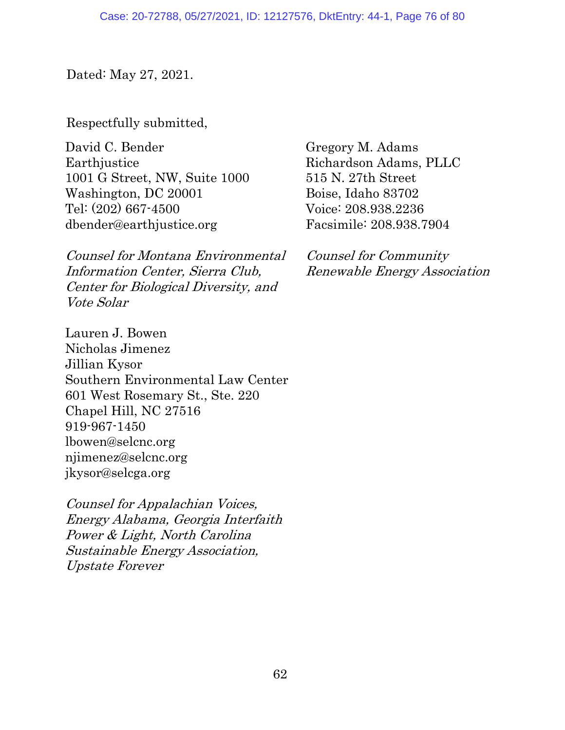Dated: May 27, 2021.

Respectfully submitted,

David C. Bender
Earthjustice
1001 G Street, NW, Suite 1000
Washington, DC 20001
Tel: (202) 667-4500
dbender@earthjustice.org

*Counsel for Montana Environmental Information Center, Sierra Club, Center for Biological Diversity, and Vote Solar*

Lauren J. Bowen
Nicholas Jimenez
Jillian Kysor
Southern Environmental Law Center
601 West Rosemary St., Ste. 220
Chapel Hill, NC 27516
919-967-1450
lbowen@selcnc.org
njimenez@selcnc.org
jkysor@selcga.org

*Counsel for Appalachian Voices, Energy Alabama, Georgia Interfaith Power & Light, North Carolina Sustainable Energy Association, Upstate Forever*

Gregory M. Adams
Richardson Adams, PLLC
515 N. 27th Street
Boise, Idaho 83702
Voice: 208.938.2236
Facsimile: 208.938.7904

*Counsel for Community Renewable Energy Association*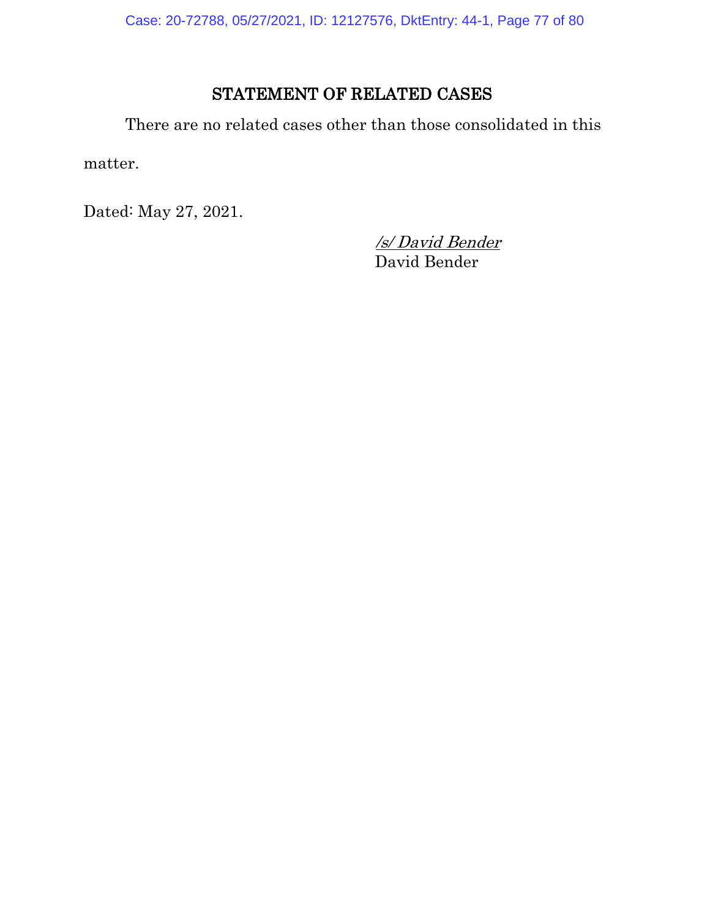# STATEMENT OF RELATED CASES

There are no related cases other than those consolidated in this matter.

Dated: May 27, 2021.

*/s/ David Bender*
David Bender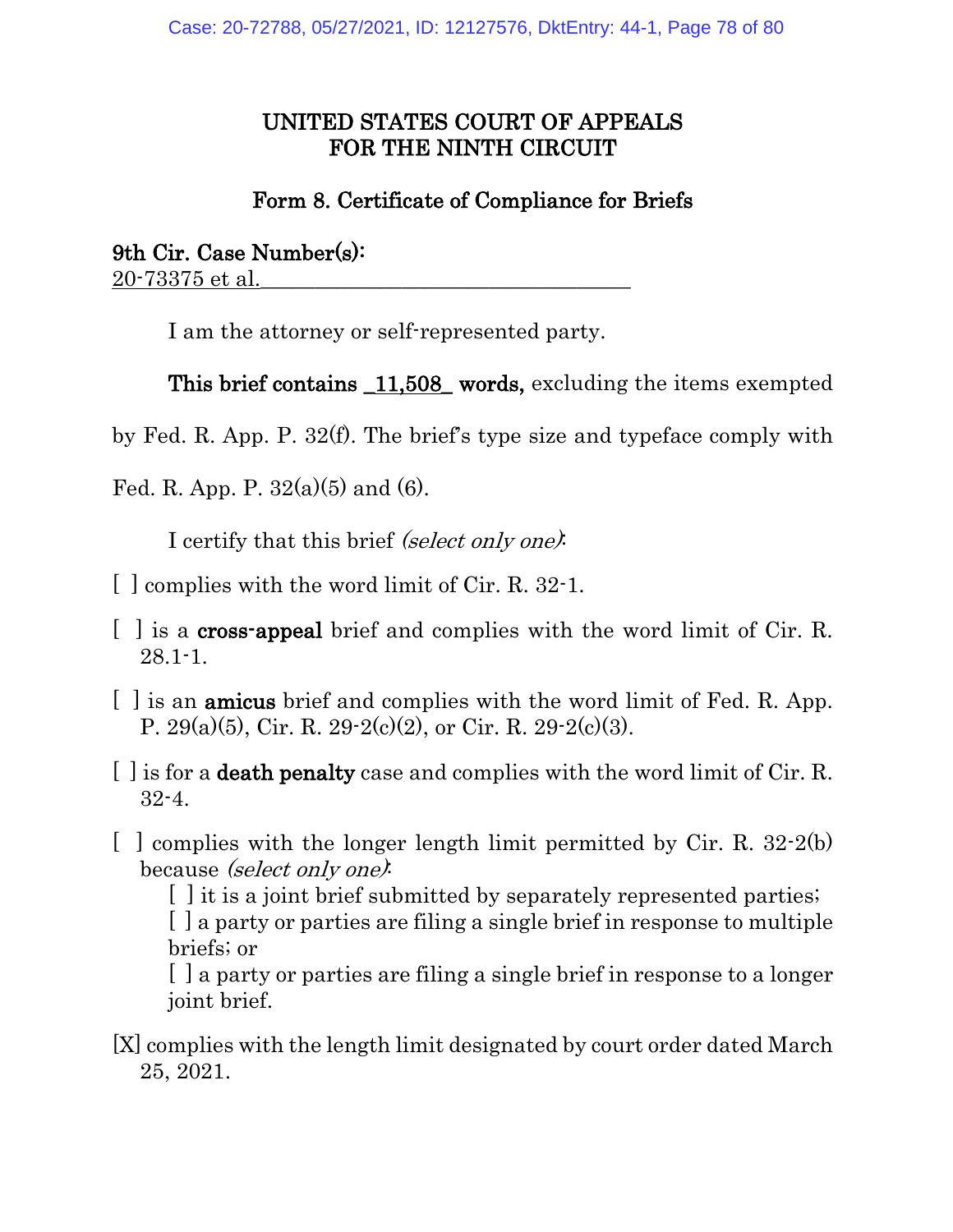# UNITED STATES COURT OF APPEALS FOR THE NINTH CIRCUIT

## Form 8. Certificate of Compliance for Briefs

**9th Cir. Case Number(s):**
20-73375 et al.

I am the attorney or self-represented party.

**This brief contains _11,508_ words,** excluding the items exempted by Fed. R. App. P. 32(f). The brief's type size and typeface comply with Fed. R. App. P. 32(a)(5) and (6).

I certify that this brief *(select only one)*:

[ ] complies with the word limit of Cir. R. 32-1.

[ ] is a **cross-appeal** brief and complies with the word limit of Cir. R. 28.1-1.

[ ] is an **amicus** brief and complies with the word limit of Fed. R. App. P. 29(a)(5), Cir. R. 29-2(c)(2), or Cir. R. 29-2(c)(3).

[ ] is for a **death penalty** case and complies with the word limit of Cir. R. 32-4.

[ ] complies with the longer length limit permitted by Cir. R. 32-2(b) because *(select only one)*:

[ ] it is a joint brief submitted by separately represented parties;
[ ] a party or parties are filing a single brief in response to multiple briefs; or
[ ] a party or parties are filing a single brief in response to a longer joint brief.

[X] complies with the length limit designated by court order dated March 25, 2021.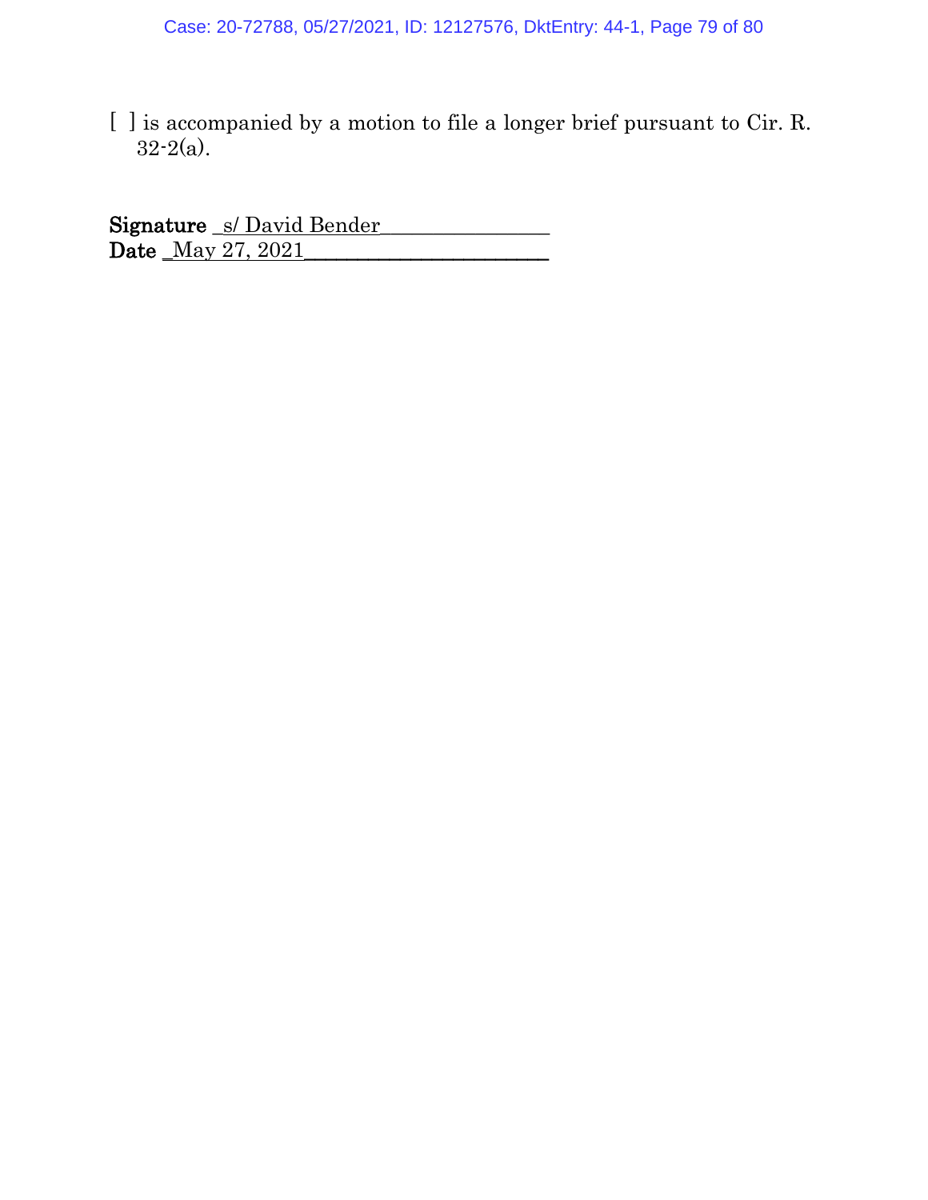[ ] is accompanied by a motion to file a longer brief pursuant to Cir. R. 32-2(a).

**Signature** _s/ David Bender_______________
**Date** _May 27, 2021______________________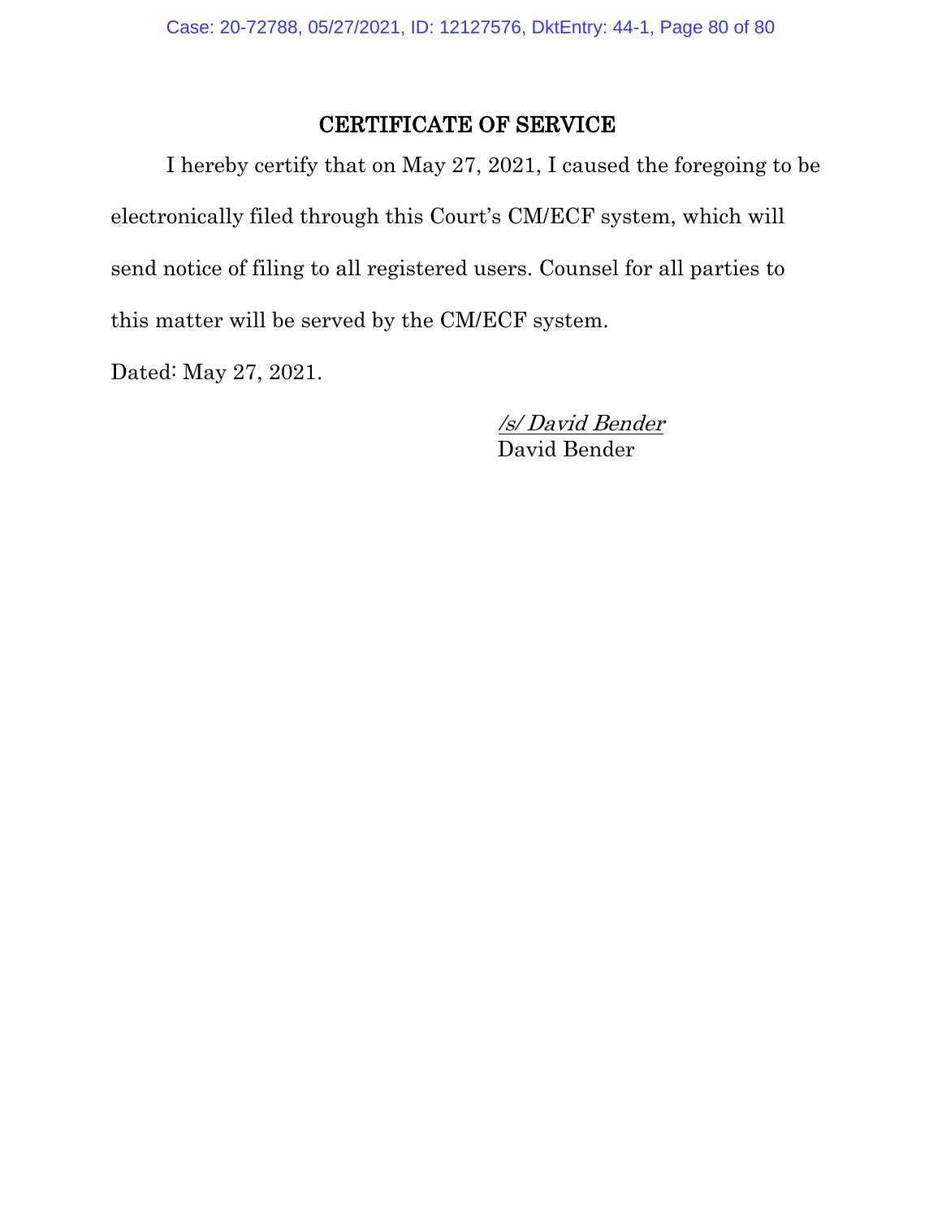# CERTIFICATE OF SERVICE

I hereby certify that on May 27, 2021, I caused the foregoing to be electronically filed through this Court's CM/ECF system, which will send notice of filing to all registered users. Counsel for all parties to this matter will be served by the CM/ECF system.

Dated: May 27, 2021.

*/s/ David Bender*
David Bender